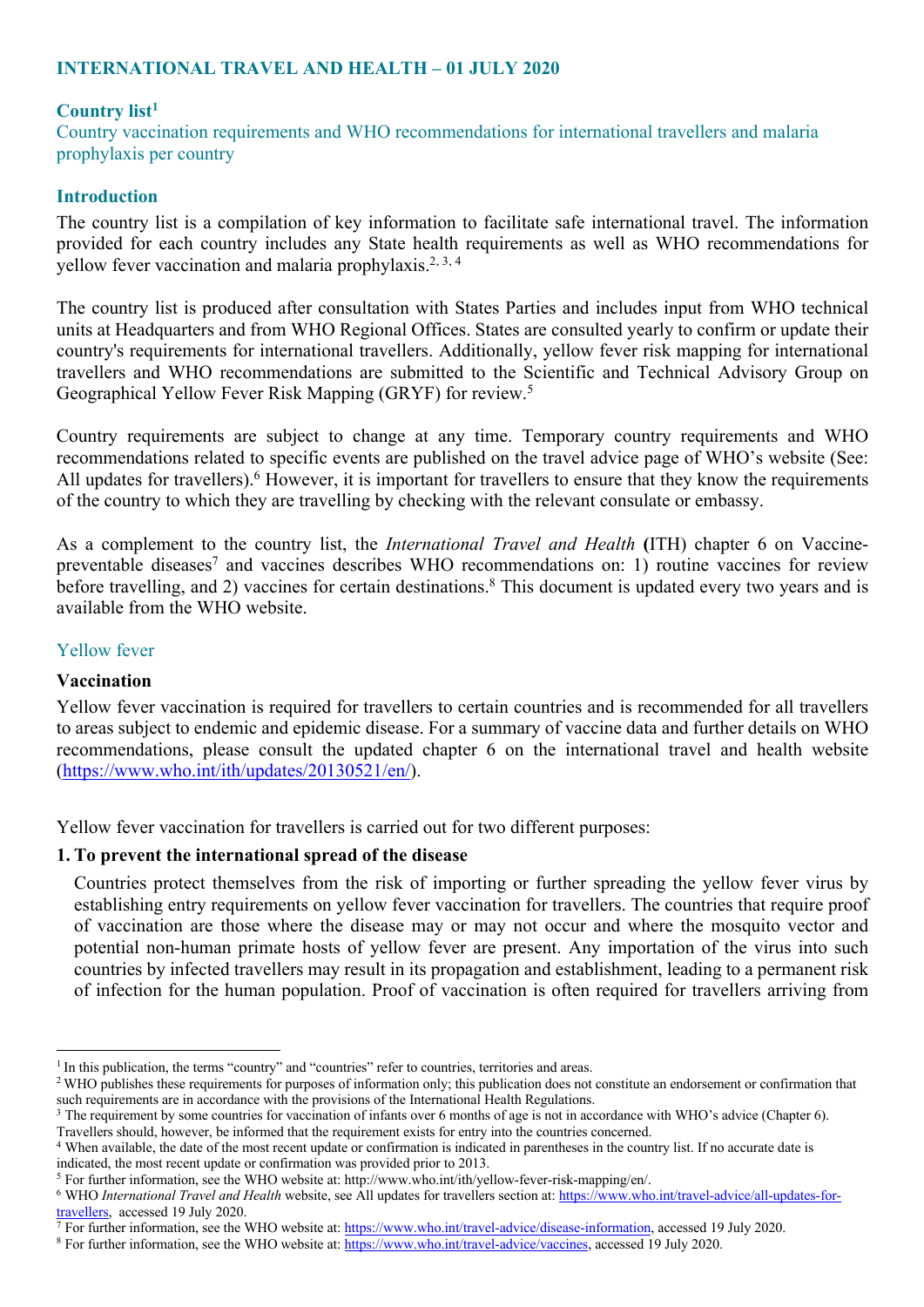## INTERNATIONAL TRAVEL AND HEALTH – 01 JULY 2020

### Country list[1]

Country vaccination requirements and WHO recommendations for international travellers and malaria prophylaxis per country

### Introduction

The country list is a compilation of key information to facilitate safe international travel. The information provided for each country includes any State health requirements as well as WHO recommendations for yellow fever vaccination and malaria prophylaxis.[2, 3, 4]

The country list is produced after consultation with States Parties and includes input from WHO technical units at Headquarters and from WHO Regional Offices. States are consulted yearly to confirm or update their country's requirements for international travellers. Additionally, yellow fever risk mapping for international travellers and WHO recommendations are submitted to the Scientific and Technical Advisory Group on Geographical Yellow Fever Risk Mapping (GRYF) for review.[5]

Country requirements are subject to change at any time. Temporary country requirements and WHO recommendations related to specific events are published on the travel advice page of WHO's website (See: All updates for travellers).[6] However, it is important for travellers to ensure that they know the requirements of the country to which they are travelling by checking with the relevant consulate or embassy.

As a complement to the country list, the *International Travel and Health* **(**ITH) chapter 6 on Vaccine-preventable diseases[7] and vaccines describes WHO recommendations on: 1) routine vaccines for review before travelling, and 2) vaccines for certain destinations.[8] This document is updated every two years and is available from the WHO website.

### Yellow fever

#### Vaccination

Yellow fever vaccination is required for travellers to certain countries and is recommended for all travellers to areas subject to endemic and epidemic disease. For a summary of vaccine data and further details on WHO recommendations, please consult the updated chapter 6 on the international travel and health website (https://www.who.int/ith/updates/20130521/en/).

Yellow fever vaccination for travellers is carried out for two different purposes:

**1. To prevent the international spread of the disease**

Countries protect themselves from the risk of importing or further spreading the yellow fever virus by establishing entry requirements on yellow fever vaccination for travellers. The countries that require proof of vaccination are those where the disease may or may not occur and where the mosquito vector and potential non-human primate hosts of yellow fever are present. Any importation of the virus into such countries by infected travellers may result in its propagation and establishment, leading to a permanent risk of infection for the human population. Proof of vaccination is often required for travellers arriving from

---

[1] In this publication, the terms "country" and "countries" refer to countries, territories and areas.

[2] WHO publishes these requirements for purposes of information only; this publication does not constitute an endorsement or confirmation that such requirements are in accordance with the provisions of the International Health Regulations.

[3] The requirement by some countries for vaccination of infants over 6 months of age is not in accordance with WHO's advice (Chapter 6). Travellers should, however, be informed that the requirement exists for entry into the countries concerned.

[4] When available, the date of the most recent update or confirmation is indicated in parentheses in the country list. If no accurate date is indicated, the most recent update or confirmation was provided prior to 2013.

[5] For further information, see the WHO website at: http://www.who.int/ith/yellow-fever-risk-mapping/en/.

[6] WHO *International Travel and Health* website, see All updates for travellers section at: https://www.who.int/travel-advice/all-updates-for-travellers, accessed 19 July 2020.

[7] For further information, see the WHO website at: https://www.who.int/travel-advice/disease-information, accessed 19 July 2020.

[8] For further information, see the WHO website at: https://www.who.int/travel-advice/vaccines, accessed 19 July 2020.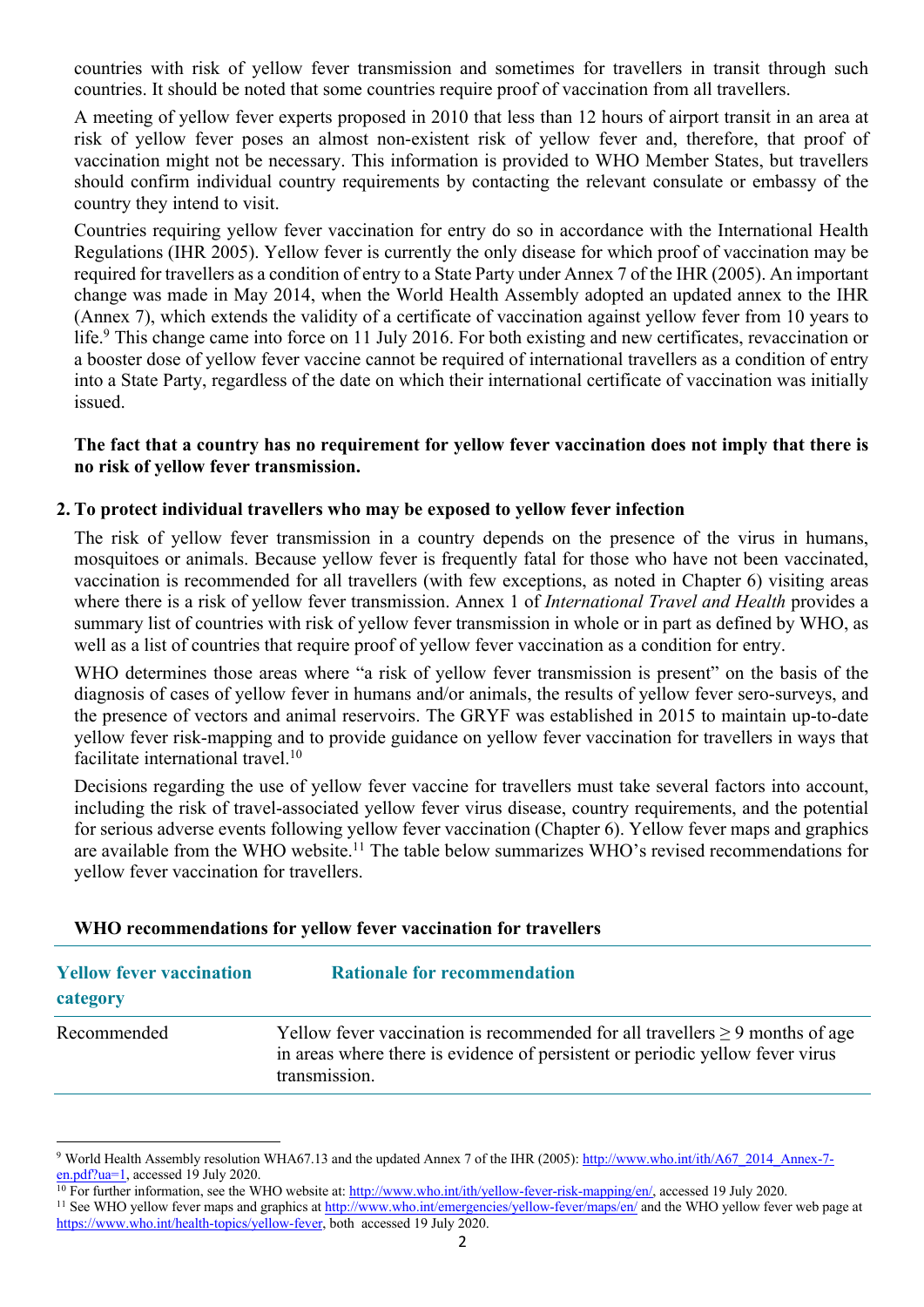countries with risk of yellow fever transmission and sometimes for travellers in transit through such countries. It should be noted that some countries require proof of vaccination from all travellers.

A meeting of yellow fever experts proposed in 2010 that less than 12 hours of airport transit in an area at risk of yellow fever poses an almost non-existent risk of yellow fever and, therefore, that proof of vaccination might not be necessary. This information is provided to WHO Member States, but travellers should confirm individual country requirements by contacting the relevant consulate or embassy of the country they intend to visit.

Countries requiring yellow fever vaccination for entry do so in accordance with the International Health Regulations (IHR 2005). Yellow fever is currently the only disease for which proof of vaccination may be required for travellers as a condition of entry to a State Party under Annex 7 of the IHR (2005). An important change was made in May 2014, when the World Health Assembly adopted an updated annex to the IHR (Annex 7), which extends the validity of a certificate of vaccination against yellow fever from 10 years to life.[9] This change came into force on 11 July 2016. For both existing and new certificates, revaccination or a booster dose of yellow fever vaccine cannot be required of international travellers as a condition of entry into a State Party, regardless of the date on which their international certificate of vaccination was initially issued.

**The fact that a country has no requirement for yellow fever vaccination does not imply that there is no risk of yellow fever transmission.**

**2. To protect individual travellers who may be exposed to yellow fever infection**

The risk of yellow fever transmission in a country depends on the presence of the virus in humans, mosquitoes or animals. Because yellow fever is frequently fatal for those who have not been vaccinated, vaccination is recommended for all travellers (with few exceptions, as noted in Chapter 6) visiting areas where there is a risk of yellow fever transmission. Annex 1 of *International Travel and Health* provides a summary list of countries with risk of yellow fever transmission in whole or in part as defined by WHO, as well as a list of countries that require proof of yellow fever vaccination as a condition for entry.

WHO determines those areas where "a risk of yellow fever transmission is present" on the basis of the diagnosis of cases of yellow fever in humans and/or animals, the results of yellow fever sero-surveys, and the presence of vectors and animal reservoirs. The GRYF was established in 2015 to maintain up-to-date yellow fever risk-mapping and to provide guidance on yellow fever vaccination for travellers in ways that facilitate international travel.[10]

Decisions regarding the use of yellow fever vaccine for travellers must take several factors into account, including the risk of travel-associated yellow fever virus disease, country requirements, and the potential for serious adverse events following yellow fever vaccination (Chapter 6). Yellow fever maps and graphics are available from the WHO website.[11] The table below summarizes WHO's revised recommendations for yellow fever vaccination for travellers.

**WHO recommendations for yellow fever vaccination for travellers**

| Yellow fever vaccination category | Rationale for recommendation |
|---|---|
| Recommended | Yellow fever vaccination is recommended for all travellers ≥ 9 months of age in areas where there is evidence of persistent or periodic yellow fever virus transmission. |

[9] World Health Assembly resolution WHA67.13 and the updated Annex 7 of the IHR (2005): http://www.who.int/ith/A67_2014_Annex-7-en.pdf?ua=1, accessed 19 July 2020.

[10] For further information, see the WHO website at: http://www.who.int/ith/yellow-fever-risk-mapping/en/, accessed 19 July 2020.

[11] See WHO yellow fever maps and graphics at http://www.who.int/emergencies/yellow-fever/maps/en/ and the WHO yellow fever web page at https://www.who.int/health-topics/yellow-fever, both accessed 19 July 2020.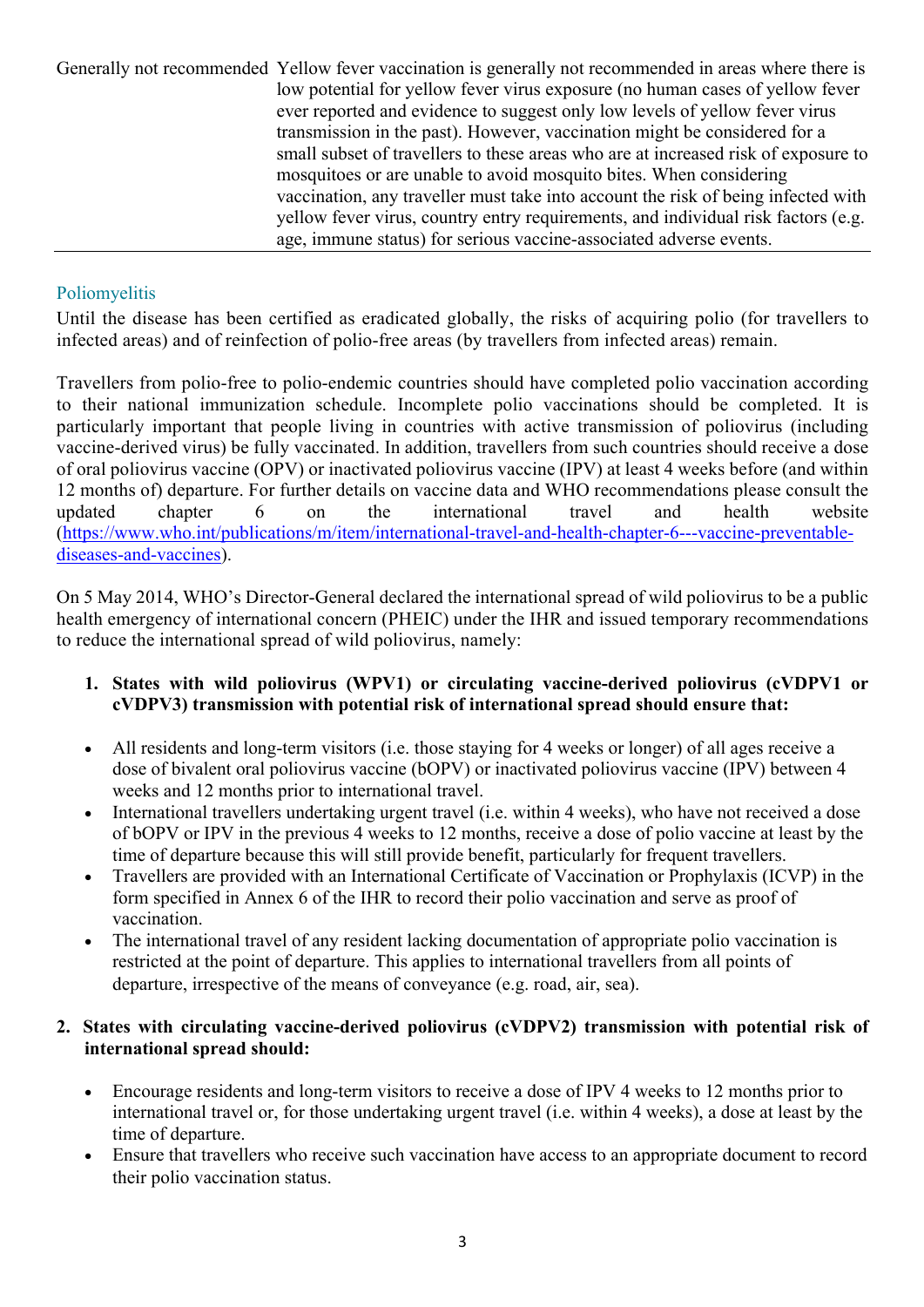| | |
|---|---|
| Generally not recommended | Yellow fever vaccination is generally not recommended in areas where there is low potential for yellow fever virus exposure (no human cases of yellow fever ever reported and evidence to suggest only low levels of yellow fever virus transmission in the past). However, vaccination might be considered for a small subset of travellers to these areas who are at increased risk of exposure to mosquitoes or are unable to avoid mosquito bites. When considering vaccination, any traveller must take into account the risk of being infected with yellow fever virus, country entry requirements, and individual risk factors (e.g. age, immune status) for serious vaccine-associated adverse events. |

## Poliomyelitis

Until the disease has been certified as eradicated globally, the risks of acquiring polio (for travellers to infected areas) and of reinfection of polio-free areas (by travellers from infected areas) remain.

Travellers from polio-free to polio-endemic countries should have completed polio vaccination according to their national immunization schedule. Incomplete polio vaccinations should be completed. It is particularly important that people living in countries with active transmission of poliovirus (including vaccine-derived virus) be fully vaccinated. In addition, travellers from such countries should receive a dose of oral poliovirus vaccine (OPV) or inactivated poliovirus vaccine (IPV) at least 4 weeks before (and within 12 months of) departure. For further details on vaccine data and WHO recommendations please consult the updated chapter 6 on the international travel and health website (https://www.who.int/publications/m/item/international-travel-and-health-chapter-6---vaccine-preventable-diseases-and-vaccines).

On 5 May 2014, WHO's Director-General declared the international spread of wild poliovirus to be a public health emergency of international concern (PHEIC) under the IHR and issued temporary recommendations to reduce the international spread of wild poliovirus, namely:

1. **States with wild poliovirus (WPV1) or circulating vaccine-derived poliovirus (cVDPV1 or cVDPV3) transmission with potential risk of international spread should ensure that:**

- All residents and long-term visitors (i.e. those staying for 4 weeks or longer) of all ages receive a dose of bivalent oral poliovirus vaccine (bOPV) or inactivated poliovirus vaccine (IPV) between 4 weeks and 12 months prior to international travel.
- International travellers undertaking urgent travel (i.e. within 4 weeks), who have not received a dose of bOPV or IPV in the previous 4 weeks to 12 months, receive a dose of polio vaccine at least by the time of departure because this will still provide benefit, particularly for frequent travellers.
- Travellers are provided with an International Certificate of Vaccination or Prophylaxis (ICVP) in the form specified in Annex 6 of the IHR to record their polio vaccination and serve as proof of vaccination.
- The international travel of any resident lacking documentation of appropriate polio vaccination is restricted at the point of departure. This applies to international travellers from all points of departure, irrespective of the means of conveyance (e.g. road, air, sea).

2. **States with circulating vaccine-derived poliovirus (cVDPV2) transmission with potential risk of international spread should:**

- Encourage residents and long-term visitors to receive a dose of IPV 4 weeks to 12 months prior to international travel or, for those undertaking urgent travel (i.e. within 4 weeks), a dose at least by the time of departure.
- Ensure that travellers who receive such vaccination have access to an appropriate document to record their polio vaccination status.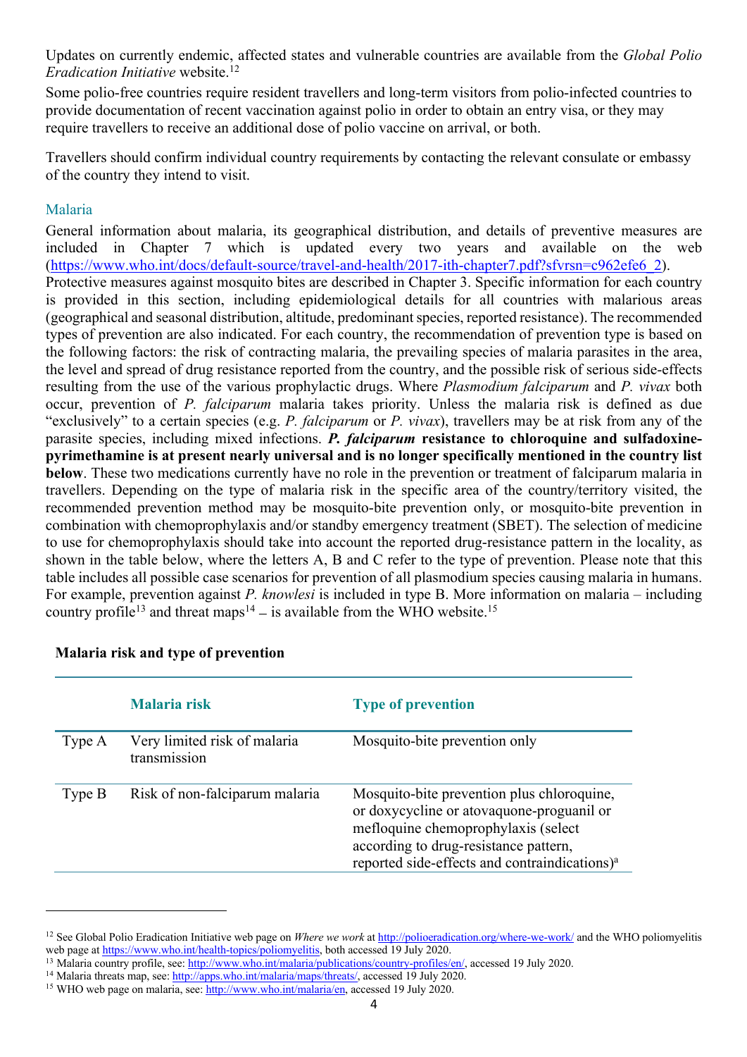Updates on currently endemic, affected states and vulnerable countries are available from the *Global Polio Eradication Initiative* website.[12]

Some polio-free countries require resident travellers and long-term visitors from polio-infected countries to provide documentation of recent vaccination against polio in order to obtain an entry visa, or they may require travellers to receive an additional dose of polio vaccine on arrival, or both.

Travellers should confirm individual country requirements by contacting the relevant consulate or embassy of the country they intend to visit.

## Malaria

General information about malaria, its geographical distribution, and details of preventive measures are included in Chapter 7 which is updated every two years and available on the web (https://www.who.int/docs/default-source/travel-and-health/2017-ith-chapter7.pdf?sfvrsn=c962efe6_2). Protective measures against mosquito bites are described in Chapter 3. Specific information for each country is provided in this section, including epidemiological details for all countries with malarious areas (geographical and seasonal distribution, altitude, predominant species, reported resistance). The recommended types of prevention are also indicated. For each country, the recommendation of prevention type is based on the following factors: the risk of contracting malaria, the prevailing species of malaria parasites in the area, the level and spread of drug resistance reported from the country, and the possible risk of serious side-effects resulting from the use of the various prophylactic drugs. Where *Plasmodium falciparum* and *P. vivax* both occur, prevention of *P. falciparum* malaria takes priority. Unless the malaria risk is defined as due "exclusively" to a certain species (e.g. *P. falciparum* or *P. vivax*), travellers may be at risk from any of the parasite species, including mixed infections. ***P. falciparum* resistance to chloroquine and sulfadoxine-pyrimethamine is at present nearly universal and is no longer specifically mentioned in the country list below**. These two medications currently have no role in the prevention or treatment of falciparum malaria in travellers. Depending on the type of malaria risk in the specific area of the country/territory visited, the recommended prevention method may be mosquito-bite prevention only, or mosquito-bite prevention in combination with chemoprophylaxis and/or standby emergency treatment (SBET). The selection of medicine to use for chemoprophylaxis should take into account the reported drug-resistance pattern in the locality, as shown in the table below, where the letters A, B and C refer to the type of prevention. Please note that this table includes all possible case scenarios for prevention of all plasmodium species causing malaria in humans. For example, prevention against *P. knowlesi* is included in type B. More information on malaria – including country profile[13] and threat maps[14] – is available from the WHO website.[15]

**Malaria risk and type of prevention**

| | Malaria risk | Type of prevention |
|---|---|---|
| Type A | Very limited risk of malaria transmission | Mosquito-bite prevention only |
| Type B | Risk of non-falciparum malaria | Mosquito-bite prevention plus chloroquine, or doxycycline or atovaquone-proguanil or mefloquine chemoprophylaxis (select according to drug-resistance pattern, reported side-effects and contraindications)[a] |

---

[12] See Global Polio Eradication Initiative web page on *Where we work* at http://polioeradication.org/where-we-work/ and the WHO poliomyelitis web page at https://www.who.int/health-topics/poliomyelitis, both accessed 19 July 2020.

[13] Malaria country profile, see: http://www.who.int/malaria/publications/country-profiles/en/, accessed 19 July 2020.

[14] Malaria threats map, see: http://apps.who.int/malaria/maps/threats/, accessed 19 July 2020.

[15] WHO web page on malaria, see: http://www.who.int/malaria/en, accessed 19 July 2020.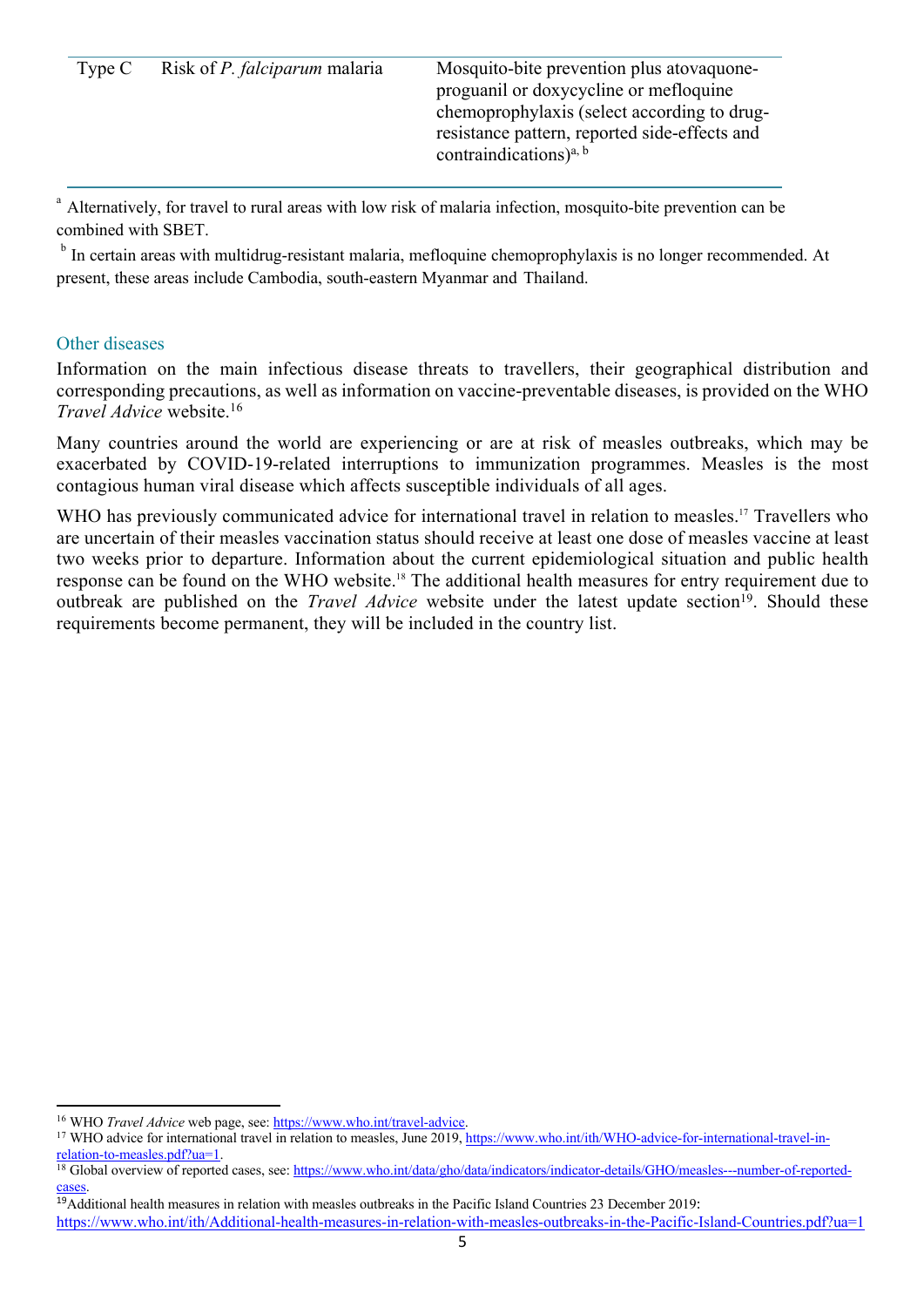| Type C | Risk of *P. falciparum* malaria | Mosquito-bite prevention plus atovaquone-proguanil or doxycycline or mefloquine chemoprophylaxis (select according to drug-resistance pattern, reported side-effects and contraindications)[a, b] |
|---|---|---|

[a] Alternatively, for travel to rural areas with low risk of malaria infection, mosquito-bite prevention can be combined with SBET.

[b] In certain areas with multidrug-resistant malaria, mefloquine chemoprophylaxis is no longer recommended. At present, these areas include Cambodia, south-eastern Myanmar and Thailand.

### Other diseases

Information on the main infectious disease threats to travellers, their geographical distribution and corresponding precautions, as well as information on vaccine-preventable diseases, is provided on the WHO *Travel Advice* website.[16]

Many countries around the world are experiencing or are at risk of measles outbreaks, which may be exacerbated by COVID-19-related interruptions to immunization programmes. Measles is the most contagious human viral disease which affects susceptible individuals of all ages.

WHO has previously communicated advice for international travel in relation to measles.[17] Travellers who are uncertain of their measles vaccination status should receive at least one dose of measles vaccine at least two weeks prior to departure. Information about the current epidemiological situation and public health response can be found on the WHO website.[18] The additional health measures for entry requirement due to outbreak are published on the *Travel Advice* website under the latest update section[19]. Should these requirements become permanent, they will be included in the country list.

---

[16] WHO *Travel Advice* web page, see: https://www.who.int/travel-advice.

[17] WHO advice for international travel in relation to measles, June 2019, https://www.who.int/ith/WHO-advice-for-international-travel-in-relation-to-measles.pdf?ua=1.

[18] Global overview of reported cases, see: https://www.who.int/data/gho/data/indicators/indicator-details/GHO/measles---number-of-reported-cases.

[19] Additional health measures in relation with measles outbreaks in the Pacific Island Countries 23 December 2019: https://www.who.int/ith/Additional-health-measures-in-relation-with-measles-outbreaks-in-the-Pacific-Island-Countries.pdf?ua=1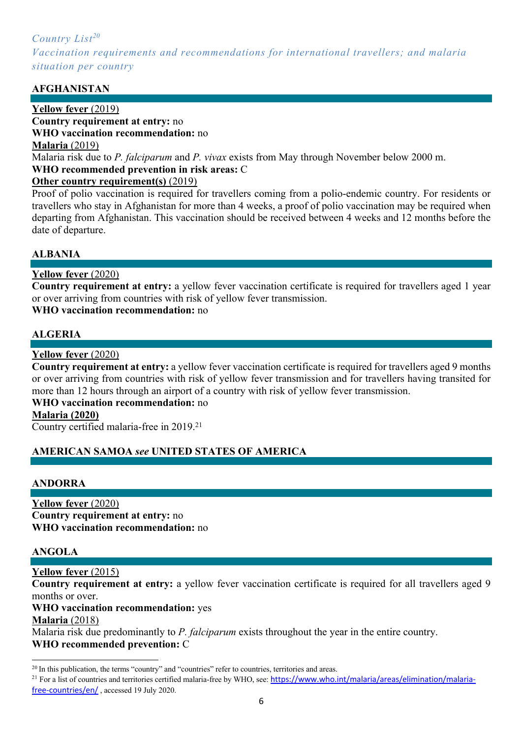*Country List*[20]

*Vaccination requirements and recommendations for international travellers; and malaria situation per country*

### AFGHANISTAN

**Yellow fever** (2019)
**Country requirement at entry:** no
**WHO vaccination recommendation:** no
**Malaria** (2019)
Malaria risk due to *P. falciparum* and *P. vivax* exists from May through November below 2000 m.
**WHO recommended prevention in risk areas:** C
**Other country requirement(s)** (2019)
Proof of polio vaccination is required for travellers coming from a polio-endemic country. For residents or travellers who stay in Afghanistan for more than 4 weeks, a proof of polio vaccination may be required when departing from Afghanistan. This vaccination should be received between 4 weeks and 12 months before the date of departure.

### ALBANIA

**Yellow fever** (2020)
**Country requirement at entry:** a yellow fever vaccination certificate is required for travellers aged 1 year or over arriving from countries with risk of yellow fever transmission.
**WHO vaccination recommendation:** no

### ALGERIA

**Yellow fever** (2020)
**Country requirement at entry:** a yellow fever vaccination certificate is required for travellers aged 9 months or over arriving from countries with risk of yellow fever transmission and for travellers having transited for more than 12 hours through an airport of a country with risk of yellow fever transmission.
**WHO vaccination recommendation:** no
**Malaria (2020)**
Country certified malaria-free in 2019.[21]

### AMERICAN SAMOA *see* UNITED STATES OF AMERICA

### ANDORRA

**Yellow fever** (2020)
**Country requirement at entry:** no
**WHO vaccination recommendation:** no

### ANGOLA

**Yellow fever** (2015)
**Country requirement at entry:** a yellow fever vaccination certificate is required for all travellers aged 9 months or over.
**WHO vaccination recommendation:** yes
**Malaria** (2018)
Malaria risk due predominantly to *P. falciparum* exists throughout the year in the entire country.
**WHO recommended prevention:** C

---

[20] In this publication, the terms "country" and "countries" refer to countries, territories and areas.

[21] For a list of countries and territories certified malaria-free by WHO, see: https://www.who.int/malaria/areas/elimination/malaria-free-countries/en/ , accessed 19 July 2020.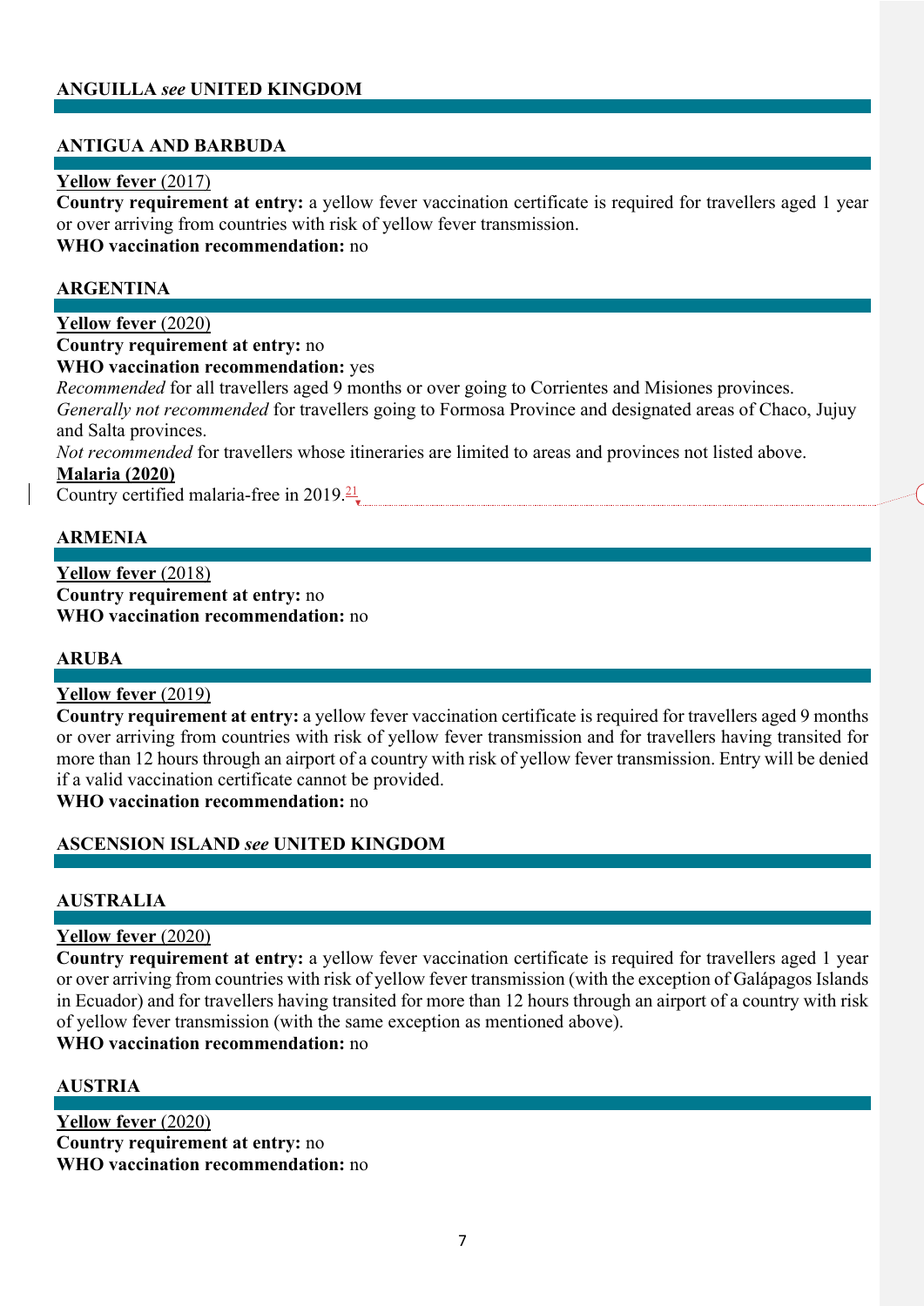## ANGUILLA *see* UNITED KINGDOM

## ANTIGUA AND BARBUDA

**Yellow fever** (2017)
**Country requirement at entry:** a yellow fever vaccination certificate is required for travellers aged 1 year or over arriving from countries with risk of yellow fever transmission.
**WHO vaccination recommendation:** no

## ARGENTINA

**Yellow fever** (2020)
**Country requirement at entry:** no
**WHO vaccination recommendation:** yes
*Recommended* for all travellers aged 9 months or over going to Corrientes and Misiones provinces.
*Generally not recommended* for travellers going to Formosa Province and designated areas of Chaco, Jujuy and Salta provinces.
*Not recommended* for travellers whose itineraries are limited to areas and provinces not listed above.
**Malaria (2020)**
Country certified malaria-free in 2019.[21]

## ARMENIA

**Yellow fever** (2018)
**Country requirement at entry:** no
**WHO vaccination recommendation:** no

## ARUBA

**Yellow fever** (2019)
**Country requirement at entry:** a yellow fever vaccination certificate is required for travellers aged 9 months or over arriving from countries with risk of yellow fever transmission and for travellers having transited for more than 12 hours through an airport of a country with risk of yellow fever transmission. Entry will be denied if a valid vaccination certificate cannot be provided.
**WHO vaccination recommendation:** no

## ASCENSION ISLAND *see* UNITED KINGDOM

## AUSTRALIA

**Yellow fever** (2020)
**Country requirement at entry:** a yellow fever vaccination certificate is required for travellers aged 1 year or over arriving from countries with risk of yellow fever transmission (with the exception of Galápagos Islands in Ecuador) and for travellers having transited for more than 12 hours through an airport of a country with risk of yellow fever transmission (with the same exception as mentioned above).
**WHO vaccination recommendation:** no

## AUSTRIA

**Yellow fever** (2020)
**Country requirement at entry:** no
**WHO vaccination recommendation:** no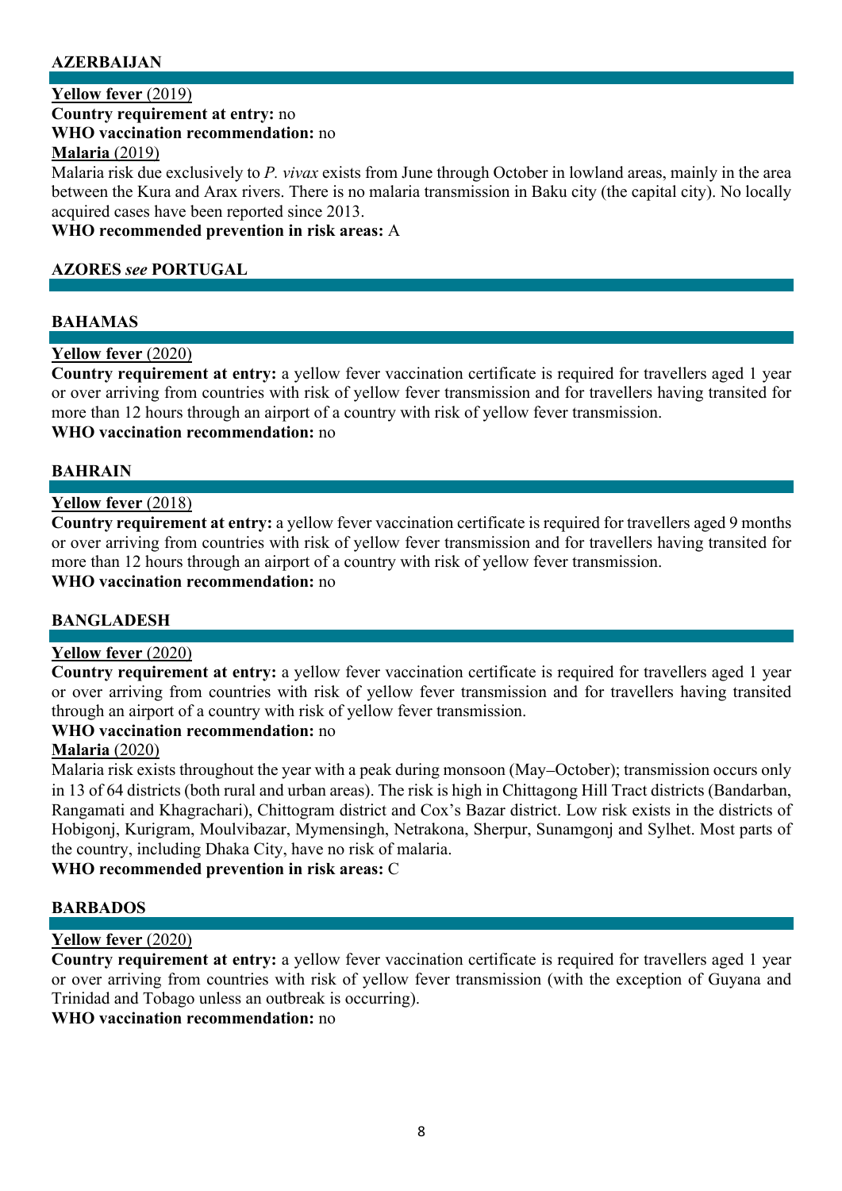## AZERBAIJAN

**Yellow fever** (2019)
**Country requirement at entry:** no
**WHO vaccination recommendation:** no
**Malaria** (2019)
Malaria risk due exclusively to *P. vivax* exists from June through October in lowland areas, mainly in the area between the Kura and Arax rivers. There is no malaria transmission in Baku city (the capital city). No locally acquired cases have been reported since 2013.
**WHO recommended prevention in risk areas:** A

## AZORES *see* PORTUGAL

## BAHAMAS

**Yellow fever** (2020)
**Country requirement at entry:** a yellow fever vaccination certificate is required for travellers aged 1 year or over arriving from countries with risk of yellow fever transmission and for travellers having transited for more than 12 hours through an airport of a country with risk of yellow fever transmission.
**WHO vaccination recommendation:** no

## BAHRAIN

**Yellow fever** (2018)
**Country requirement at entry:** a yellow fever vaccination certificate is required for travellers aged 9 months or over arriving from countries with risk of yellow fever transmission and for travellers having transited for more than 12 hours through an airport of a country with risk of yellow fever transmission.
**WHO vaccination recommendation:** no

## BANGLADESH

**Yellow fever** (2020)
**Country requirement at entry:** a yellow fever vaccination certificate is required for travellers aged 1 year or over arriving from countries with risk of yellow fever transmission and for travellers having transited through an airport of a country with risk of yellow fever transmission.
**WHO vaccination recommendation:** no
**Malaria** (2020)
Malaria risk exists throughout the year with a peak during monsoon (May–October); transmission occurs only in 13 of 64 districts (both rural and urban areas). The risk is high in Chittagong Hill Tract districts (Bandarban, Rangamati and Khagrachari), Chittogram district and Cox's Bazar district. Low risk exists in the districts of Hobigonj, Kurigram, Moulvibazar, Mymensingh, Netrakona, Sherpur, Sunamgonj and Sylhet. Most parts of the country, including Dhaka City, have no risk of malaria.
**WHO recommended prevention in risk areas:** C

## BARBADOS

**Yellow fever** (2020)
**Country requirement at entry:** a yellow fever vaccination certificate is required for travellers aged 1 year or over arriving from countries with risk of yellow fever transmission (with the exception of Guyana and Trinidad and Tobago unless an outbreak is occurring).
**WHO vaccination recommendation:** no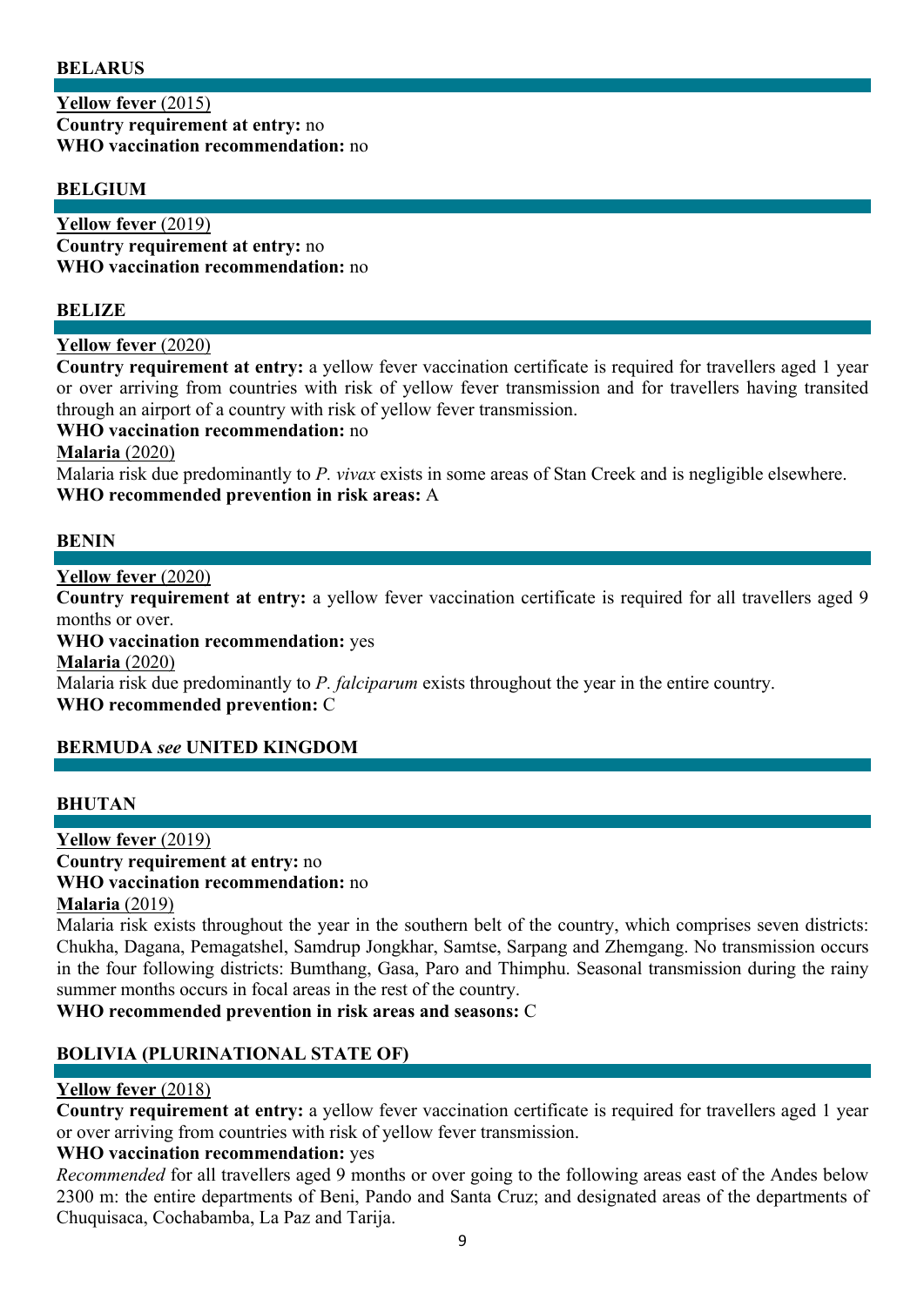## BELARUS

**Yellow fever** (2015)
**Country requirement at entry:** no
**WHO vaccination recommendation:** no

## BELGIUM

**Yellow fever** (2019)
**Country requirement at entry:** no
**WHO vaccination recommendation:** no

## BELIZE

**Yellow fever** (2020)
**Country requirement at entry:** a yellow fever vaccination certificate is required for travellers aged 1 year or over arriving from countries with risk of yellow fever transmission and for travellers having transited through an airport of a country with risk of yellow fever transmission.
**WHO vaccination recommendation:** no
**Malaria** (2020)
Malaria risk due predominantly to *P. vivax* exists in some areas of Stan Creek and is negligible elsewhere.
**WHO recommended prevention in risk areas:** A

## BENIN

**Yellow fever** (2020)
**Country requirement at entry:** a yellow fever vaccination certificate is required for all travellers aged 9 months or over.
**WHO vaccination recommendation:** yes
**Malaria** (2020)
Malaria risk due predominantly to *P. falciparum* exists throughout the year in the entire country.
**WHO recommended prevention:** C

## BERMUDA *see* UNITED KINGDOM

## BHUTAN

**Yellow fever** (2019)
**Country requirement at entry:** no
**WHO vaccination recommendation:** no
**Malaria** (2019)
Malaria risk exists throughout the year in the southern belt of the country, which comprises seven districts: Chukha, Dagana, Pemagatshel, Samdrup Jongkhar, Samtse, Sarpang and Zhemgang. No transmission occurs in the four following districts: Bumthang, Gasa, Paro and Thimphu. Seasonal transmission during the rainy summer months occurs in focal areas in the rest of the country.
**WHO recommended prevention in risk areas and seasons:** C

## BOLIVIA (PLURINATIONAL STATE OF)

**Yellow fever** (2018)
**Country requirement at entry:** a yellow fever vaccination certificate is required for travellers aged 1 year or over arriving from countries with risk of yellow fever transmission.
**WHO vaccination recommendation:** yes
*Recommended* for all travellers aged 9 months or over going to the following areas east of the Andes below 2300 m: the entire departments of Beni, Pando and Santa Cruz; and designated areas of the departments of Chuquisaca, Cochabamba, La Paz and Tarija.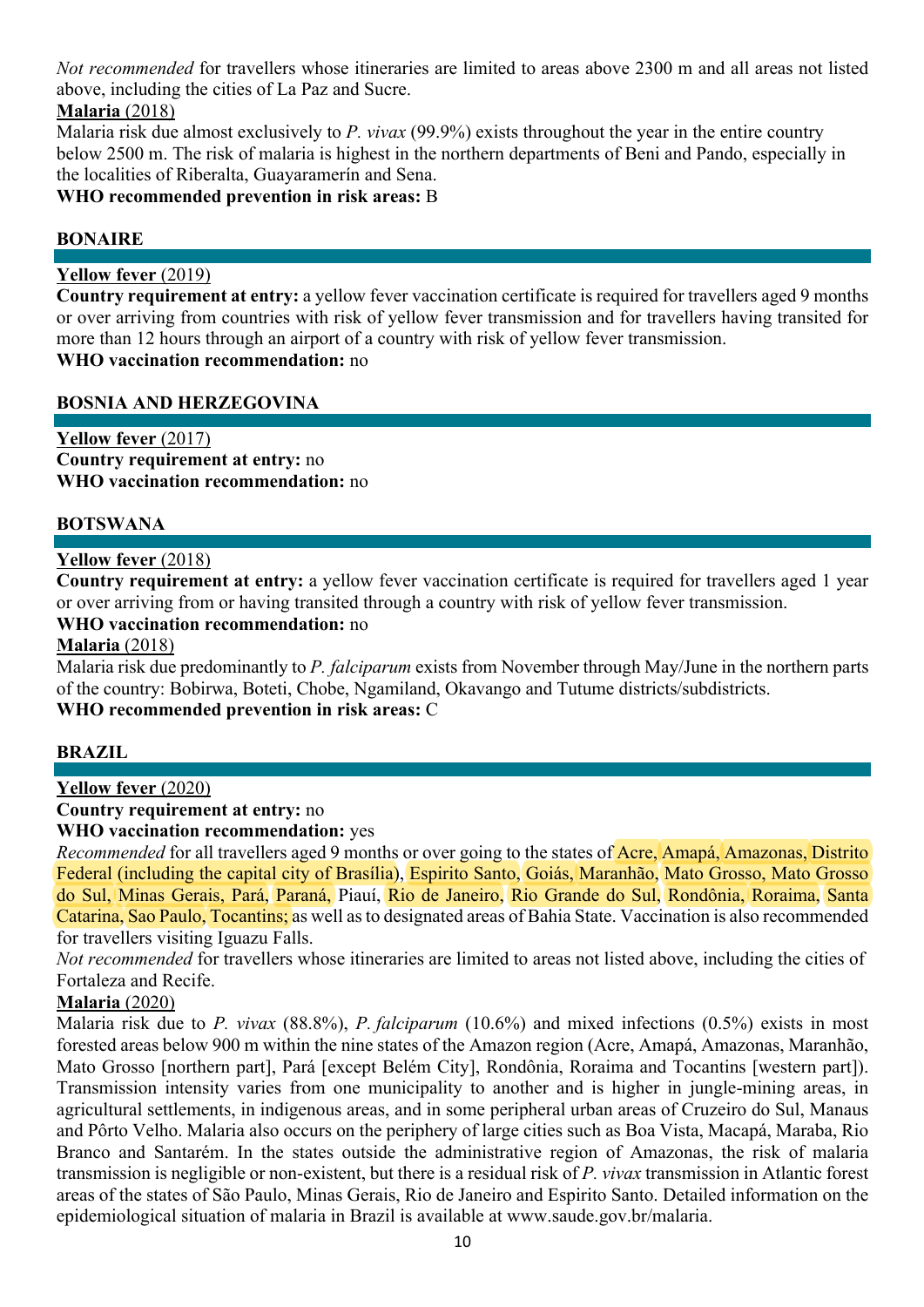*Not recommended* for travellers whose itineraries are limited to areas above 2300 m and all areas not listed above, including the cities of La Paz and Sucre.

**Malaria** (2018)

Malaria risk due almost exclusively to *P. vivax* (99.9%) exists throughout the year in the entire country below 2500 m. The risk of malaria is highest in the northern departments of Beni and Pando, especially in the localities of Riberalta, Guayaramerín and Sena.

**WHO recommended prevention in risk areas:** B

## BONAIRE

**Yellow fever** (2019)

**Country requirement at entry:** a yellow fever vaccination certificate is required for travellers aged 9 months or over arriving from countries with risk of yellow fever transmission and for travellers having transited for more than 12 hours through an airport of a country with risk of yellow fever transmission.

**WHO vaccination recommendation:** no

## BOSNIA AND HERZEGOVINA

**Yellow fever** (2017)

**Country requirement at entry:** no

**WHO vaccination recommendation:** no

## BOTSWANA

**Yellow fever** (2018)

**Country requirement at entry:** a yellow fever vaccination certificate is required for travellers aged 1 year or over arriving from or having transited through a country with risk of yellow fever transmission.

**WHO vaccination recommendation:** no

**Malaria** (2018)

Malaria risk due predominantly to *P. falciparum* exists from November through May/June in the northern parts of the country: Bobirwa, Boteti, Chobe, Ngamiland, Okavango and Tutume districts/subdistricts.

**WHO recommended prevention in risk areas:** C

## BRAZIL

**Yellow fever** (2020)

**Country requirement at entry:** no

**WHO vaccination recommendation:** yes

*Recommended* for all travellers aged 9 months or over going to the states of Acre, Amapá, Amazonas, Distrito Federal (including the capital city of Brasília), Espirito Santo, Goiás, Maranhão, Mato Grosso, Mato Grosso do Sul, Minas Gerais, Pará, Paraná, Piauí, Rio de Janeiro, Rio Grande do Sul, Rondônia, Roraima, Santa Catarina, Sao Paulo, Tocantins; as well as to designated areas of Bahia State. Vaccination is also recommended for travellers visiting Iguazu Falls.

*Not recommended* for travellers whose itineraries are limited to areas not listed above, including the cities of Fortaleza and Recife.

**Malaria** (2020)

Malaria risk due to *P. vivax* (88.8%), *P. falciparum* (10.6%) and mixed infections (0.5%) exists in most forested areas below 900 m within the nine states of the Amazon region (Acre, Amapá, Amazonas, Maranhão, Mato Grosso [northern part], Pará [except Belém City], Rondônia, Roraima and Tocantins [western part]). Transmission intensity varies from one municipality to another and is higher in jungle-mining areas, in agricultural settlements, in indigenous areas, and in some peripheral urban areas of Cruzeiro do Sul, Manaus and Pôrto Velho. Malaria also occurs on the periphery of large cities such as Boa Vista, Macapá, Maraba, Rio Branco and Santarém. In the states outside the administrative region of Amazonas, the risk of malaria transmission is negligible or non-existent, but there is a residual risk of *P. vivax* transmission in Atlantic forest areas of the states of São Paulo, Minas Gerais, Rio de Janeiro and Espirito Santo. Detailed information on the epidemiological situation of malaria in Brazil is available at www.saude.gov.br/malaria.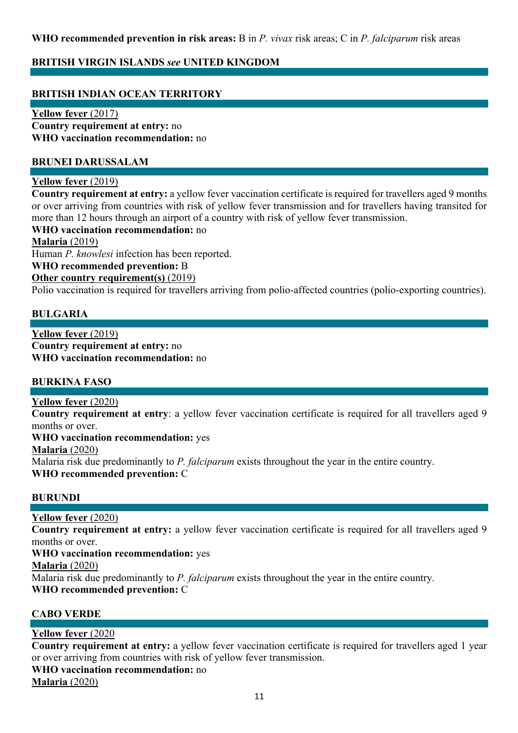**WHO recommended prevention in risk areas:** B in *P. vivax* risk areas; C in *P. falciparum* risk areas

## BRITISH VIRGIN ISLANDS *see* UNITED KINGDOM

## BRITISH INDIAN OCEAN TERRITORY

**Yellow fever** (2017)
**Country requirement at entry:** no
**WHO vaccination recommendation:** no

## BRUNEI DARUSSALAM

**Yellow fever** (2019)
**Country requirement at entry:** a yellow fever vaccination certificate is required for travellers aged 9 months or over arriving from countries with risk of yellow fever transmission and for travellers having transited for more than 12 hours through an airport of a country with risk of yellow fever transmission.
**WHO vaccination recommendation:** no
**Malaria** (2019)
Human *P. knowlesi* infection has been reported.
**WHO recommended prevention:** B
**Other country requirement(s)** (2019)
Polio vaccination is required for travellers arriving from polio-affected countries (polio-exporting countries).

## BULGARIA

**Yellow fever** (2019)
**Country requirement at entry:** no
**WHO vaccination recommendation:** no

## BURKINA FASO

**Yellow fever** (2020)
**Country requirement at entry**: a yellow fever vaccination certificate is required for all travellers aged 9 months or over.
**WHO vaccination recommendation:** yes
**Malaria** (2020)
Malaria risk due predominantly to *P. falciparum* exists throughout the year in the entire country.
**WHO recommended prevention:** C

## BURUNDI

**Yellow fever** (2020)
**Country requirement at entry:** a yellow fever vaccination certificate is required for all travellers aged 9 months or over.
**WHO vaccination recommendation:** yes
**Malaria** (2020)
Malaria risk due predominantly to *P. falciparum* exists throughout the year in the entire country.
**WHO recommended prevention:** C

## CABO VERDE

**Yellow fever** (2020
**Country requirement at entry:** a yellow fever vaccination certificate is required for travellers aged 1 year or over arriving from countries with risk of yellow fever transmission.
**WHO vaccination recommendation:** no
**Malaria** (2020)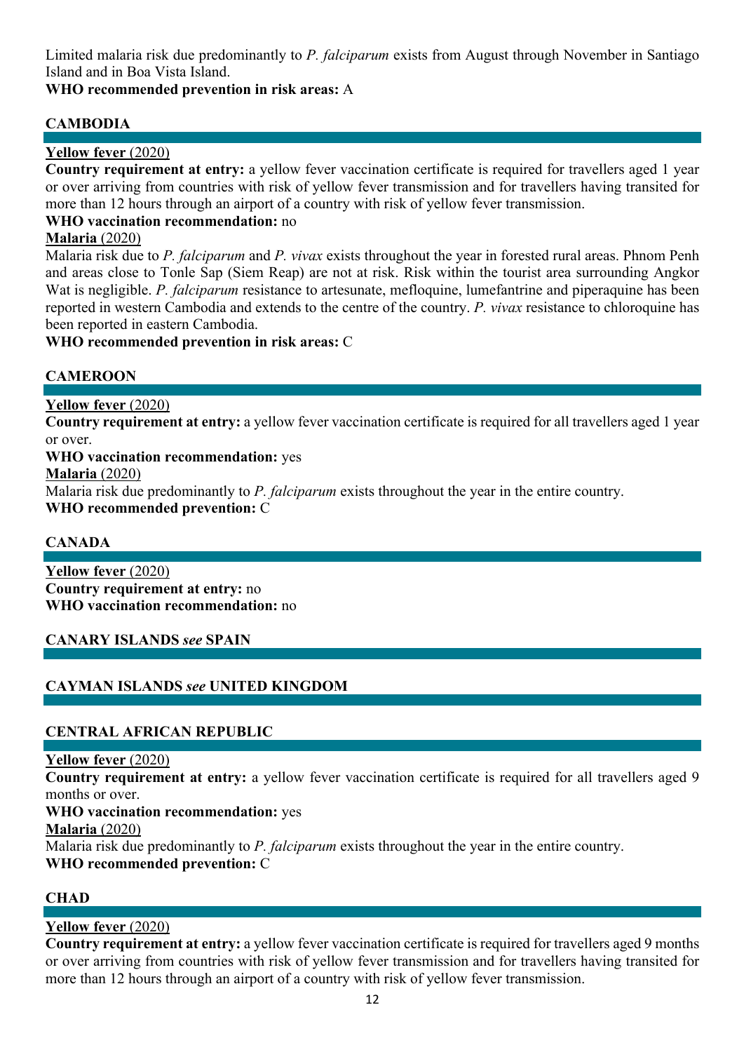Limited malaria risk due predominantly to *P. falciparum* exists from August through November in Santiago Island and in Boa Vista Island.

**WHO recommended prevention in risk areas:** A

## CAMBODIA

**Yellow fever** (2020)

**Country requirement at entry:** a yellow fever vaccination certificate is required for travellers aged 1 year or over arriving from countries with risk of yellow fever transmission and for travellers having transited for more than 12 hours through an airport of a country with risk of yellow fever transmission.

**WHO vaccination recommendation:** no

**Malaria** (2020)

Malaria risk due to *P. falciparum* and *P. vivax* exists throughout the year in forested rural areas. Phnom Penh and areas close to Tonle Sap (Siem Reap) are not at risk. Risk within the tourist area surrounding Angkor Wat is negligible. *P. falciparum* resistance to artesunate, mefloquine, lumefantrine and piperaquine has been reported in western Cambodia and extends to the centre of the country. *P. vivax* resistance to chloroquine has been reported in eastern Cambodia.

**WHO recommended prevention in risk areas:** C

## CAMEROON

**Yellow fever** (2020)

**Country requirement at entry:** a yellow fever vaccination certificate is required for all travellers aged 1 year or over.

**WHO vaccination recommendation:** yes

**Malaria** (2020)

Malaria risk due predominantly to *P. falciparum* exists throughout the year in the entire country.

**WHO recommended prevention:** C

## CANADA

**Yellow fever** (2020)

**Country requirement at entry:** no

**WHO vaccination recommendation:** no

## CANARY ISLANDS *see* SPAIN

## CAYMAN ISLANDS *see* UNITED KINGDOM

## CENTRAL AFRICAN REPUBLIC

**Yellow fever** (2020)

**Country requirement at entry:** a yellow fever vaccination certificate is required for all travellers aged 9 months or over.

**WHO vaccination recommendation:** yes

**Malaria** (2020)

Malaria risk due predominantly to *P. falciparum* exists throughout the year in the entire country.

**WHO recommended prevention:** C

## CHAD

**Yellow fever** (2020)

**Country requirement at entry:** a yellow fever vaccination certificate is required for travellers aged 9 months or over arriving from countries with risk of yellow fever transmission and for travellers having transited for more than 12 hours through an airport of a country with risk of yellow fever transmission.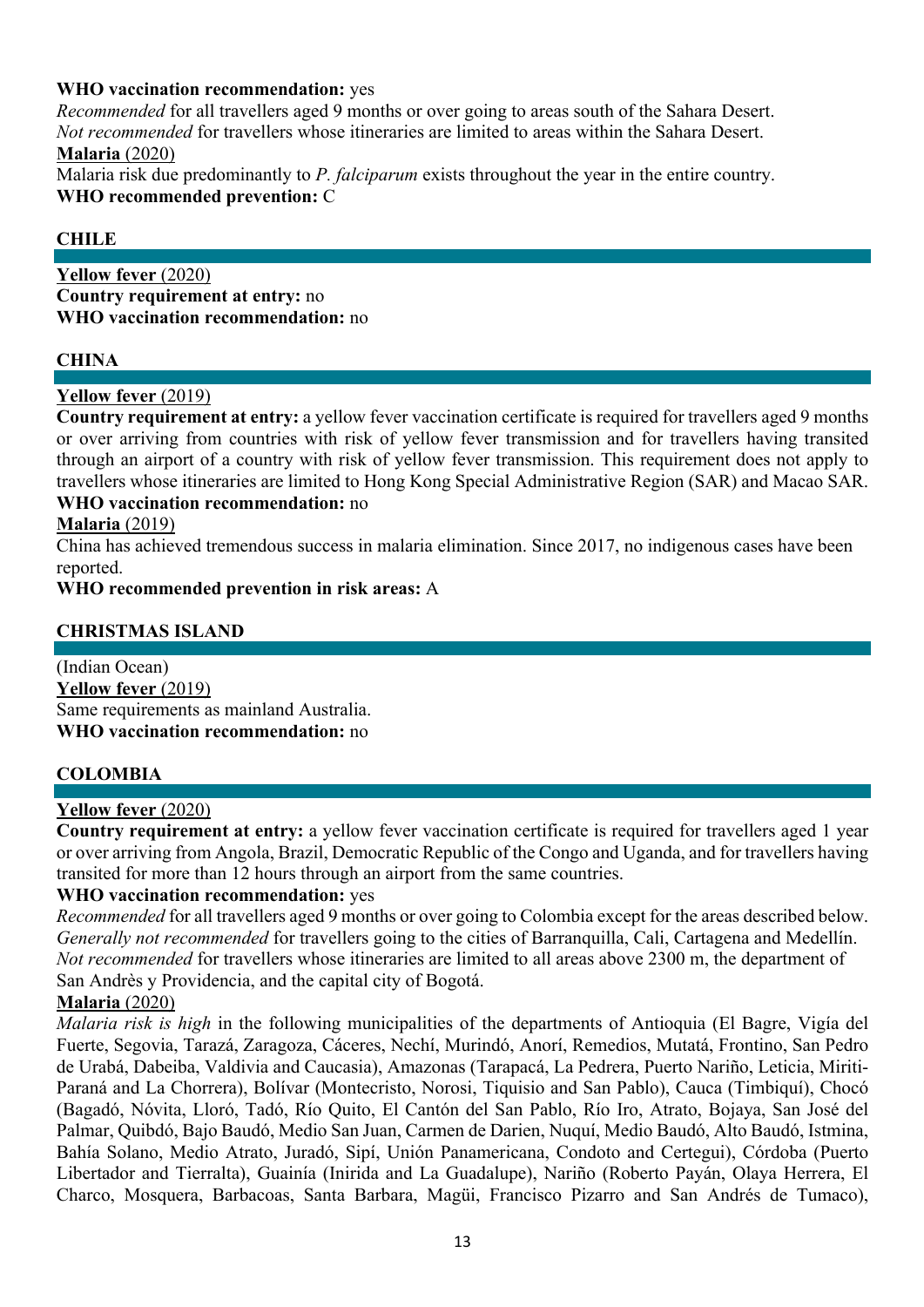**WHO vaccination recommendation:** yes
*Recommended* for all travellers aged 9 months or over going to areas south of the Sahara Desert.
*Not recommended* for travellers whose itineraries are limited to areas within the Sahara Desert.
**Malaria** (2020)
Malaria risk due predominantly to *P. falciparum* exists throughout the year in the entire country.
**WHO recommended prevention:** C

## CHILE

**Yellow fever** (2020)
**Country requirement at entry:** no
**WHO vaccination recommendation:** no

## CHINA

**Yellow fever** (2019)
**Country requirement at entry:** a yellow fever vaccination certificate is required for travellers aged 9 months or over arriving from countries with risk of yellow fever transmission and for travellers having transited through an airport of a country with risk of yellow fever transmission. This requirement does not apply to travellers whose itineraries are limited to Hong Kong Special Administrative Region (SAR) and Macao SAR.
**WHO vaccination recommendation:** no
**Malaria** (2019)
China has achieved tremendous success in malaria elimination. Since 2017, no indigenous cases have been reported.
**WHO recommended prevention in risk areas:** A

## CHRISTMAS ISLAND

(Indian Ocean)
**Yellow fever** (2019)
Same requirements as mainland Australia.
**WHO vaccination recommendation:** no

## COLOMBIA

**Yellow fever** (2020)
**Country requirement at entry:** a yellow fever vaccination certificate is required for travellers aged 1 year or over arriving from Angola, Brazil, Democratic Republic of the Congo and Uganda, and for travellers having transited for more than 12 hours through an airport from the same countries.
**WHO vaccination recommendation:** yes
*Recommended* for all travellers aged 9 months or over going to Colombia except for the areas described below.
*Generally not recommended* for travellers going to the cities of Barranquilla, Cali, Cartagena and Medellín.
*Not recommended* for travellers whose itineraries are limited to all areas above 2300 m, the department of San Andrès y Providencia, and the capital city of Bogotá.
**Malaria** (2020)
*Malaria risk is high* in the following municipalities of the departments of Antioquia (El Bagre, Vigía del Fuerte, Segovia, Tarazá, Zaragoza, Cáceres, Nechí, Murindó, Anorí, Remedios, Mutatá, Frontino, San Pedro de Urabá, Dabeiba, Valdivia and Caucasia), Amazonas (Tarapacá, La Pedrera, Puerto Nariño, Leticia, Miriti-Paraná and La Chorrera), Bolívar (Montecristo, Norosi, Tiquisio and San Pablo), Cauca (Timbiquí), Chocó (Bagadó, Nóvita, Lloró, Tadó, Río Quito, El Cantón del San Pablo, Río Iro, Atrato, Bojaya, San José del Palmar, Quibdó, Bajo Baudó, Medio San Juan, Carmen de Darien, Nuquí, Medio Baudó, Alto Baudó, Istmina, Bahía Solano, Medio Atrato, Juradó, Sipí, Unión Panamericana, Condoto and Certegui), Córdoba (Puerto Libertador and Tierralta), Guainía (Inirida and La Guadalupe), Nariño (Roberto Payán, Olaya Herrera, El Charco, Mosquera, Barbacoas, Santa Barbara, Magüi, Francisco Pizarro and San Andrés de Tumaco),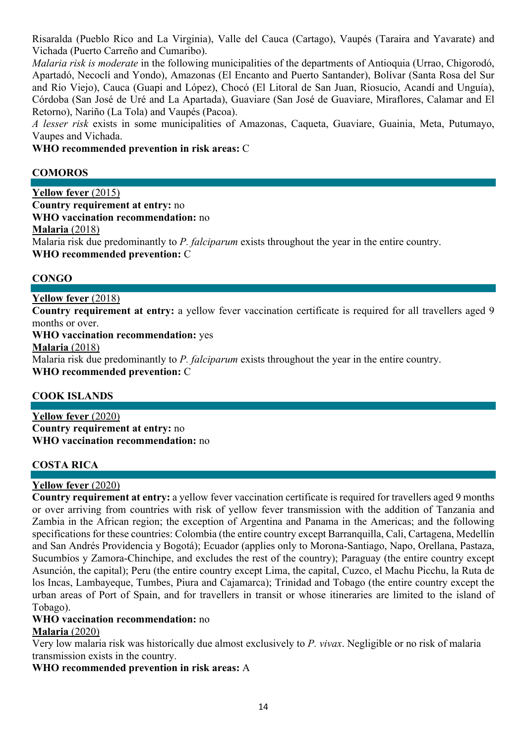Risaralda (Pueblo Rico and La Virginia), Valle del Cauca (Cartago), Vaupés (Taraira and Yavarate) and Vichada (Puerto Carreño and Cumaribo).

*Malaria risk is moderate* in the following municipalities of the departments of Antioquia (Urrao, Chigorodó, Apartadó, Necoclí and Yondo), Amazonas (El Encanto and Puerto Santander), Bolívar (Santa Rosa del Sur and Río Viejo), Cauca (Guapi and López), Chocó (El Litoral de San Juan, Riosucio, Acandí and Unguía), Córdoba (San José de Uré and La Apartada), Guaviare (San José de Guaviare, Miraflores, Calamar and El Retorno), Nariño (La Tola) and Vaupés (Pacoa).

*A lesser risk* exists in some municipalities of Amazonas, Caqueta, Guaviare, Guainia, Meta, Putumayo, Vaupes and Vichada.

**WHO recommended prevention in risk areas:** C

## COMOROS

**Yellow fever** (2015)
**Country requirement at entry:** no
**WHO vaccination recommendation:** no
**Malaria** (2018)
Malaria risk due predominantly to *P. falciparum* exists throughout the year in the entire country.
**WHO recommended prevention:** C

## CONGO

**Yellow fever** (2018)
**Country requirement at entry:** a yellow fever vaccination certificate is required for all travellers aged 9 months or over.
**WHO vaccination recommendation:** yes
**Malaria** (2018)
Malaria risk due predominantly to *P. falciparum* exists throughout the year in the entire country.
**WHO recommended prevention:** C

## COOK ISLANDS

**Yellow fever** (2020)
**Country requirement at entry:** no
**WHO vaccination recommendation:** no

## COSTA RICA

**Yellow fever** (2020)
**Country requirement at entry:** a yellow fever vaccination certificate is required for travellers aged 9 months or over arriving from countries with risk of yellow fever transmission with the addition of Tanzania and Zambia in the African region; the exception of Argentina and Panama in the Americas; and the following specifications for these countries: Colombia (the entire country except Barranquilla, Cali, Cartagena, Medellín and San Andrés Providencia y Bogotá); Ecuador (applies only to Morona-Santiago, Napo, Orellana, Pastaza, Sucumbíos y Zamora-Chinchipe, and excludes the rest of the country); Paraguay (the entire country except Asunción, the capital); Peru (the entire country except Lima, the capital, Cuzco, el Machu Picchu, la Ruta de los Incas, Lambayeque, Tumbes, Piura and Cajamarca); Trinidad and Tobago (the entire country except the urban areas of Port of Spain, and for travellers in transit or whose itineraries are limited to the island of Tobago).
**WHO vaccination recommendation:** no
**Malaria** (2020)
Very low malaria risk was historically due almost exclusively to *P. vivax*. Negligible or no risk of malaria transmission exists in the country.
**WHO recommended prevention in risk areas:** A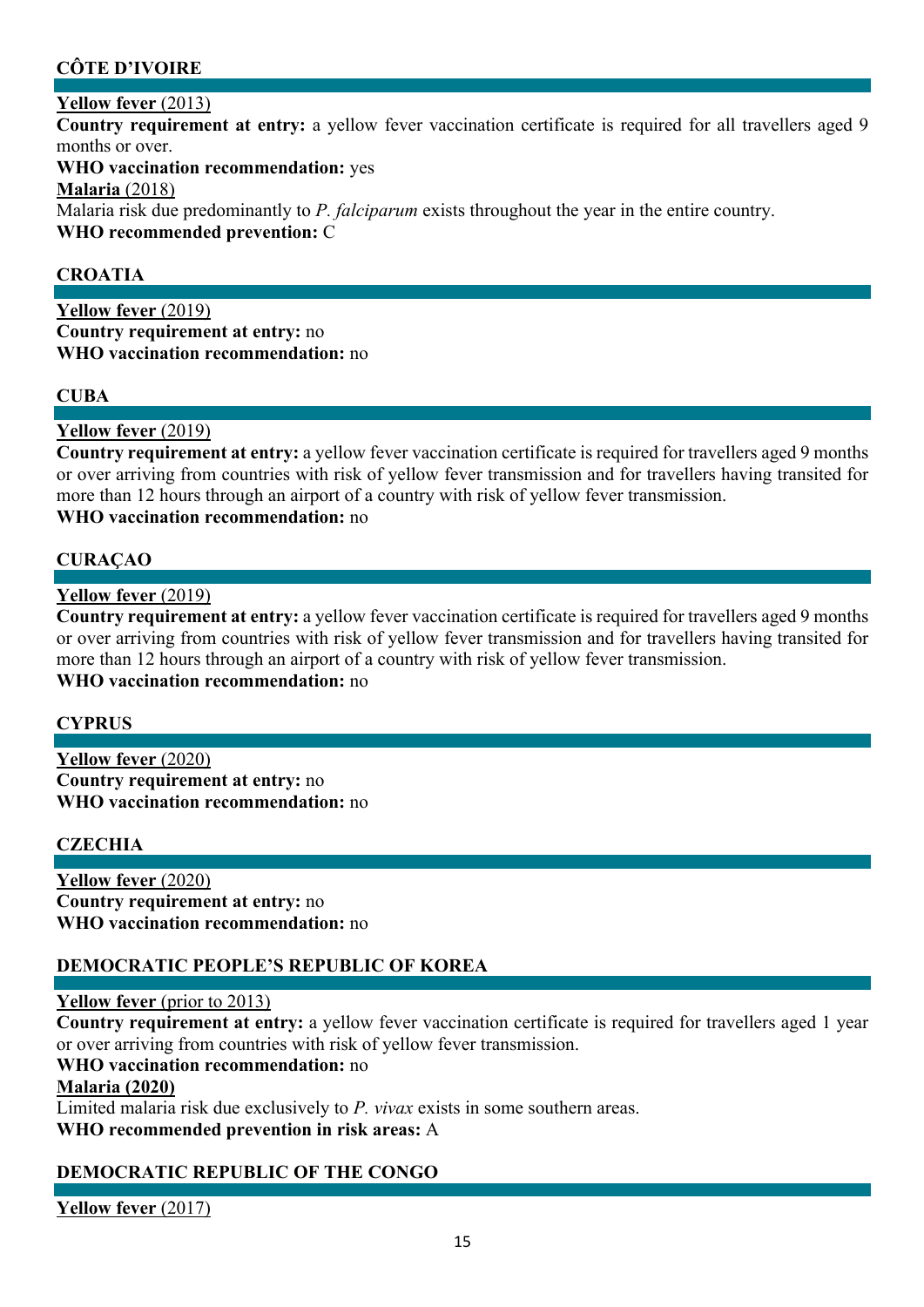## CÔTE D'IVOIRE

**Yellow fever** (2013)
**Country requirement at entry:** a yellow fever vaccination certificate is required for all travellers aged 9 months or over.
**WHO vaccination recommendation:** yes
**Malaria** (2018)
Malaria risk due predominantly to *P. falciparum* exists throughout the year in the entire country.
**WHO recommended prevention:** C

## CROATIA

**Yellow fever** (2019)
**Country requirement at entry:** no
**WHO vaccination recommendation:** no

## CUBA

**Yellow fever** (2019)
**Country requirement at entry:** a yellow fever vaccination certificate is required for travellers aged 9 months or over arriving from countries with risk of yellow fever transmission and for travellers having transited for more than 12 hours through an airport of a country with risk of yellow fever transmission.
**WHO vaccination recommendation:** no

## CURAÇAO

**Yellow fever** (2019)
**Country requirement at entry:** a yellow fever vaccination certificate is required for travellers aged 9 months or over arriving from countries with risk of yellow fever transmission and for travellers having transited for more than 12 hours through an airport of a country with risk of yellow fever transmission.
**WHO vaccination recommendation:** no

## CYPRUS

**Yellow fever** (2020)
**Country requirement at entry:** no
**WHO vaccination recommendation:** no

## CZECHIA

**Yellow fever** (2020)
**Country requirement at entry:** no
**WHO vaccination recommendation:** no

## DEMOCRATIC PEOPLE'S REPUBLIC OF KOREA

**Yellow fever** (prior to 2013)
**Country requirement at entry:** a yellow fever vaccination certificate is required for travellers aged 1 year or over arriving from countries with risk of yellow fever transmission.
**WHO vaccination recommendation:** no
**Malaria (2020)**
Limited malaria risk due exclusively to *P. vivax* exists in some southern areas.
**WHO recommended prevention in risk areas:** A

## DEMOCRATIC REPUBLIC OF THE CONGO

**Yellow fever** (2017)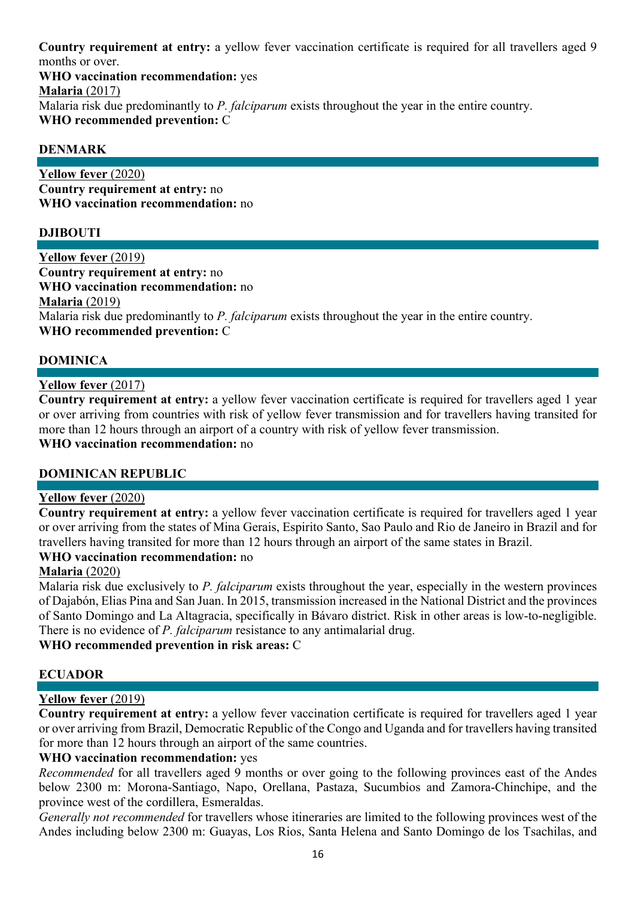**Country requirement at entry:** a yellow fever vaccination certificate is required for all travellers aged 9 months or over.

**WHO vaccination recommendation:** yes

**Malaria** (2017)

Malaria risk due predominantly to *P. falciparum* exists throughout the year in the entire country.

**WHO recommended prevention:** C

## DENMARK

**Yellow fever** (2020)

**Country requirement at entry:** no

**WHO vaccination recommendation:** no

## DJIBOUTI

**Yellow fever** (2019)

**Country requirement at entry:** no

**WHO vaccination recommendation:** no

**Malaria** (2019)

Malaria risk due predominantly to *P. falciparum* exists throughout the year in the entire country.

**WHO recommended prevention:** C

## DOMINICA

**Yellow fever** (2017)

**Country requirement at entry:** a yellow fever vaccination certificate is required for travellers aged 1 year or over arriving from countries with risk of yellow fever transmission and for travellers having transited for more than 12 hours through an airport of a country with risk of yellow fever transmission.

**WHO vaccination recommendation:** no

## DOMINICAN REPUBLIC

**Yellow fever** (2020)

**Country requirement at entry:** a yellow fever vaccination certificate is required for travellers aged 1 year or over arriving from the states of Mina Gerais, Espirito Santo, Sao Paulo and Rio de Janeiro in Brazil and for travellers having transited for more than 12 hours through an airport of the same states in Brazil.

**WHO vaccination recommendation:** no

**Malaria** (2020)

Malaria risk due exclusively to *P. falciparum* exists throughout the year, especially in the western provinces of Dajabón, Elias Pina and San Juan. In 2015, transmission increased in the National District and the provinces of Santo Domingo and La Altagracia, specifically in Bávaro district. Risk in other areas is low-to-negligible. There is no evidence of *P. falciparum* resistance to any antimalarial drug.

**WHO recommended prevention in risk areas:** C

## ECUADOR

**Yellow fever** (2019)

**Country requirement at entry:** a yellow fever vaccination certificate is required for travellers aged 1 year or over arriving from Brazil, Democratic Republic of the Congo and Uganda and for travellers having transited for more than 12 hours through an airport of the same countries.

**WHO vaccination recommendation:** yes

*Recommended* for all travellers aged 9 months or over going to the following provinces east of the Andes below 2300 m: Morona-Santiago, Napo, Orellana, Pastaza, Sucumbios and Zamora-Chinchipe, and the province west of the cordillera, Esmeraldas.

*Generally not recommended* for travellers whose itineraries are limited to the following provinces west of the Andes including below 2300 m: Guayas, Los Rios, Santa Helena and Santo Domingo de los Tsachilas, and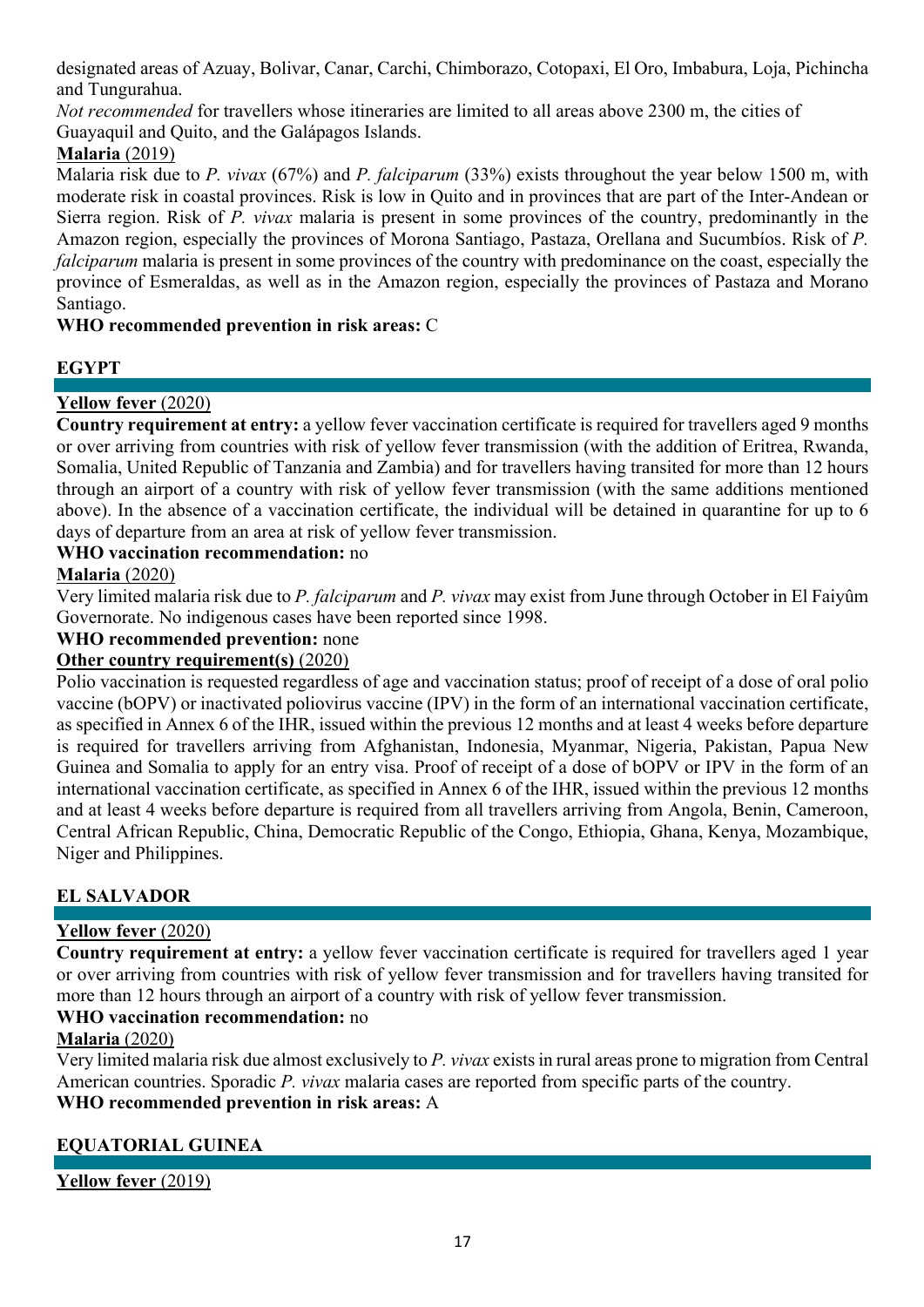designated areas of Azuay, Bolivar, Canar, Carchi, Chimborazo, Cotopaxi, El Oro, Imbabura, Loja, Pichincha and Tungurahua.

*Not recommended* for travellers whose itineraries are limited to all areas above 2300 m, the cities of Guayaquil and Quito, and the Galápagos Islands.

**Malaria** (2019)

Malaria risk due to *P. vivax* (67%) and *P. falciparum* (33%) exists throughout the year below 1500 m, with moderate risk in coastal provinces. Risk is low in Quito and in provinces that are part of the Inter-Andean or Sierra region. Risk of *P. vivax* malaria is present in some provinces of the country, predominantly in the Amazon region, especially the provinces of Morona Santiago, Pastaza, Orellana and Sucumbíos. Risk of *P. falciparum* malaria is present in some provinces of the country with predominance on the coast, especially the province of Esmeraldas, as well as in the Amazon region, especially the provinces of Pastaza and Morano Santiago.

**WHO recommended prevention in risk areas:** C

## EGYPT

**Yellow fever** (2020)

**Country requirement at entry:** a yellow fever vaccination certificate is required for travellers aged 9 months or over arriving from countries with risk of yellow fever transmission (with the addition of Eritrea, Rwanda, Somalia, United Republic of Tanzania and Zambia) and for travellers having transited for more than 12 hours through an airport of a country with risk of yellow fever transmission (with the same additions mentioned above). In the absence of a vaccination certificate, the individual will be detained in quarantine for up to 6 days of departure from an area at risk of yellow fever transmission.

**WHO vaccination recommendation:** no

**Malaria** (2020)

Very limited malaria risk due to *P. falciparum* and *P. vivax* may exist from June through October in El Faiyûm Governorate. No indigenous cases have been reported since 1998.

**WHO recommended prevention:** none

**Other country requirement(s)** (2020)

Polio vaccination is requested regardless of age and vaccination status; proof of receipt of a dose of oral polio vaccine (bOPV) or inactivated poliovirus vaccine (IPV) in the form of an international vaccination certificate, as specified in Annex 6 of the IHR, issued within the previous 12 months and at least 4 weeks before departure is required for travellers arriving from Afghanistan, Indonesia, Myanmar, Nigeria, Pakistan, Papua New Guinea and Somalia to apply for an entry visa. Proof of receipt of a dose of bOPV or IPV in the form of an international vaccination certificate, as specified in Annex 6 of the IHR, issued within the previous 12 months and at least 4 weeks before departure is required from all travellers arriving from Angola, Benin, Cameroon, Central African Republic, China, Democratic Republic of the Congo, Ethiopia, Ghana, Kenya, Mozambique, Niger and Philippines.

## EL SALVADOR

**Yellow fever** (2020)

**Country requirement at entry:** a yellow fever vaccination certificate is required for travellers aged 1 year or over arriving from countries with risk of yellow fever transmission and for travellers having transited for more than 12 hours through an airport of a country with risk of yellow fever transmission.

**WHO vaccination recommendation:** no

**Malaria** (2020)

Very limited malaria risk due almost exclusively to *P. vivax* exists in rural areas prone to migration from Central American countries. Sporadic *P. vivax* malaria cases are reported from specific parts of the country.

**WHO recommended prevention in risk areas:** A

## EQUATORIAL GUINEA

**Yellow fever** (2019)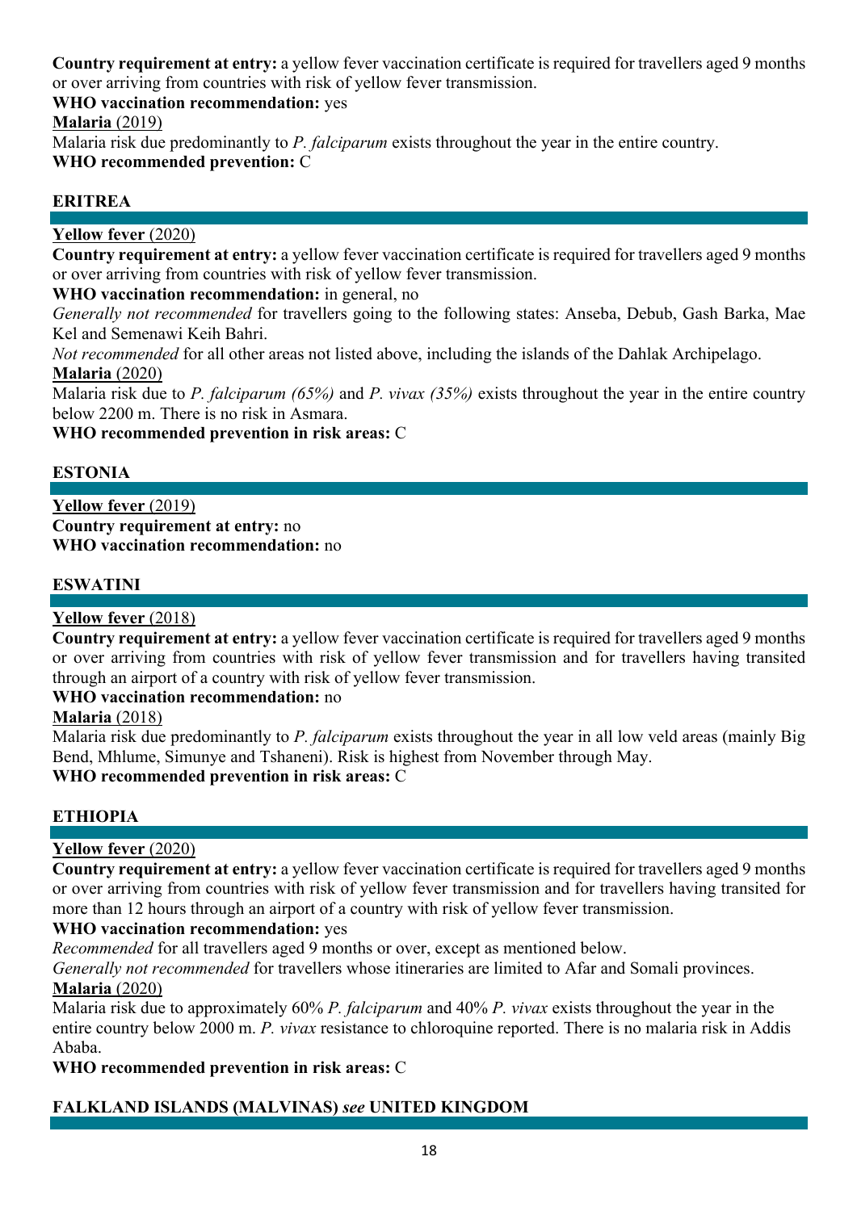**Country requirement at entry:** a yellow fever vaccination certificate is required for travellers aged 9 months or over arriving from countries with risk of yellow fever transmission.

**WHO vaccination recommendation:** yes

**Malaria** (2019)

Malaria risk due predominantly to *P. falciparum* exists throughout the year in the entire country.

**WHO recommended prevention:** C

## ERITREA

**Yellow fever** (2020)

**Country requirement at entry:** a yellow fever vaccination certificate is required for travellers aged 9 months or over arriving from countries with risk of yellow fever transmission.

**WHO vaccination recommendation:** in general, no

*Generally not recommended* for travellers going to the following states: Anseba, Debub, Gash Barka, Mae Kel and Semenawi Keih Bahri.

*Not recommended* for all other areas not listed above, including the islands of the Dahlak Archipelago.

**Malaria** (2020)

Malaria risk due to *P. falciparum (65%)* and *P. vivax (35%)* exists throughout the year in the entire country below 2200 m. There is no risk in Asmara.

**WHO recommended prevention in risk areas:** C

## ESTONIA

**Yellow fever** (2019)

**Country requirement at entry:** no

**WHO vaccination recommendation:** no

## ESWATINI

**Yellow fever** (2018)

**Country requirement at entry:** a yellow fever vaccination certificate is required for travellers aged 9 months or over arriving from countries with risk of yellow fever transmission and for travellers having transited through an airport of a country with risk of yellow fever transmission.

**WHO vaccination recommendation:** no

**Malaria** (2018)

Malaria risk due predominantly to *P. falciparum* exists throughout the year in all low veld areas (mainly Big Bend, Mhlume, Simunye and Tshaneni). Risk is highest from November through May.

**WHO recommended prevention in risk areas:** C

## ETHIOPIA

**Yellow fever** (2020)

**Country requirement at entry:** a yellow fever vaccination certificate is required for travellers aged 9 months or over arriving from countries with risk of yellow fever transmission and for travellers having transited for more than 12 hours through an airport of a country with risk of yellow fever transmission.

**WHO vaccination recommendation:** yes

*Recommended* for all travellers aged 9 months or over, except as mentioned below.

*Generally not recommended* for travellers whose itineraries are limited to Afar and Somali provinces.

**Malaria** (2020)

Malaria risk due to approximately 60% *P. falciparum* and 40% *P. vivax* exists throughout the year in the entire country below 2000 m. *P. vivax* resistance to chloroquine reported. There is no malaria risk in Addis Ababa.

**WHO recommended prevention in risk areas:** C

## FALKLAND ISLANDS (MALVINAS) *see* UNITED KINGDOM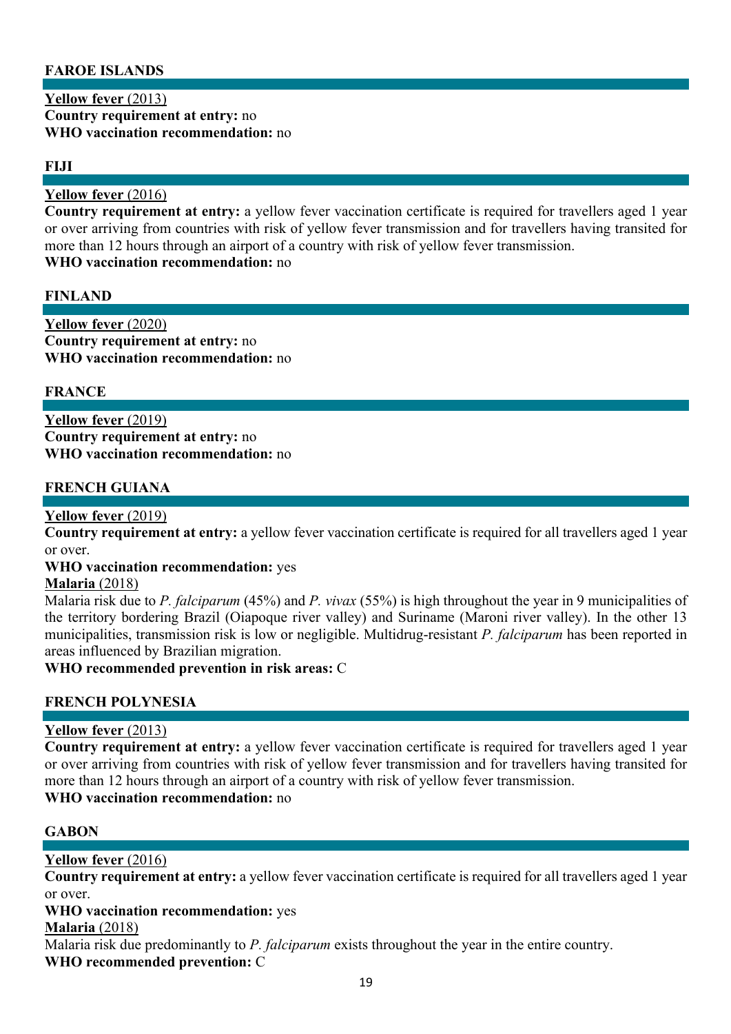## FAROE ISLANDS

**Yellow fever** (2013)
**Country requirement at entry:** no
**WHO vaccination recommendation:** no

## FIJI

**Yellow fever** (2016)
**Country requirement at entry:** a yellow fever vaccination certificate is required for travellers aged 1 year or over arriving from countries with risk of yellow fever transmission and for travellers having transited for more than 12 hours through an airport of a country with risk of yellow fever transmission.
**WHO vaccination recommendation:** no

## FINLAND

**Yellow fever** (2020)
**Country requirement at entry:** no
**WHO vaccination recommendation:** no

## FRANCE

**Yellow fever** (2019)
**Country requirement at entry:** no
**WHO vaccination recommendation:** no

## FRENCH GUIANA

**Yellow fever** (2019)
**Country requirement at entry:** a yellow fever vaccination certificate is required for all travellers aged 1 year or over.
**WHO vaccination recommendation:** yes
**Malaria** (2018)
Malaria risk due to *P. falciparum* (45%) and *P. vivax* (55%) is high throughout the year in 9 municipalities of the territory bordering Brazil (Oiapoque river valley) and Suriname (Maroni river valley). In the other 13 municipalities, transmission risk is low or negligible. Multidrug-resistant *P. falciparum* has been reported in areas influenced by Brazilian migration.
**WHO recommended prevention in risk areas:** C

## FRENCH POLYNESIA

**Yellow fever** (2013)
**Country requirement at entry:** a yellow fever vaccination certificate is required for travellers aged 1 year or over arriving from countries with risk of yellow fever transmission and for travellers having transited for more than 12 hours through an airport of a country with risk of yellow fever transmission.
**WHO vaccination recommendation:** no

## GABON

**Yellow fever** (2016)
**Country requirement at entry:** a yellow fever vaccination certificate is required for all travellers aged 1 year or over.
**WHO vaccination recommendation:** yes
**Malaria** (2018)
Malaria risk due predominantly to *P. falciparum* exists throughout the year in the entire country.
**WHO recommended prevention:** C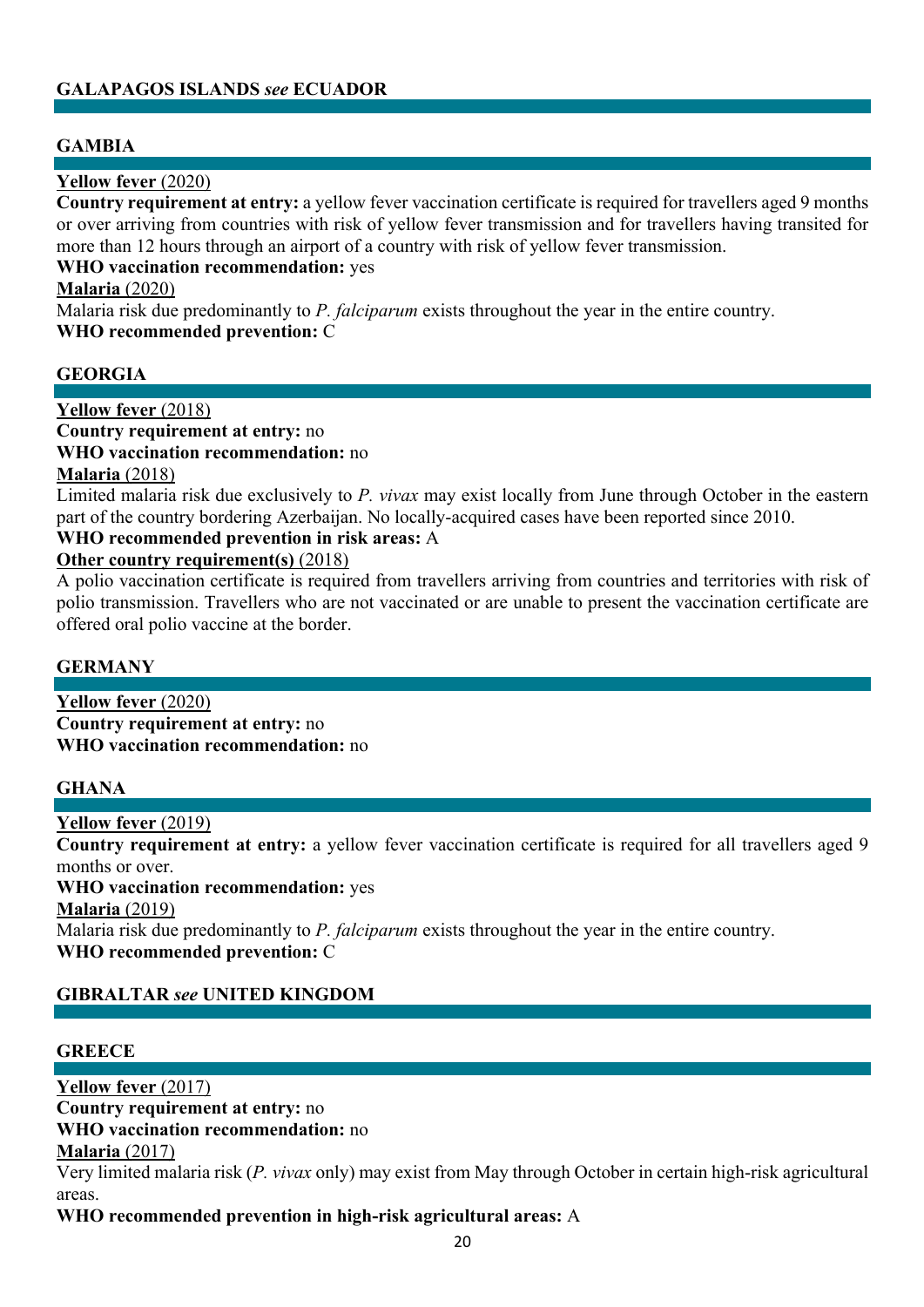## GALAPAGOS ISLANDS *see* ECUADOR

## GAMBIA

**Yellow fever** (2020)

**Country requirement at entry:** a yellow fever vaccination certificate is required for travellers aged 9 months or over arriving from countries with risk of yellow fever transmission and for travellers having transited for more than 12 hours through an airport of a country with risk of yellow fever transmission.

**WHO vaccination recommendation:** yes

**Malaria** (2020)

Malaria risk due predominantly to *P. falciparum* exists throughout the year in the entire country.

**WHO recommended prevention:** C

## GEORGIA

**Yellow fever** (2018)

**Country requirement at entry:** no

**WHO vaccination recommendation:** no

**Malaria** (2018)

Limited malaria risk due exclusively to *P. vivax* may exist locally from June through October in the eastern part of the country bordering Azerbaijan. No locally-acquired cases have been reported since 2010.

**WHO recommended prevention in risk areas:** A

**Other country requirement(s)** (2018)

A polio vaccination certificate is required from travellers arriving from countries and territories with risk of polio transmission. Travellers who are not vaccinated or are unable to present the vaccination certificate are offered oral polio vaccine at the border.

## GERMANY

**Yellow fever** (2020)

**Country requirement at entry:** no

**WHO vaccination recommendation:** no

## GHANA

**Yellow fever** (2019)

**Country requirement at entry:** a yellow fever vaccination certificate is required for all travellers aged 9 months or over.

**WHO vaccination recommendation:** yes

**Malaria** (2019)

Malaria risk due predominantly to *P. falciparum* exists throughout the year in the entire country.

**WHO recommended prevention:** C

## GIBRALTAR *see* UNITED KINGDOM

## GREECE

**Yellow fever** (2017)

**Country requirement at entry:** no

**WHO vaccination recommendation:** no

**Malaria** (2017)

Very limited malaria risk (*P. vivax* only) may exist from May through October in certain high-risk agricultural areas.

**WHO recommended prevention in high-risk agricultural areas:** A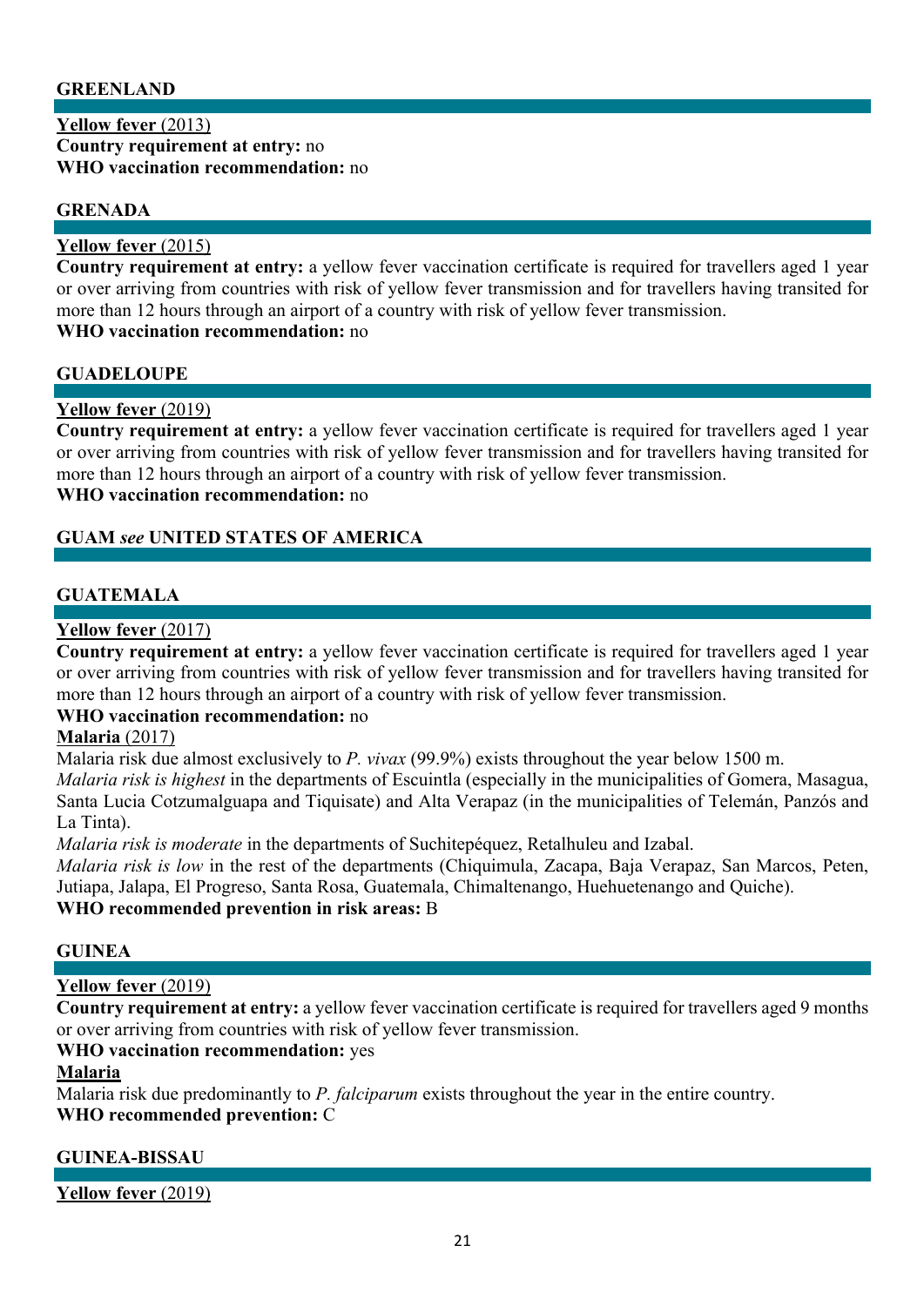## GREENLAND

**Yellow fever** (2013)
**Country requirement at entry:** no
**WHO vaccination recommendation:** no

## GRENADA

**Yellow fever** (2015)
**Country requirement at entry:** a yellow fever vaccination certificate is required for travellers aged 1 year or over arriving from countries with risk of yellow fever transmission and for travellers having transited for more than 12 hours through an airport of a country with risk of yellow fever transmission.
**WHO vaccination recommendation:** no

## GUADELOUPE

**Yellow fever** (2019)
**Country requirement at entry:** a yellow fever vaccination certificate is required for travellers aged 1 year or over arriving from countries with risk of yellow fever transmission and for travellers having transited for more than 12 hours through an airport of a country with risk of yellow fever transmission.
**WHO vaccination recommendation:** no

## GUAM *see* UNITED STATES OF AMERICA

## GUATEMALA

**Yellow fever** (2017)
**Country requirement at entry:** a yellow fever vaccination certificate is required for travellers aged 1 year or over arriving from countries with risk of yellow fever transmission and for travellers having transited for more than 12 hours through an airport of a country with risk of yellow fever transmission.
**WHO vaccination recommendation:** no
**Malaria** (2017)
Malaria risk due almost exclusively to *P. vivax* (99.9%) exists throughout the year below 1500 m.
*Malaria risk is highest* in the departments of Escuintla (especially in the municipalities of Gomera, Masagua, Santa Lucia Cotzumalguapa and Tiquisate) and Alta Verapaz (in the municipalities of Telemán, Panzós and La Tinta).
*Malaria risk is moderate* in the departments of Suchitepéquez, Retalhuleu and Izabal.
*Malaria risk is low* in the rest of the departments (Chiquimula, Zacapa, Baja Verapaz, San Marcos, Peten, Jutiapa, Jalapa, El Progreso, Santa Rosa, Guatemala, Chimaltenango, Huehuetenango and Quiche).
**WHO recommended prevention in risk areas:** B

## GUINEA

**Yellow fever** (2019)
**Country requirement at entry:** a yellow fever vaccination certificate is required for travellers aged 9 months or over arriving from countries with risk of yellow fever transmission.
**WHO vaccination recommendation:** yes
**Malaria**
Malaria risk due predominantly to *P. falciparum* exists throughout the year in the entire country.
**WHO recommended prevention:** C

## GUINEA-BISSAU

**Yellow fever** (2019)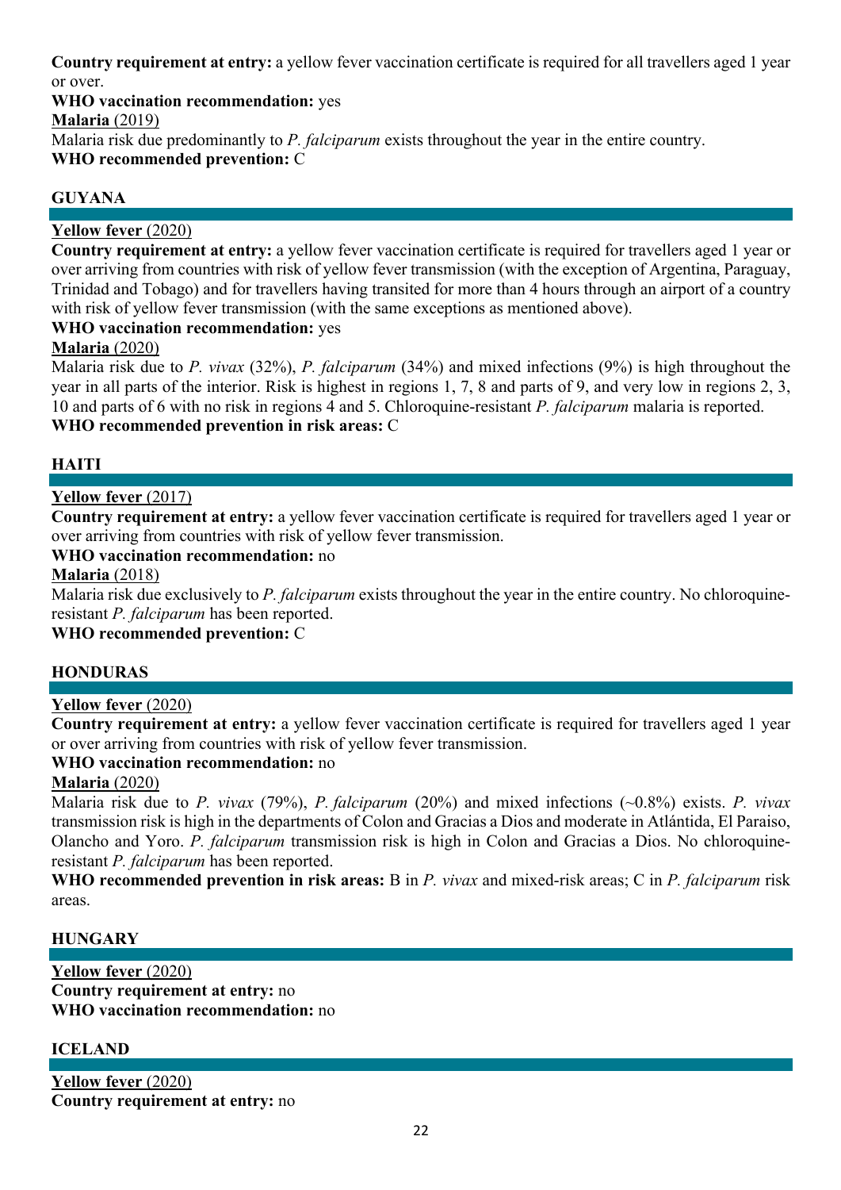**Country requirement at entry:** a yellow fever vaccination certificate is required for all travellers aged 1 year or over.

**WHO vaccination recommendation:** yes

**Malaria** (2019)

Malaria risk due predominantly to *P. falciparum* exists throughout the year in the entire country.

**WHO recommended prevention:** C

## GUYANA

**Yellow fever** (2020)

**Country requirement at entry:** a yellow fever vaccination certificate is required for travellers aged 1 year or over arriving from countries with risk of yellow fever transmission (with the exception of Argentina, Paraguay, Trinidad and Tobago) and for travellers having transited for more than 4 hours through an airport of a country with risk of yellow fever transmission (with the same exceptions as mentioned above).

**WHO vaccination recommendation:** yes

**Malaria** (2020)

Malaria risk due to *P. vivax* (32%), *P. falciparum* (34%) and mixed infections (9%) is high throughout the year in all parts of the interior. Risk is highest in regions 1, 7, 8 and parts of 9, and very low in regions 2, 3, 10 and parts of 6 with no risk in regions 4 and 5. Chloroquine-resistant *P. falciparum* malaria is reported.

**WHO recommended prevention in risk areas:** C

## HAITI

**Yellow fever** (2017)

**Country requirement at entry:** a yellow fever vaccination certificate is required for travellers aged 1 year or over arriving from countries with risk of yellow fever transmission.

**WHO vaccination recommendation:** no

**Malaria** (2018)

Malaria risk due exclusively to *P. falciparum* exists throughout the year in the entire country. No chloroquine-resistant *P. falciparum* has been reported.

**WHO recommended prevention:** C

## HONDURAS

**Yellow fever** (2020)

**Country requirement at entry:** a yellow fever vaccination certificate is required for travellers aged 1 year or over arriving from countries with risk of yellow fever transmission.

**WHO vaccination recommendation:** no

**Malaria** (2020)

Malaria risk due to *P. vivax* (79%), *P. falciparum* (20%) and mixed infections (~0.8%) exists. *P. vivax* transmission risk is high in the departments of Colon and Gracias a Dios and moderate in Atlántida, El Paraiso, Olancho and Yoro. *P. falciparum* transmission risk is high in Colon and Gracias a Dios. No chloroquine-resistant *P. falciparum* has been reported.

**WHO recommended prevention in risk areas:** B in *P. vivax* and mixed-risk areas; C in *P. falciparum* risk areas.

## HUNGARY

**Yellow fever** (2020)

**Country requirement at entry:** no

**WHO vaccination recommendation:** no

## ICELAND

**Yellow fever** (2020)

**Country requirement at entry:** no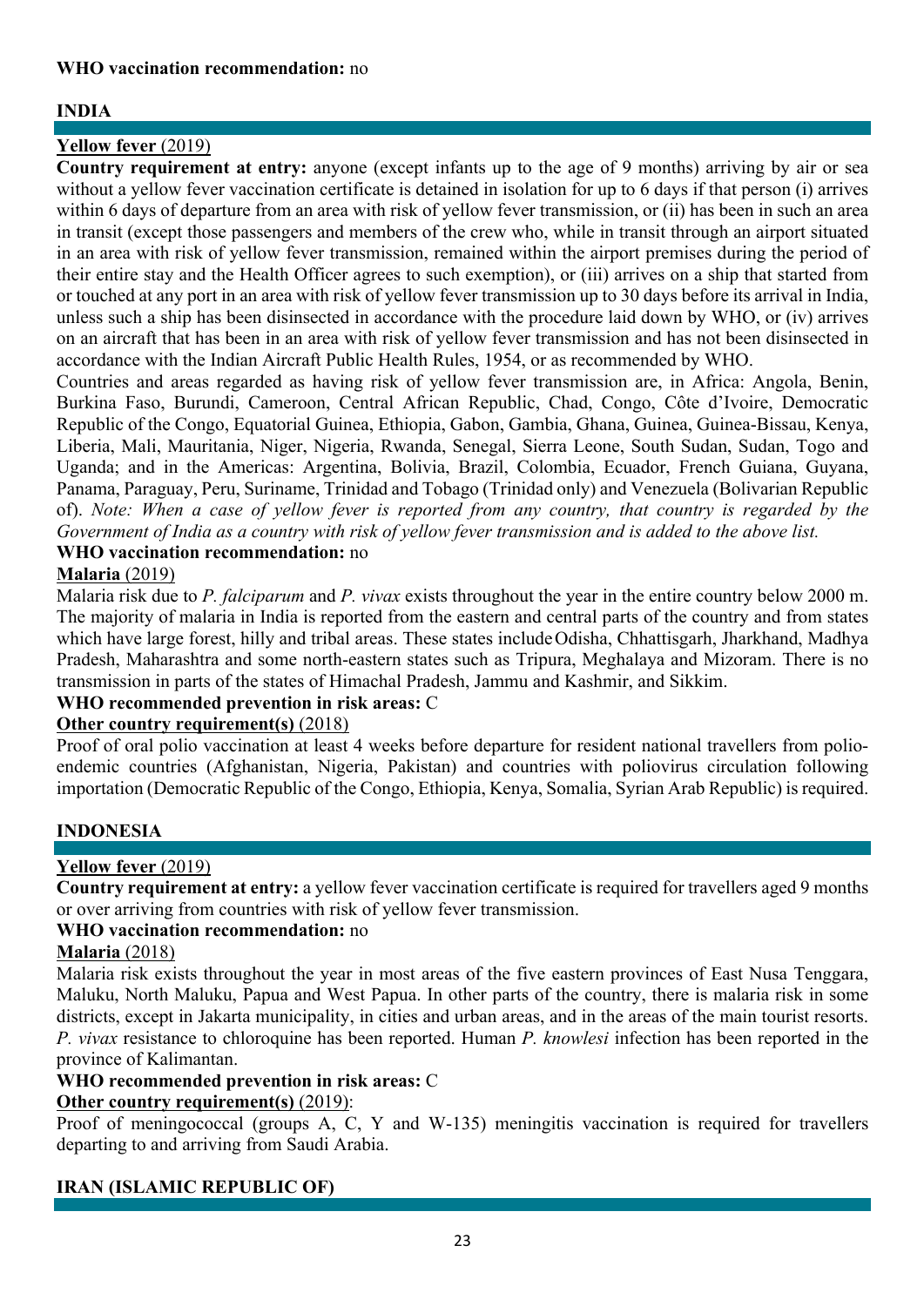**WHO vaccination recommendation:** no

## INDIA

**Yellow fever** (2019)

**Country requirement at entry:** anyone (except infants up to the age of 9 months) arriving by air or sea without a yellow fever vaccination certificate is detained in isolation for up to 6 days if that person (i) arrives within 6 days of departure from an area with risk of yellow fever transmission, or (ii) has been in such an area in transit (except those passengers and members of the crew who, while in transit through an airport situated in an area with risk of yellow fever transmission, remained within the airport premises during the period of their entire stay and the Health Officer agrees to such exemption), or (iii) arrives on a ship that started from or touched at any port in an area with risk of yellow fever transmission up to 30 days before its arrival in India, unless such a ship has been disinsected in accordance with the procedure laid down by WHO, or (iv) arrives on an aircraft that has been in an area with risk of yellow fever transmission and has not been disinsected in accordance with the Indian Aircraft Public Health Rules, 1954, or as recommended by WHO.

Countries and areas regarded as having risk of yellow fever transmission are, in Africa: Angola, Benin, Burkina Faso, Burundi, Cameroon, Central African Republic, Chad, Congo, Côte d'Ivoire, Democratic Republic of the Congo, Equatorial Guinea, Ethiopia, Gabon, Gambia, Ghana, Guinea, Guinea-Bissau, Kenya, Liberia, Mali, Mauritania, Niger, Nigeria, Rwanda, Senegal, Sierra Leone, South Sudan, Sudan, Togo and Uganda; and in the Americas: Argentina, Bolivia, Brazil, Colombia, Ecuador, French Guiana, Guyana, Panama, Paraguay, Peru, Suriname, Trinidad and Tobago (Trinidad only) and Venezuela (Bolivarian Republic of). *Note: When a case of yellow fever is reported from any country, that country is regarded by the Government of India as a country with risk of yellow fever transmission and is added to the above list.*

**WHO vaccination recommendation:** no

**Malaria** (2019)

Malaria risk due to *P. falciparum* and *P. vivax* exists throughout the year in the entire country below 2000 m. The majority of malaria in India is reported from the eastern and central parts of the country and from states which have large forest, hilly and tribal areas. These states include Odisha, Chhattisgarh, Jharkhand, Madhya Pradesh, Maharashtra and some north-eastern states such as Tripura, Meghalaya and Mizoram. There is no transmission in parts of the states of Himachal Pradesh, Jammu and Kashmir, and Sikkim.

**WHO recommended prevention in risk areas:** C

**Other country requirement(s)** (2018)

Proof of oral polio vaccination at least 4 weeks before departure for resident national travellers from polio-endemic countries (Afghanistan, Nigeria, Pakistan) and countries with poliovirus circulation following importation (Democratic Republic of the Congo, Ethiopia, Kenya, Somalia, Syrian Arab Republic) is required.

## INDONESIA

**Yellow fever** (2019)

**Country requirement at entry:** a yellow fever vaccination certificate is required for travellers aged 9 months or over arriving from countries with risk of yellow fever transmission.

**WHO vaccination recommendation:** no

**Malaria** (2018)

Malaria risk exists throughout the year in most areas of the five eastern provinces of East Nusa Tenggara, Maluku, North Maluku, Papua and West Papua. In other parts of the country, there is malaria risk in some districts, except in Jakarta municipality, in cities and urban areas, and in the areas of the main tourist resorts. *P. vivax* resistance to chloroquine has been reported. Human *P. knowlesi* infection has been reported in the province of Kalimantan.

**WHO recommended prevention in risk areas:** C

**Other country requirement(s)** (2019):

Proof of meningococcal (groups A, C, Y and W-135) meningitis vaccination is required for travellers departing to and arriving from Saudi Arabia.

## IRAN (ISLAMIC REPUBLIC OF)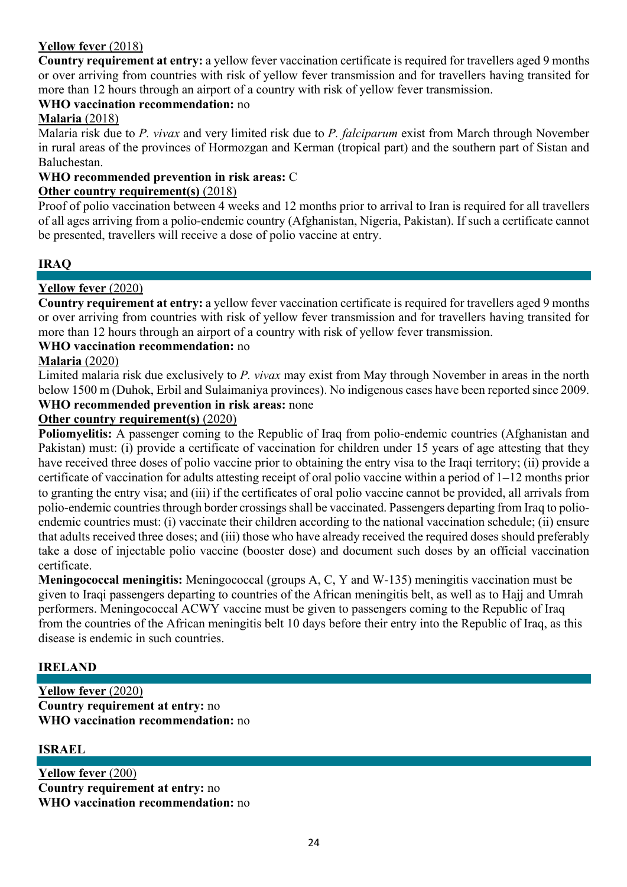**Yellow fever** (2018)

**Country requirement at entry:** a yellow fever vaccination certificate is required for travellers aged 9 months or over arriving from countries with risk of yellow fever transmission and for travellers having transited for more than 12 hours through an airport of a country with risk of yellow fever transmission.

**WHO vaccination recommendation:** no

**Malaria** (2018)

Malaria risk due to *P. vivax* and very limited risk due to *P. falciparum* exist from March through November in rural areas of the provinces of Hormozgan and Kerman (tropical part) and the southern part of Sistan and Baluchestan.

**WHO recommended prevention in risk areas:** C

**Other country requirement(s)** (2018)

Proof of polio vaccination between 4 weeks and 12 months prior to arrival to Iran is required for all travellers of all ages arriving from a polio-endemic country (Afghanistan, Nigeria, Pakistan). If such a certificate cannot be presented, travellers will receive a dose of polio vaccine at entry.

## IRAQ

**Yellow fever** (2020)

**Country requirement at entry:** a yellow fever vaccination certificate is required for travellers aged 9 months or over arriving from countries with risk of yellow fever transmission and for travellers having transited for more than 12 hours through an airport of a country with risk of yellow fever transmission.

**WHO vaccination recommendation:** no

**Malaria** (2020)

Limited malaria risk due exclusively to *P. vivax* may exist from May through November in areas in the north below 1500 m (Duhok, Erbil and Sulaimaniya provinces). No indigenous cases have been reported since 2009.

**WHO recommended prevention in risk areas:** none

**Other country requirement(s)** (2020)

**Poliomyelitis:** A passenger coming to the Republic of Iraq from polio-endemic countries (Afghanistan and Pakistan) must: (i) provide a certificate of vaccination for children under 15 years of age attesting that they have received three doses of polio vaccine prior to obtaining the entry visa to the Iraqi territory; (ii) provide a certificate of vaccination for adults attesting receipt of oral polio vaccine within a period of 1–12 months prior to granting the entry visa; and (iii) if the certificates of oral polio vaccine cannot be provided, all arrivals from polio-endemic countries through border crossings shall be vaccinated. Passengers departing from Iraq to polio-endemic countries must: (i) vaccinate their children according to the national vaccination schedule; (ii) ensure that adults received three doses; and (iii) those who have already received the required doses should preferably take a dose of injectable polio vaccine (booster dose) and document such doses by an official vaccination certificate.

**Meningococcal meningitis:** Meningococcal (groups A, C, Y and W-135) meningitis vaccination must be given to Iraqi passengers departing to countries of the African meningitis belt, as well as to Hajj and Umrah performers. Meningococcal ACWY vaccine must be given to passengers coming to the Republic of Iraq from the countries of the African meningitis belt 10 days before their entry into the Republic of Iraq, as this disease is endemic in such countries.

## IRELAND

**Yellow fever** (2020)

**Country requirement at entry:** no

**WHO vaccination recommendation:** no

## ISRAEL

**Yellow fever** (200)

**Country requirement at entry:** no

**WHO vaccination recommendation:** no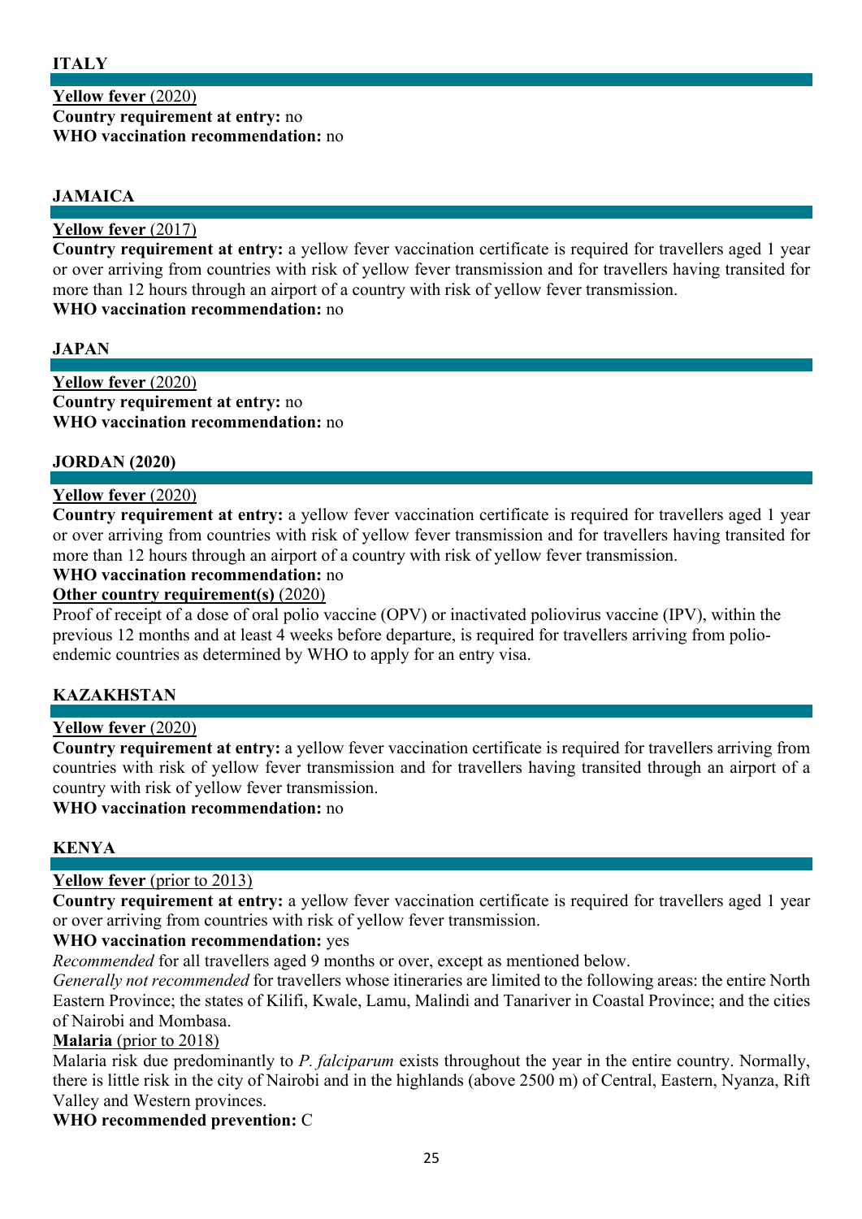## ITALY

**Yellow fever** (2020)
**Country requirement at entry:** no
**WHO vaccination recommendation:** no

## JAMAICA

**Yellow fever** (2017)
**Country requirement at entry:** a yellow fever vaccination certificate is required for travellers aged 1 year or over arriving from countries with risk of yellow fever transmission and for travellers having transited for more than 12 hours through an airport of a country with risk of yellow fever transmission.
**WHO vaccination recommendation:** no

## JAPAN

**Yellow fever** (2020)
**Country requirement at entry:** no
**WHO vaccination recommendation:** no

## JORDAN (2020)

**Yellow fever** (2020)
**Country requirement at entry:** a yellow fever vaccination certificate is required for travellers aged 1 year or over arriving from countries with risk of yellow fever transmission and for travellers having transited for more than 12 hours through an airport of a country with risk of yellow fever transmission.
**WHO vaccination recommendation:** no
**Other country requirement(s)** (2020)
Proof of receipt of a dose of oral polio vaccine (OPV) or inactivated poliovirus vaccine (IPV), within the previous 12 months and at least 4 weeks before departure, is required for travellers arriving from polio-endemic countries as determined by WHO to apply for an entry visa.

## KAZAKHSTAN

**Yellow fever** (2020)
**Country requirement at entry:** a yellow fever vaccination certificate is required for travellers arriving from countries with risk of yellow fever transmission and for travellers having transited through an airport of a country with risk of yellow fever transmission.
**WHO vaccination recommendation:** no

## KENYA

**Yellow fever** (prior to 2013)
**Country requirement at entry:** a yellow fever vaccination certificate is required for travellers aged 1 year or over arriving from countries with risk of yellow fever transmission.
**WHO vaccination recommendation:** yes
*Recommended* for all travellers aged 9 months or over, except as mentioned below.
*Generally not recommended* for travellers whose itineraries are limited to the following areas: the entire North Eastern Province; the states of Kilifi, Kwale, Lamu, Malindi and Tanariver in Coastal Province; and the cities of Nairobi and Mombasa.
**Malaria** (prior to 2018)
Malaria risk due predominantly to *P. falciparum* exists throughout the year in the entire country. Normally, there is little risk in the city of Nairobi and in the highlands (above 2500 m) of Central, Eastern, Nyanza, Rift Valley and Western provinces.
**WHO recommended prevention:** C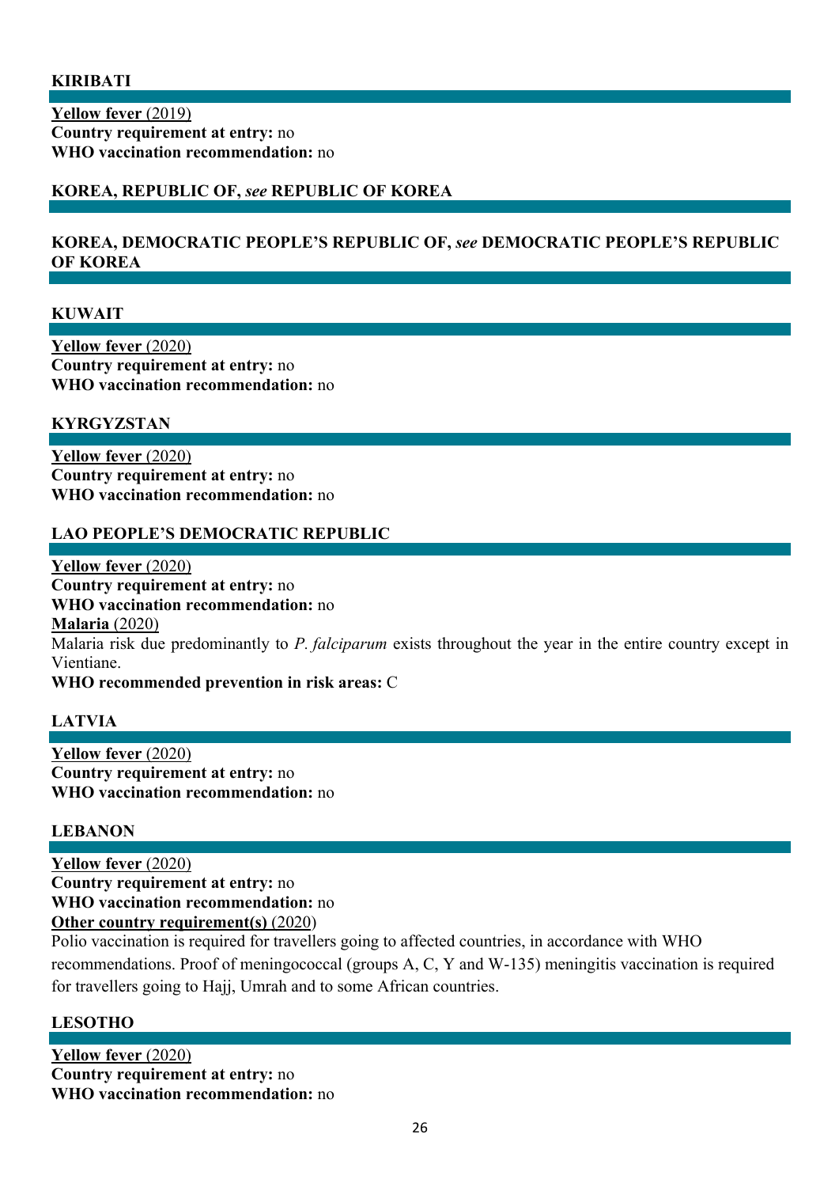## KIRIBATI

**Yellow fever** (2019)
**Country requirement at entry:** no
**WHO vaccination recommendation:** no

## KOREA, REPUBLIC OF, *see* REPUBLIC OF KOREA

## KOREA, DEMOCRATIC PEOPLE'S REPUBLIC OF, *see* DEMOCRATIC PEOPLE'S REPUBLIC OF KOREA

## KUWAIT

**Yellow fever** (2020)
**Country requirement at entry:** no
**WHO vaccination recommendation:** no

## KYRGYZSTAN

**Yellow fever** (2020)
**Country requirement at entry:** no
**WHO vaccination recommendation:** no

## LAO PEOPLE'S DEMOCRATIC REPUBLIC

**Yellow fever** (2020)
**Country requirement at entry:** no
**WHO vaccination recommendation:** no
**Malaria** (2020)
Malaria risk due predominantly to *P. falciparum* exists throughout the year in the entire country except in Vientiane.
**WHO recommended prevention in risk areas:** C

## LATVIA

**Yellow fever** (2020)
**Country requirement at entry:** no
**WHO vaccination recommendation:** no

## LEBANON

**Yellow fever** (2020)
**Country requirement at entry:** no
**WHO vaccination recommendation:** no
**Other country requirement(s)** (2020)
Polio vaccination is required for travellers going to affected countries, in accordance with WHO recommendations. Proof of meningococcal (groups A, C, Y and W-135) meningitis vaccination is required for travellers going to Hajj, Umrah and to some African countries.

## LESOTHO

**Yellow fever** (2020)
**Country requirement at entry:** no
**WHO vaccination recommendation:** no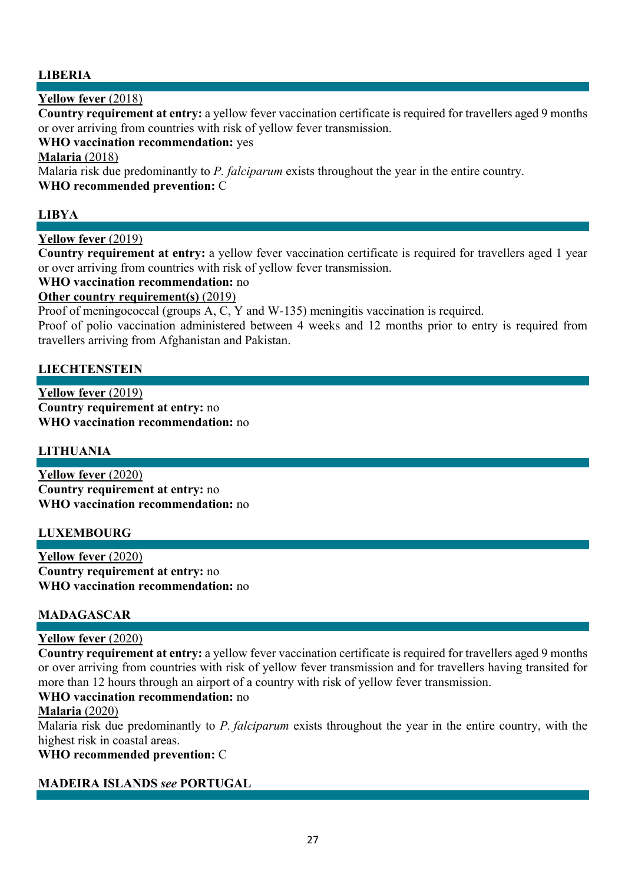## LIBERIA

**Yellow fever** (2018)
**Country requirement at entry:** a yellow fever vaccination certificate is required for travellers aged 9 months or over arriving from countries with risk of yellow fever transmission.
**WHO vaccination recommendation:** yes
**Malaria** (2018)
Malaria risk due predominantly to *P. falciparum* exists throughout the year in the entire country.
**WHO recommended prevention:** C

## LIBYA

**Yellow fever** (2019)
**Country requirement at entry:** a yellow fever vaccination certificate is required for travellers aged 1 year or over arriving from countries with risk of yellow fever transmission.
**WHO vaccination recommendation:** no
**Other country requirement(s)** (2019)
Proof of meningococcal (groups A, C, Y and W-135) meningitis vaccination is required.
Proof of polio vaccination administered between 4 weeks and 12 months prior to entry is required from travellers arriving from Afghanistan and Pakistan.

## LIECHTENSTEIN

**Yellow fever** (2019)
**Country requirement at entry:** no
**WHO vaccination recommendation:** no

## LITHUANIA

**Yellow fever** (2020)
**Country requirement at entry:** no
**WHO vaccination recommendation:** no

## LUXEMBOURG

**Yellow fever** (2020)
**Country requirement at entry:** no
**WHO vaccination recommendation:** no

## MADAGASCAR

**Yellow fever** (2020)
**Country requirement at entry:** a yellow fever vaccination certificate is required for travellers aged 9 months or over arriving from countries with risk of yellow fever transmission and for travellers having transited for more than 12 hours through an airport of a country with risk of yellow fever transmission.
**WHO vaccination recommendation:** no
**Malaria** (2020)
Malaria risk due predominantly to *P. falciparum* exists throughout the year in the entire country, with the highest risk in coastal areas.
**WHO recommended prevention:** C

## MADEIRA ISLANDS *see* PORTUGAL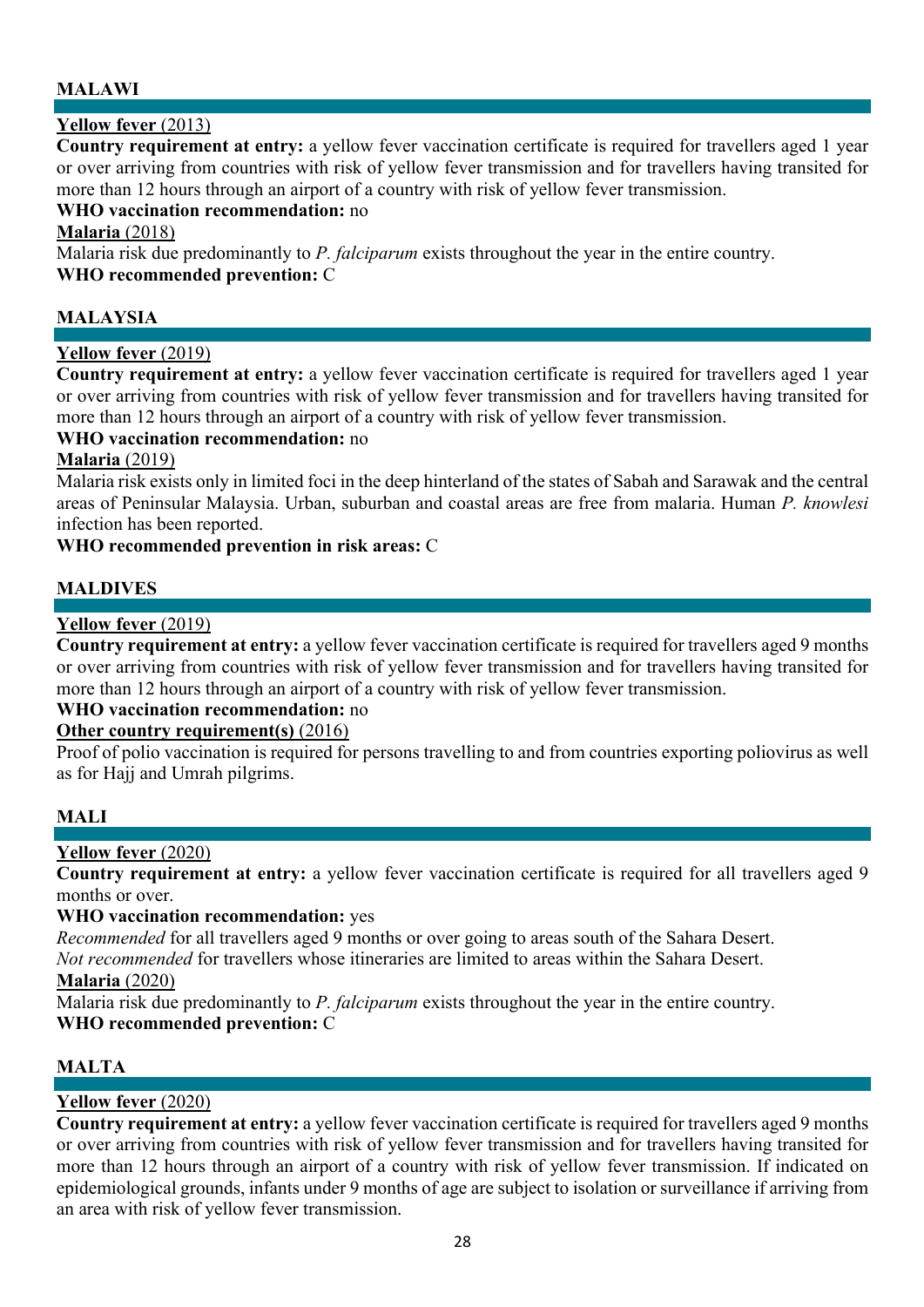## MALAWI

**Yellow fever** (2013)
**Country requirement at entry:** a yellow fever vaccination certificate is required for travellers aged 1 year or over arriving from countries with risk of yellow fever transmission and for travellers having transited for more than 12 hours through an airport of a country with risk of yellow fever transmission.
**WHO vaccination recommendation:** no
**Malaria** (2018)
Malaria risk due predominantly to *P. falciparum* exists throughout the year in the entire country.
**WHO recommended prevention:** C

## MALAYSIA

**Yellow fever** (2019)
**Country requirement at entry:** a yellow fever vaccination certificate is required for travellers aged 1 year or over arriving from countries with risk of yellow fever transmission and for travellers having transited for more than 12 hours through an airport of a country with risk of yellow fever transmission.
**WHO vaccination recommendation:** no
**Malaria** (2019)
Malaria risk exists only in limited foci in the deep hinterland of the states of Sabah and Sarawak and the central areas of Peninsular Malaysia. Urban, suburban and coastal areas are free from malaria. Human *P. knowlesi* infection has been reported.
**WHO recommended prevention in risk areas:** C

## MALDIVES

**Yellow fever** (2019)
**Country requirement at entry:** a yellow fever vaccination certificate is required for travellers aged 9 months or over arriving from countries with risk of yellow fever transmission and for travellers having transited for more than 12 hours through an airport of a country with risk of yellow fever transmission.
**WHO vaccination recommendation:** no
**Other country requirement(s)** (2016)
Proof of polio vaccination is required for persons travelling to and from countries exporting poliovirus as well as for Hajj and Umrah pilgrims.

## MALI

**Yellow fever** (2020)
**Country requirement at entry:** a yellow fever vaccination certificate is required for all travellers aged 9 months or over.
**WHO vaccination recommendation:** yes
*Recommended* for all travellers aged 9 months or over going to areas south of the Sahara Desert.
*Not recommended* for travellers whose itineraries are limited to areas within the Sahara Desert.
**Malaria** (2020)
Malaria risk due predominantly to *P. falciparum* exists throughout the year in the entire country.
**WHO recommended prevention:** C

## MALTA

**Yellow fever** (2020)
**Country requirement at entry:** a yellow fever vaccination certificate is required for travellers aged 9 months or over arriving from countries with risk of yellow fever transmission and for travellers having transited for more than 12 hours through an airport of a country with risk of yellow fever transmission. If indicated on epidemiological grounds, infants under 9 months of age are subject to isolation or surveillance if arriving from an area with risk of yellow fever transmission.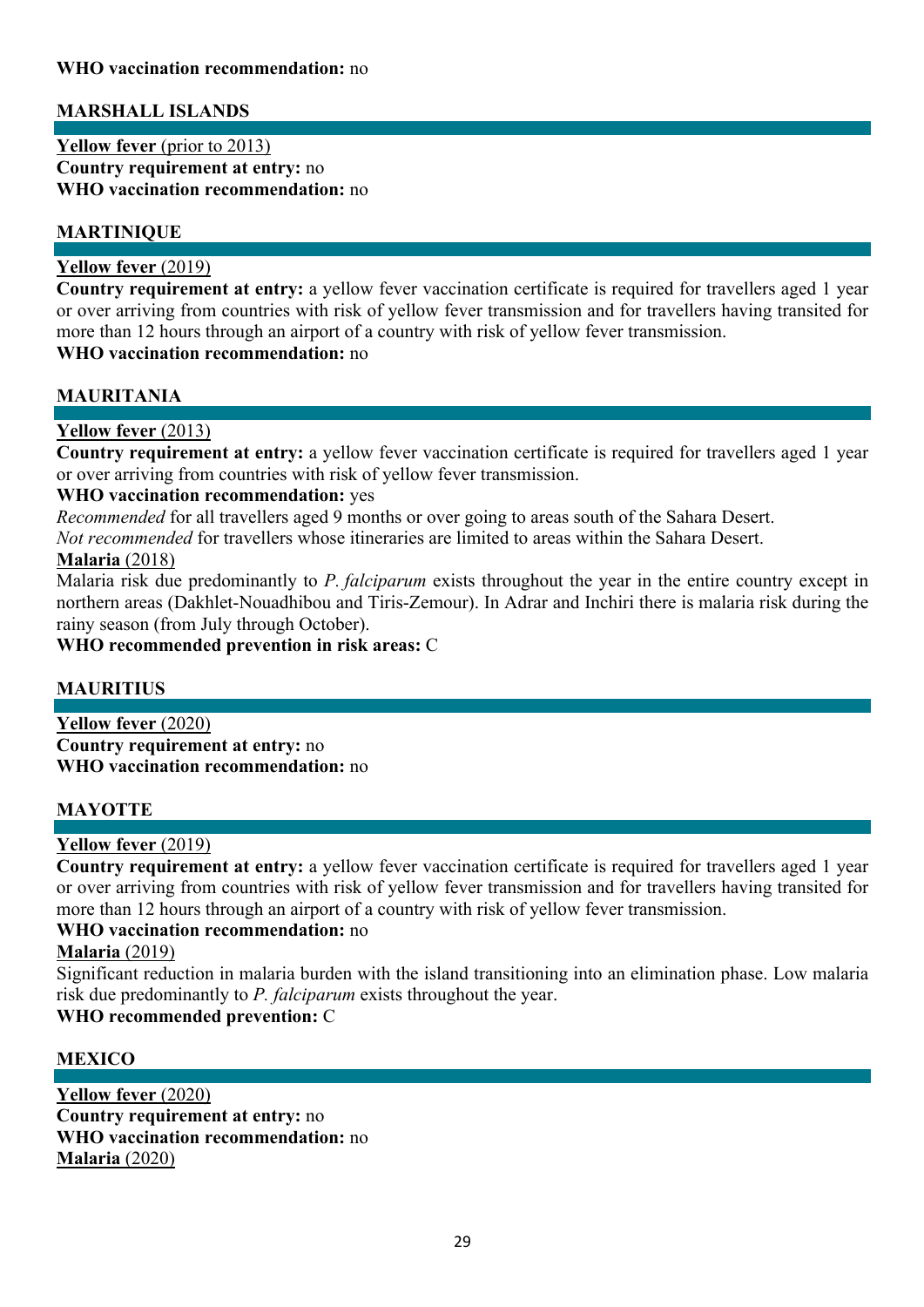**WHO vaccination recommendation:** no

## MARSHALL ISLANDS

**Yellow fever** (prior to 2013)
**Country requirement at entry:** no
**WHO vaccination recommendation:** no

## MARTINIQUE

**Yellow fever** (2019)
**Country requirement at entry:** a yellow fever vaccination certificate is required for travellers aged 1 year or over arriving from countries with risk of yellow fever transmission and for travellers having transited for more than 12 hours through an airport of a country with risk of yellow fever transmission.
**WHO vaccination recommendation:** no

## MAURITANIA

**Yellow fever** (2013)
**Country requirement at entry:** a yellow fever vaccination certificate is required for travellers aged 1 year or over arriving from countries with risk of yellow fever transmission.
**WHO vaccination recommendation:** yes
*Recommended* for all travellers aged 9 months or over going to areas south of the Sahara Desert.
*Not recommended* for travellers whose itineraries are limited to areas within the Sahara Desert.
**Malaria** (2018)
Malaria risk due predominantly to *P. falciparum* exists throughout the year in the entire country except in northern areas (Dakhlet-Nouadhibou and Tiris-Zemour). In Adrar and Inchiri there is malaria risk during the rainy season (from July through October).
**WHO recommended prevention in risk areas:** C

## MAURITIUS

**Yellow fever** (2020)
**Country requirement at entry:** no
**WHO vaccination recommendation:** no

## MAYOTTE

**Yellow fever** (2019)
**Country requirement at entry:** a yellow fever vaccination certificate is required for travellers aged 1 year or over arriving from countries with risk of yellow fever transmission and for travellers having transited for more than 12 hours through an airport of a country with risk of yellow fever transmission.
**WHO vaccination recommendation:** no
**Malaria** (2019)
Significant reduction in malaria burden with the island transitioning into an elimination phase. Low malaria risk due predominantly to *P. falciparum* exists throughout the year.
**WHO recommended prevention:** C

## MEXICO

**Yellow fever** (2020)
**Country requirement at entry:** no
**WHO vaccination recommendation:** no
**Malaria** (2020)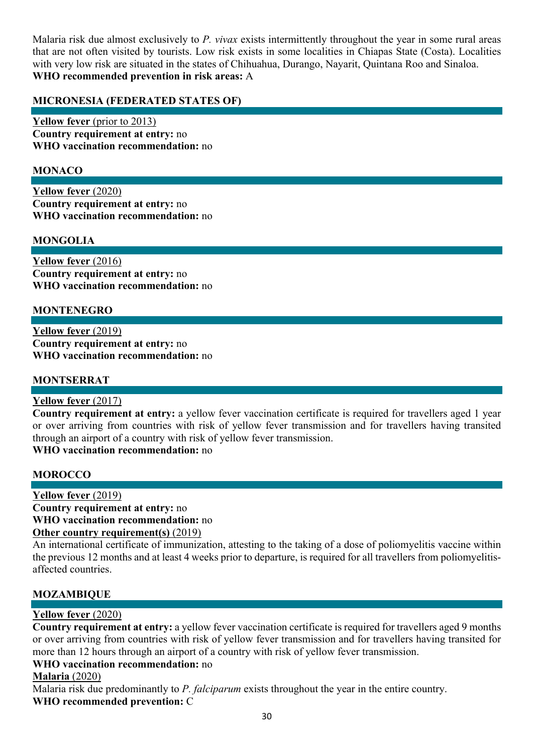Malaria risk due almost exclusively to *P. vivax* exists intermittently throughout the year in some rural areas that are not often visited by tourists. Low risk exists in some localities in Chiapas State (Costa). Localities with very low risk are situated in the states of Chihuahua, Durango, Nayarit, Quintana Roo and Sinaloa.
**WHO recommended prevention in risk areas:** A

## MICRONESIA (FEDERATED STATES OF)

**Yellow fever** (prior to 2013)
**Country requirement at entry:** no
**WHO vaccination recommendation:** no

## MONACO

**Yellow fever** (2020)
**Country requirement at entry:** no
**WHO vaccination recommendation:** no

## MONGOLIA

**Yellow fever** (2016)
**Country requirement at entry:** no
**WHO vaccination recommendation:** no

## MONTENEGRO

**Yellow fever** (2019)
**Country requirement at entry:** no
**WHO vaccination recommendation:** no

## MONTSERRAT

**Yellow fever** (2017)
**Country requirement at entry:** a yellow fever vaccination certificate is required for travellers aged 1 year or over arriving from countries with risk of yellow fever transmission and for travellers having transited through an airport of a country with risk of yellow fever transmission.
**WHO vaccination recommendation:** no

## MOROCCO

**Yellow fever** (2019)
**Country requirement at entry:** no
**WHO vaccination recommendation:** no
**Other country requirement(s)** (2019)
An international certificate of immunization, attesting to the taking of a dose of poliomyelitis vaccine within the previous 12 months and at least 4 weeks prior to departure, is required for all travellers from poliomyelitis-affected countries.

## MOZAMBIQUE

**Yellow fever** (2020)
**Country requirement at entry:** a yellow fever vaccination certificate is required for travellers aged 9 months or over arriving from countries with risk of yellow fever transmission and for travellers having transited for more than 12 hours through an airport of a country with risk of yellow fever transmission.
**WHO vaccination recommendation:** no
**Malaria** (2020)
Malaria risk due predominantly to *P. falciparum* exists throughout the year in the entire country.
**WHO recommended prevention:** C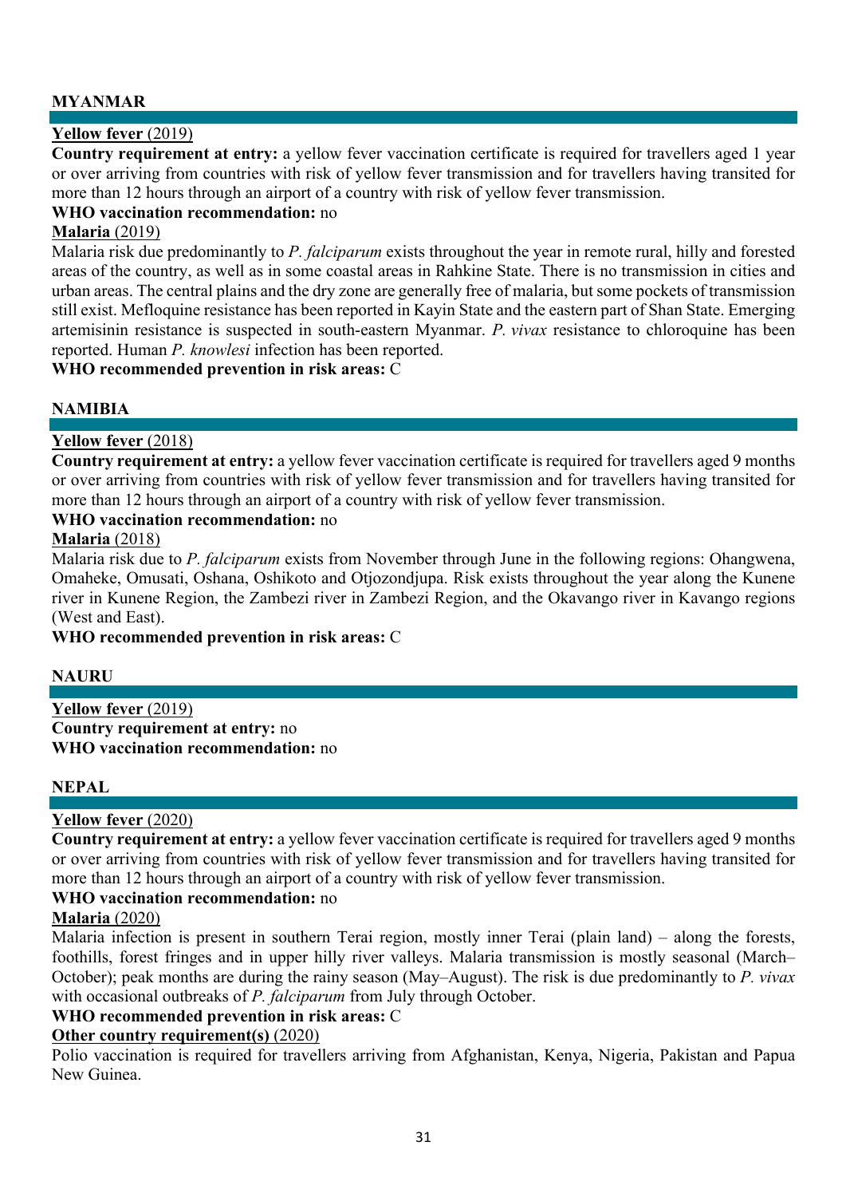## MYANMAR

**Yellow fever** (2019)
**Country requirement at entry:** a yellow fever vaccination certificate is required for travellers aged 1 year or over arriving from countries with risk of yellow fever transmission and for travellers having transited for more than 12 hours through an airport of a country with risk of yellow fever transmission.
**WHO vaccination recommendation:** no

**Malaria** (2019)
Malaria risk due predominantly to *P. falciparum* exists throughout the year in remote rural, hilly and forested areas of the country, as well as in some coastal areas in Rahkine State. There is no transmission in cities and urban areas. The central plains and the dry zone are generally free of malaria, but some pockets of transmission still exist. Mefloquine resistance has been reported in Kayin State and the eastern part of Shan State. Emerging artemisinin resistance is suspected in south-eastern Myanmar. *P. vivax* resistance to chloroquine has been reported. Human *P. knowlesi* infection has been reported.
**WHO recommended prevention in risk areas:** C

## NAMIBIA

**Yellow fever** (2018)
**Country requirement at entry:** a yellow fever vaccination certificate is required for travellers aged 9 months or over arriving from countries with risk of yellow fever transmission and for travellers having transited for more than 12 hours through an airport of a country with risk of yellow fever transmission.
**WHO vaccination recommendation:** no

**Malaria** (2018)
Malaria risk due to *P. falciparum* exists from November through June in the following regions: Ohangwena, Omaheke, Omusati, Oshana, Oshikoto and Otjozondjupa. Risk exists throughout the year along the Kunene river in Kunene Region, the Zambezi river in Zambezi Region, and the Okavango river in Kavango regions (West and East).
**WHO recommended prevention in risk areas:** C

## NAURU

**Yellow fever** (2019)
**Country requirement at entry:** no
**WHO vaccination recommendation:** no

## NEPAL

**Yellow fever** (2020)
**Country requirement at entry:** a yellow fever vaccination certificate is required for travellers aged 9 months or over arriving from countries with risk of yellow fever transmission and for travellers having transited for more than 12 hours through an airport of a country with risk of yellow fever transmission.
**WHO vaccination recommendation:** no

**Malaria** (2020)
Malaria infection is present in southern Terai region, mostly inner Terai (plain land) – along the forests, foothills, forest fringes and in upper hilly river valleys. Malaria transmission is mostly seasonal (March–October); peak months are during the rainy season (May–August). The risk is due predominantly to *P. vivax* with occasional outbreaks of *P. falciparum* from July through October.
**WHO recommended prevention in risk areas:** C

**Other country requirement(s)** (2020)
Polio vaccination is required for travellers arriving from Afghanistan, Kenya, Nigeria, Pakistan and Papua New Guinea.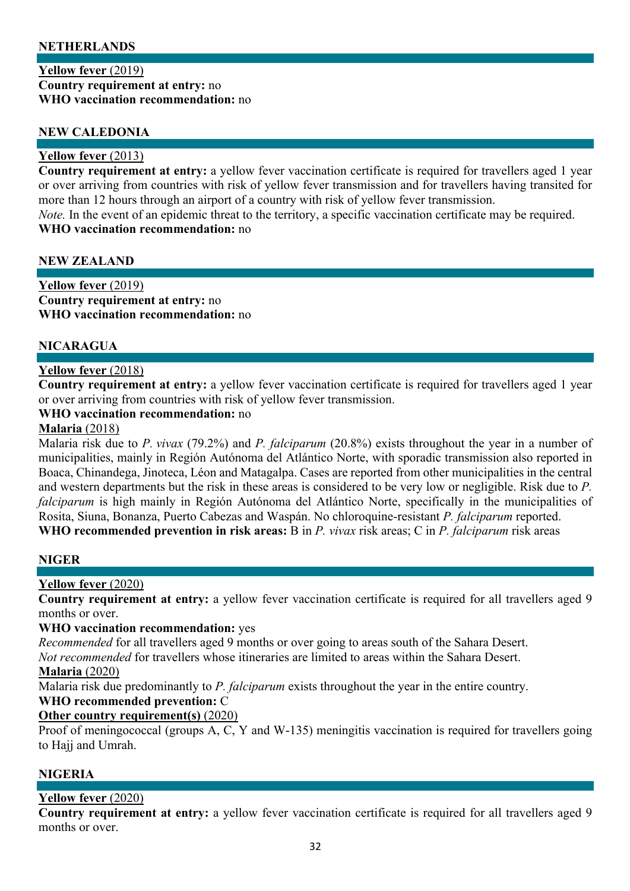## NETHERLANDS

**Yellow fever** (2019)
**Country requirement at entry:** no
**WHO vaccination recommendation:** no

## NEW CALEDONIA

**Yellow fever** (2013)
**Country requirement at entry:** a yellow fever vaccination certificate is required for travellers aged 1 year or over arriving from countries with risk of yellow fever transmission and for travellers having transited for more than 12 hours through an airport of a country with risk of yellow fever transmission.
*Note.* In the event of an epidemic threat to the territory, a specific vaccination certificate may be required.
**WHO vaccination recommendation:** no

## NEW ZEALAND

**Yellow fever** (2019)
**Country requirement at entry:** no
**WHO vaccination recommendation:** no

## NICARAGUA

**Yellow fever** (2018)
**Country requirement at entry:** a yellow fever vaccination certificate is required for travellers aged 1 year or over arriving from countries with risk of yellow fever transmission.
**WHO vaccination recommendation:** no
**Malaria** (2018)
Malaria risk due to *P. vivax* (79.2%) and *P. falciparum* (20.8%) exists throughout the year in a number of municipalities, mainly in Región Autónoma del Atlántico Norte, with sporadic transmission also reported in Boaca, Chinandega, Jinoteca, Léon and Matagalpa. Cases are reported from other municipalities in the central and western departments but the risk in these areas is considered to be very low or negligible. Risk due to *P. falciparum* is high mainly in Región Autónoma del Atlántico Norte, specifically in the municipalities of Rosita, Siuna, Bonanza, Puerto Cabezas and Waspán. No chloroquine-resistant *P. falciparum* reported.
**WHO recommended prevention in risk areas:** B in *P. vivax* risk areas; C in *P. falciparum* risk areas

## NIGER

**Yellow fever** (2020)
**Country requirement at entry:** a yellow fever vaccination certificate is required for all travellers aged 9 months or over.
**WHO vaccination recommendation:** yes
*Recommended* for all travellers aged 9 months or over going to areas south of the Sahara Desert.
*Not recommended* for travellers whose itineraries are limited to areas within the Sahara Desert.
**Malaria** (2020)
Malaria risk due predominantly to *P. falciparum* exists throughout the year in the entire country.
**WHO recommended prevention:** C
**Other country requirement(s)** (2020)
Proof of meningococcal (groups A, C, Y and W-135) meningitis vaccination is required for travellers going to Hajj and Umrah.

## NIGERIA

**Yellow fever** (2020)
**Country requirement at entry:** a yellow fever vaccination certificate is required for all travellers aged 9 months or over.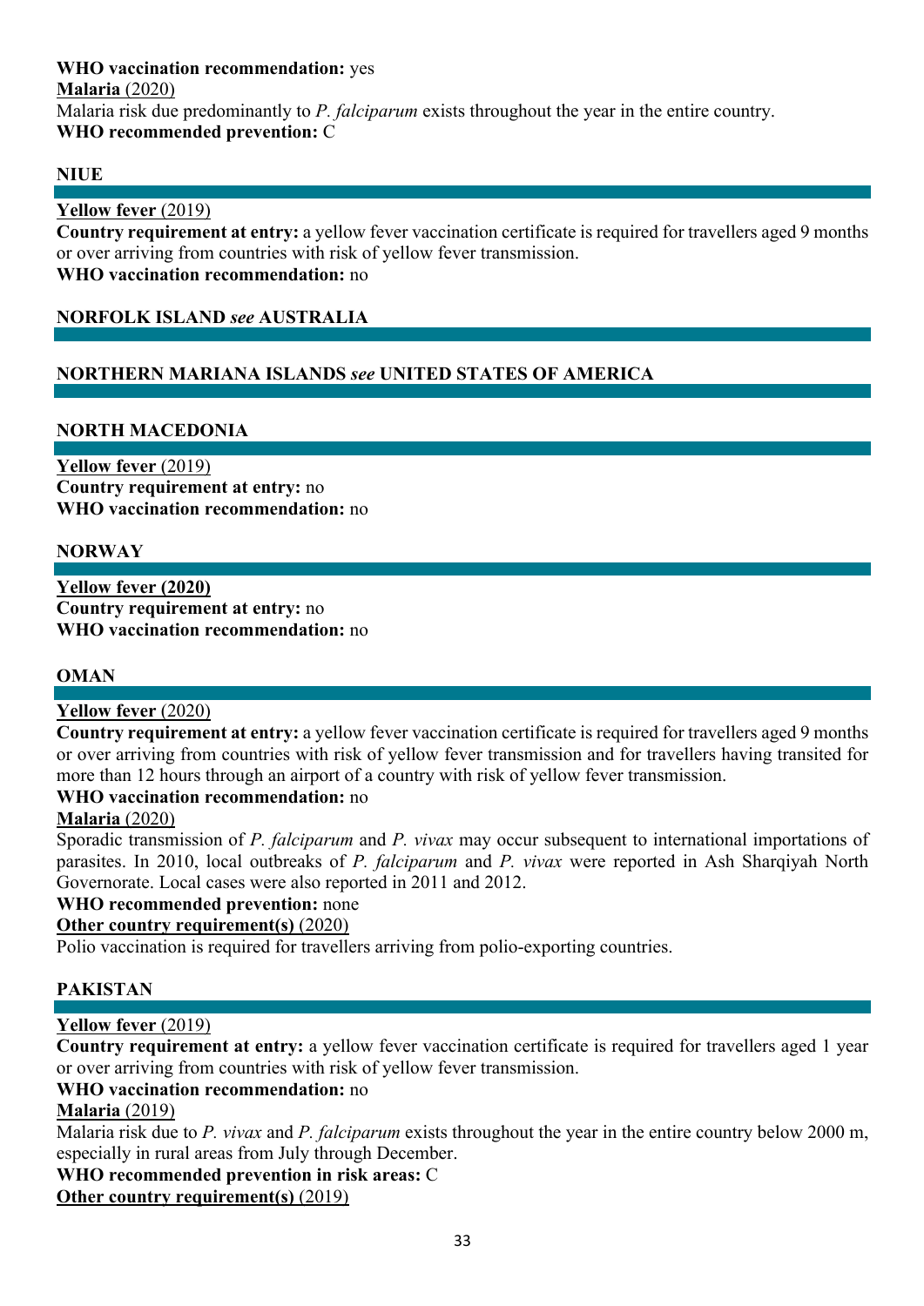**WHO vaccination recommendation:** yes

**Malaria** (2020)

Malaria risk due predominantly to *P. falciparum* exists throughout the year in the entire country.

**WHO recommended prevention:** C

## NIUE

**Yellow fever** (2019)

**Country requirement at entry:** a yellow fever vaccination certificate is required for travellers aged 9 months or over arriving from countries with risk of yellow fever transmission.

**WHO vaccination recommendation:** no

## NORFOLK ISLAND *see* AUSTRALIA

## NORTHERN MARIANA ISLANDS *see* UNITED STATES OF AMERICA

## NORTH MACEDONIA

**Yellow fever** (2019)

**Country requirement at entry:** no

**WHO vaccination recommendation:** no

## NORWAY

**Yellow fever (2020)**

**Country requirement at entry:** no

**WHO vaccination recommendation:** no

## OMAN

**Yellow fever** (2020)

**Country requirement at entry:** a yellow fever vaccination certificate is required for travellers aged 9 months or over arriving from countries with risk of yellow fever transmission and for travellers having transited for more than 12 hours through an airport of a country with risk of yellow fever transmission.

**WHO vaccination recommendation:** no

**Malaria** (2020)

Sporadic transmission of *P. falciparum* and *P. vivax* may occur subsequent to international importations of parasites. In 2010, local outbreaks of *P. falciparum* and *P. vivax* were reported in Ash Sharqiyah North Governorate. Local cases were also reported in 2011 and 2012.

**WHO recommended prevention:** none

**Other country requirement(s)** (2020)

Polio vaccination is required for travellers arriving from polio-exporting countries.

## PAKISTAN

**Yellow fever** (2019)

**Country requirement at entry:** a yellow fever vaccination certificate is required for travellers aged 1 year or over arriving from countries with risk of yellow fever transmission.

**WHO vaccination recommendation:** no

**Malaria** (2019)

Malaria risk due to *P. vivax* and *P. falciparum* exists throughout the year in the entire country below 2000 m, especially in rural areas from July through December.

**WHO recommended prevention in risk areas:** C

**Other country requirement(s)** (2019)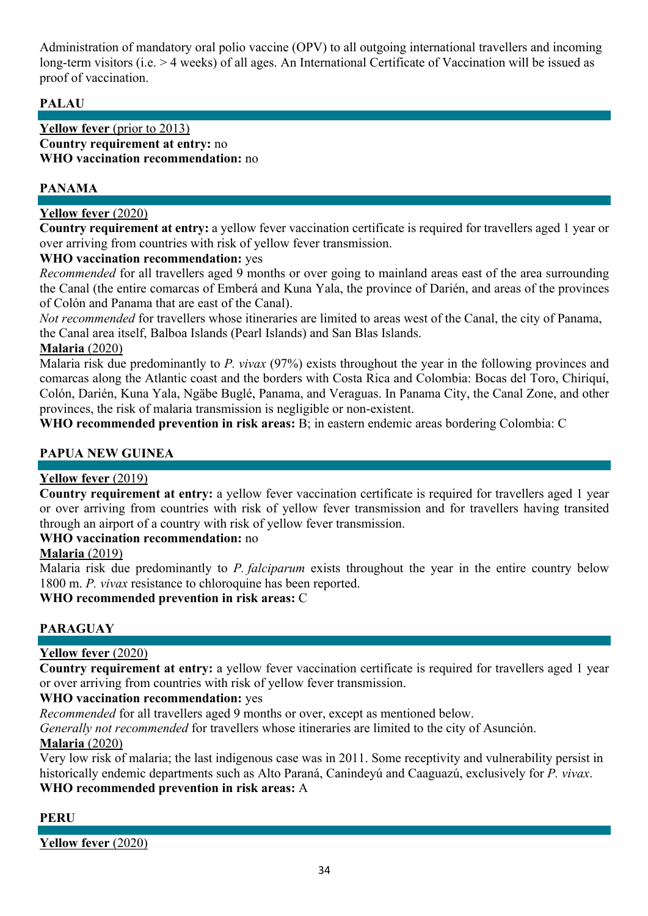Administration of mandatory oral polio vaccine (OPV) to all outgoing international travellers and incoming long-term visitors (i.e. > 4 weeks) of all ages. An International Certificate of Vaccination will be issued as proof of vaccination.

## PALAU

**Yellow fever** (prior to 2013)
**Country requirement at entry:** no
**WHO vaccination recommendation:** no

## PANAMA

**Yellow fever** (2020)
**Country requirement at entry:** a yellow fever vaccination certificate is required for travellers aged 1 year or over arriving from countries with risk of yellow fever transmission.
**WHO vaccination recommendation:** yes
*Recommended* for all travellers aged 9 months or over going to mainland areas east of the area surrounding the Canal (the entire comarcas of Emberá and Kuna Yala, the province of Darién, and areas of the provinces of Colón and Panama that are east of the Canal).
*Not recommended* for travellers whose itineraries are limited to areas west of the Canal, the city of Panama, the Canal area itself, Balboa Islands (Pearl Islands) and San Blas Islands.
**Malaria** (2020)
Malaria risk due predominantly to *P. vivax* (97%) exists throughout the year in the following provinces and comarcas along the Atlantic coast and the borders with Costa Rica and Colombia: Bocas del Toro, Chiriquí, Colón, Darién, Kuna Yala, Ngäbe Buglé, Panama, and Veraguas. In Panama City, the Canal Zone, and other provinces, the risk of malaria transmission is negligible or non-existent.
**WHO recommended prevention in risk areas:** B; in eastern endemic areas bordering Colombia: C

## PAPUA NEW GUINEA

**Yellow fever** (2019)
**Country requirement at entry:** a yellow fever vaccination certificate is required for travellers aged 1 year or over arriving from countries with risk of yellow fever transmission and for travellers having transited through an airport of a country with risk of yellow fever transmission.
**WHO vaccination recommendation:** no
**Malaria** (2019)
Malaria risk due predominantly to *P. falciparum* exists throughout the year in the entire country below 1800 m. *P. vivax* resistance to chloroquine has been reported.
**WHO recommended prevention in risk areas:** C

## PARAGUAY

**Yellow fever** (2020)
**Country requirement at entry:** a yellow fever vaccination certificate is required for travellers aged 1 year or over arriving from countries with risk of yellow fever transmission.
**WHO vaccination recommendation:** yes
*Recommended* for all travellers aged 9 months or over, except as mentioned below.
*Generally not recommended* for travellers whose itineraries are limited to the city of Asunción.
**Malaria** (2020)
Very low risk of malaria; the last indigenous case was in 2011. Some receptivity and vulnerability persist in historically endemic departments such as Alto Paraná, Canindeyú and Caaguazú, exclusively for *P. vivax*.
**WHO recommended prevention in risk areas:** A

## PERU

**Yellow fever** (2020)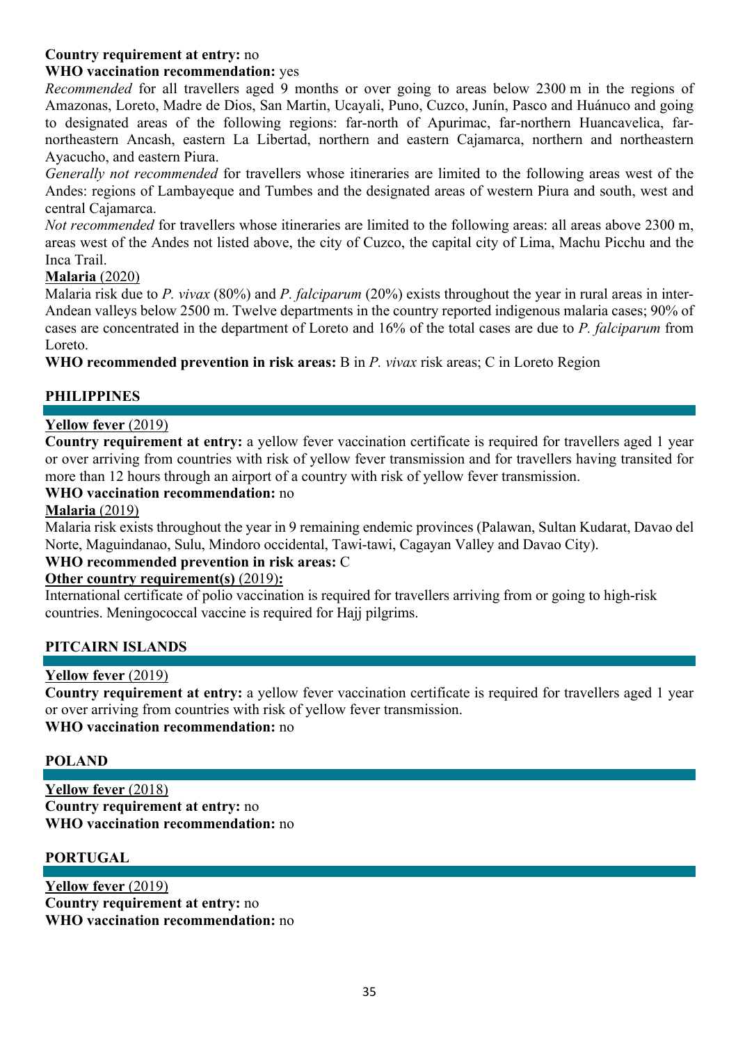**Country requirement at entry:** no

**WHO vaccination recommendation:** yes

*Recommended* for all travellers aged 9 months or over going to areas below 2300 m in the regions of Amazonas, Loreto, Madre de Dios, San Martin, Ucayali, Puno, Cuzco, Junín, Pasco and Huánuco and going to designated areas of the following regions: far-north of Apurimac, far-northern Huancavelica, far-northeastern Ancash, eastern La Libertad, northern and eastern Cajamarca, northern and northeastern Ayacucho, and eastern Piura.

*Generally not recommended* for travellers whose itineraries are limited to the following areas west of the Andes: regions of Lambayeque and Tumbes and the designated areas of western Piura and south, west and central Cajamarca.

*Not recommended* for travellers whose itineraries are limited to the following areas: all areas above 2300 m, areas west of the Andes not listed above, the city of Cuzco, the capital city of Lima, Machu Picchu and the Inca Trail.

**Malaria** (2020)

Malaria risk due to *P. vivax* (80%) and *P. falciparum* (20%) exists throughout the year in rural areas in inter-Andean valleys below 2500 m. Twelve departments in the country reported indigenous malaria cases; 90% of cases are concentrated in the department of Loreto and 16% of the total cases are due to *P. falciparum* from Loreto.

**WHO recommended prevention in risk areas:** B in *P. vivax* risk areas; C in Loreto Region

## PHILIPPINES

**Yellow fever** (2019)

**Country requirement at entry:** a yellow fever vaccination certificate is required for travellers aged 1 year or over arriving from countries with risk of yellow fever transmission and for travellers having transited for more than 12 hours through an airport of a country with risk of yellow fever transmission.

**WHO vaccination recommendation:** no

**Malaria** (2019)

Malaria risk exists throughout the year in 9 remaining endemic provinces (Palawan, Sultan Kudarat, Davao del Norte, Maguindanao, Sulu, Mindoro occidental, Tawi-tawi, Cagayan Valley and Davao City).

**WHO recommended prevention in risk areas:** C

**Other country requirement(s)** (2019)**:**

International certificate of polio vaccination is required for travellers arriving from or going to high-risk countries. Meningococcal vaccine is required for Hajj pilgrims.

## PITCAIRN ISLANDS

**Yellow fever** (2019)

**Country requirement at entry:** a yellow fever vaccination certificate is required for travellers aged 1 year or over arriving from countries with risk of yellow fever transmission.

**WHO vaccination recommendation:** no

## POLAND

**Yellow fever** (2018)

**Country requirement at entry:** no

**WHO vaccination recommendation:** no

## PORTUGAL

**Yellow fever** (2019)

**Country requirement at entry:** no

**WHO vaccination recommendation:** no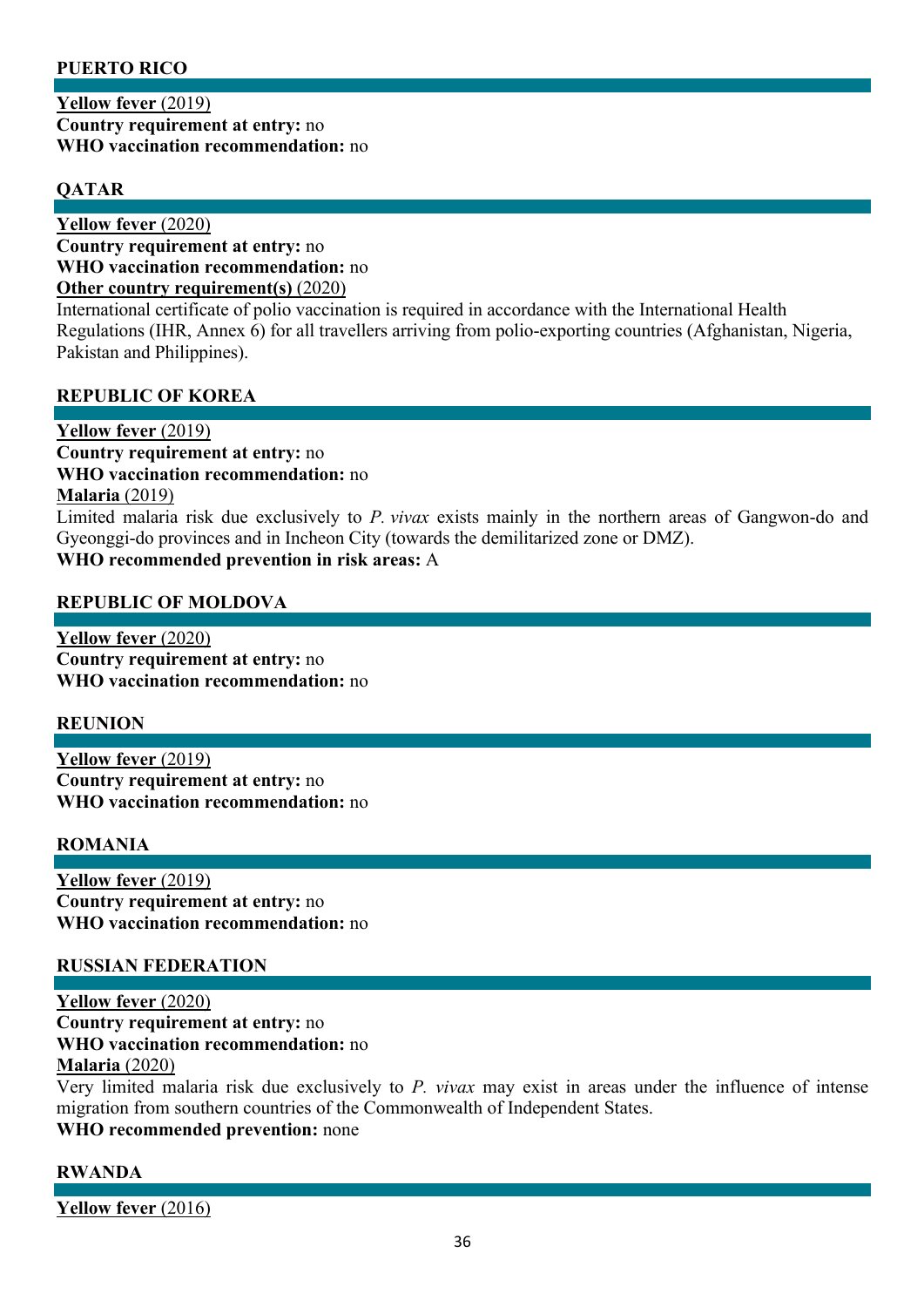## PUERTO RICO

**Yellow fever** (2019)
**Country requirement at entry:** no
**WHO vaccination recommendation:** no

## QATAR

**Yellow fever** (2020)
**Country requirement at entry:** no
**WHO vaccination recommendation:** no
**Other country requirement(s)** (2020)
International certificate of polio vaccination is required in accordance with the International Health Regulations (IHR, Annex 6) for all travellers arriving from polio-exporting countries (Afghanistan, Nigeria, Pakistan and Philippines).

## REPUBLIC OF KOREA

**Yellow fever** (2019)
**Country requirement at entry:** no
**WHO vaccination recommendation:** no
**Malaria** (2019)
Limited malaria risk due exclusively to *P. vivax* exists mainly in the northern areas of Gangwon-do and Gyeonggi-do provinces and in Incheon City (towards the demilitarized zone or DMZ).
**WHO recommended prevention in risk areas:** A

## REPUBLIC OF MOLDOVA

**Yellow fever** (2020)
**Country requirement at entry:** no
**WHO vaccination recommendation:** no

## REUNION

**Yellow fever** (2019)
**Country requirement at entry:** no
**WHO vaccination recommendation:** no

## ROMANIA

**Yellow fever** (2019)
**Country requirement at entry:** no
**WHO vaccination recommendation:** no

## RUSSIAN FEDERATION

**Yellow fever** (2020)
**Country requirement at entry:** no
**WHO vaccination recommendation:** no
**Malaria** (2020)
Very limited malaria risk due exclusively to *P. vivax* may exist in areas under the influence of intense migration from southern countries of the Commonwealth of Independent States.
**WHO recommended prevention:** none

## RWANDA

**Yellow fever** (2016)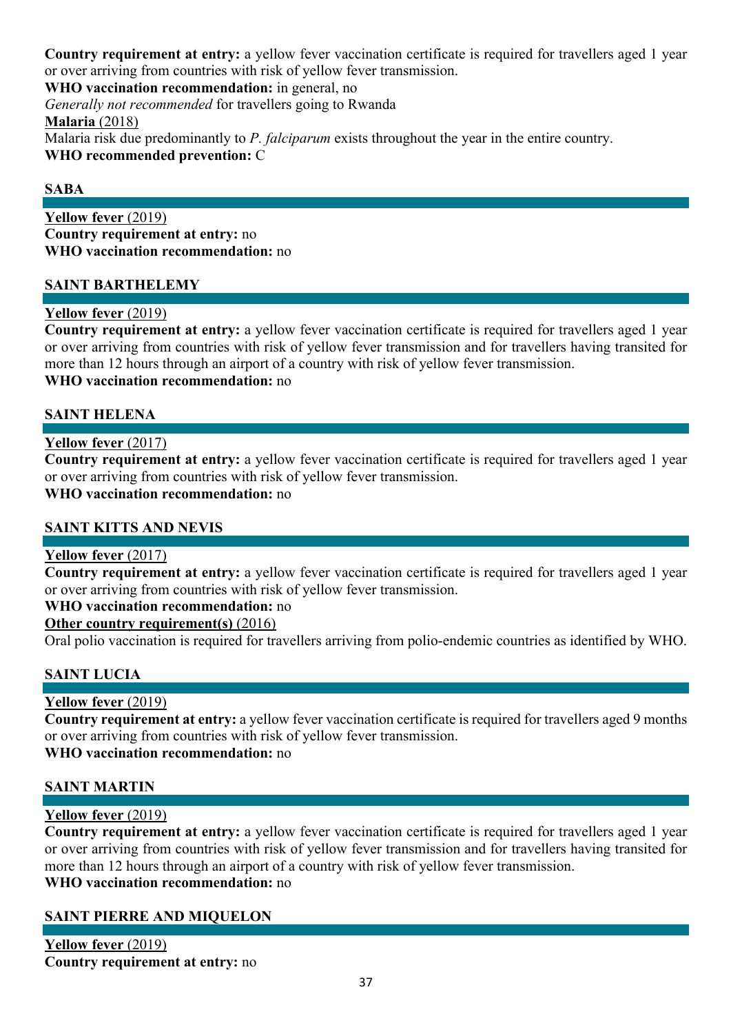**Country requirement at entry:** a yellow fever vaccination certificate is required for travellers aged 1 year or over arriving from countries with risk of yellow fever transmission.

**WHO vaccination recommendation:** in general, no

*Generally not recommended* for travellers going to Rwanda

**Malaria** (2018)

Malaria risk due predominantly to *P. falciparum* exists throughout the year in the entire country.

**WHO recommended prevention:** C

## SABA

**Yellow fever** (2019)

**Country requirement at entry:** no

**WHO vaccination recommendation:** no

## SAINT BARTHELEMY

**Yellow fever** (2019)

**Country requirement at entry:** a yellow fever vaccination certificate is required for travellers aged 1 year or over arriving from countries with risk of yellow fever transmission and for travellers having transited for more than 12 hours through an airport of a country with risk of yellow fever transmission.

**WHO vaccination recommendation:** no

## SAINT HELENA

**Yellow fever** (2017)

**Country requirement at entry:** a yellow fever vaccination certificate is required for travellers aged 1 year or over arriving from countries with risk of yellow fever transmission.

**WHO vaccination recommendation:** no

## SAINT KITTS AND NEVIS

**Yellow fever** (2017)

**Country requirement at entry:** a yellow fever vaccination certificate is required for travellers aged 1 year or over arriving from countries with risk of yellow fever transmission.

**WHO vaccination recommendation:** no

**Other country requirement(s)** (2016)

Oral polio vaccination is required for travellers arriving from polio-endemic countries as identified by WHO.

## SAINT LUCIA

**Yellow fever** (2019)

**Country requirement at entry:** a yellow fever vaccination certificate is required for travellers aged 9 months or over arriving from countries with risk of yellow fever transmission.

**WHO vaccination recommendation:** no

## SAINT MARTIN

**Yellow fever** (2019)

**Country requirement at entry:** a yellow fever vaccination certificate is required for travellers aged 1 year or over arriving from countries with risk of yellow fever transmission and for travellers having transited for more than 12 hours through an airport of a country with risk of yellow fever transmission.

**WHO vaccination recommendation:** no

## SAINT PIERRE AND MIQUELON

**Yellow fever** (2019)

**Country requirement at entry:** no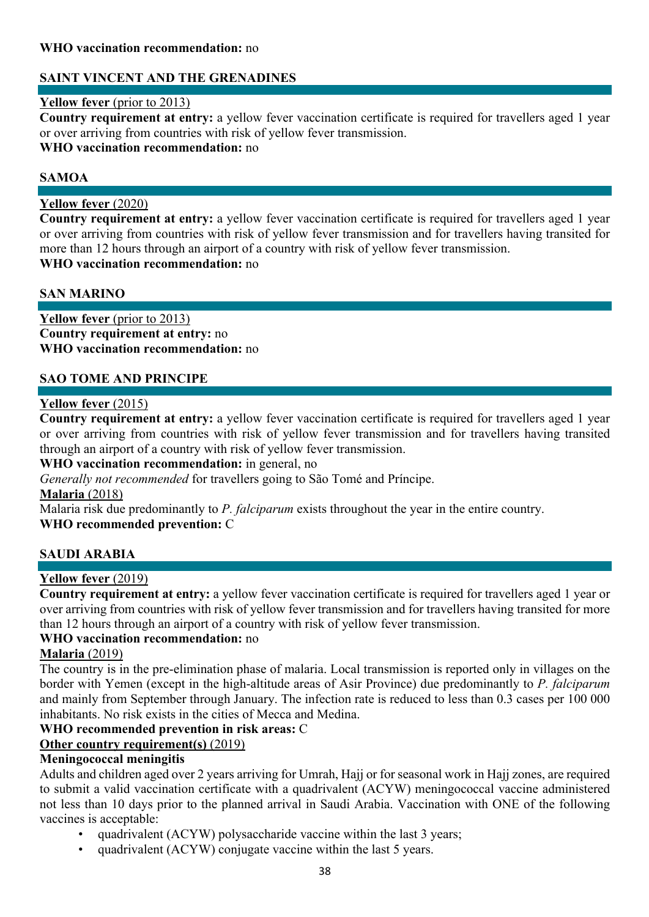**WHO vaccination recommendation:** no

## SAINT VINCENT AND THE GRENADINES

**Yellow fever** (prior to 2013)
**Country requirement at entry:** a yellow fever vaccination certificate is required for travellers aged 1 year or over arriving from countries with risk of yellow fever transmission.
**WHO vaccination recommendation:** no

## SAMOA

**Yellow fever** (2020)
**Country requirement at entry:** a yellow fever vaccination certificate is required for travellers aged 1 year or over arriving from countries with risk of yellow fever transmission and for travellers having transited for more than 12 hours through an airport of a country with risk of yellow fever transmission.
**WHO vaccination recommendation:** no

## SAN MARINO

**Yellow fever** (prior to 2013)
**Country requirement at entry:** no
**WHO vaccination recommendation:** no

## SAO TOME AND PRINCIPE

**Yellow fever** (2015)
**Country requirement at entry:** a yellow fever vaccination certificate is required for travellers aged 1 year or over arriving from countries with risk of yellow fever transmission and for travellers having transited through an airport of a country with risk of yellow fever transmission.
**WHO vaccination recommendation:** in general, no
*Generally not recommended* for travellers going to São Tomé and Príncipe.
**Malaria** (2018)
Malaria risk due predominantly to *P. falciparum* exists throughout the year in the entire country.
**WHO recommended prevention:** C

## SAUDI ARABIA

**Yellow fever** (2019)
**Country requirement at entry:** a yellow fever vaccination certificate is required for travellers aged 1 year or over arriving from countries with risk of yellow fever transmission and for travellers having transited for more than 12 hours through an airport of a country with risk of yellow fever transmission.
**WHO vaccination recommendation:** no
**Malaria** (2019)
The country is in the pre-elimination phase of malaria. Local transmission is reported only in villages on the border with Yemen (except in the high-altitude areas of Asir Province) due predominantly to *P. falciparum* and mainly from September through January. The infection rate is reduced to less than 0.3 cases per 100 000 inhabitants. No risk exists in the cities of Mecca and Medina.
**WHO recommended prevention in risk areas:** C
**Other country requirement(s)** (2019)
**Meningococcal meningitis**
Adults and children aged over 2 years arriving for Umrah, Hajj or for seasonal work in Hajj zones, are required to submit a valid vaccination certificate with a quadrivalent (ACYW) meningococcal vaccine administered not less than 10 days prior to the planned arrival in Saudi Arabia. Vaccination with ONE of the following vaccines is acceptable:

- quadrivalent (ACYW) polysaccharide vaccine within the last 3 years;
- quadrivalent (ACYW) conjugate vaccine within the last 5 years.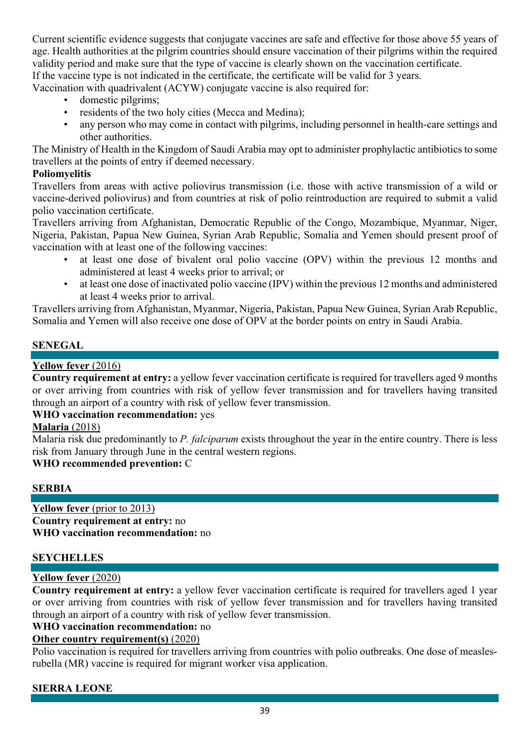Current scientific evidence suggests that conjugate vaccines are safe and effective for those above 55 years of age. Health authorities at the pilgrim countries should ensure vaccination of their pilgrims within the required validity period and make sure that the type of vaccine is clearly shown on the vaccination certificate.

If the vaccine type is not indicated in the certificate, the certificate will be valid for 3 years.

Vaccination with quadrivalent (ACYW) conjugate vaccine is also required for:

- domestic pilgrims;
- residents of the two holy cities (Mecca and Medina);
- any person who may come in contact with pilgrims, including personnel in health-care settings and other authorities.

The Ministry of Health in the Kingdom of Saudi Arabia may opt to administer prophylactic antibiotics to some travellers at the points of entry if deemed necessary.

**Poliomyelitis**

Travellers from areas with active poliovirus transmission (i.e. those with active transmission of a wild or vaccine-derived poliovirus) and from countries at risk of polio reintroduction are required to submit a valid polio vaccination certificate.

Travellers arriving from Afghanistan, Democratic Republic of the Congo, Mozambique, Myanmar, Niger, Nigeria, Pakistan, Papua New Guinea, Syrian Arab Republic, Somalia and Yemen should present proof of vaccination with at least one of the following vaccines:

- at least one dose of bivalent oral polio vaccine (OPV) within the previous 12 months and administered at least 4 weeks prior to arrival; or
- at least one dose of inactivated polio vaccine (IPV) within the previous 12 months and administered at least 4 weeks prior to arrival.

Travellers arriving from Afghanistan, Myanmar, Nigeria, Pakistan, Papua New Guinea, Syrian Arab Republic, Somalia and Yemen will also receive one dose of OPV at the border points on entry in Saudi Arabia.

## SENEGAL

**Yellow fever** (2016)

**Country requirement at entry:** a yellow fever vaccination certificate is required for travellers aged 9 months or over arriving from countries with risk of yellow fever transmission and for travellers having transited through an airport of a country with risk of yellow fever transmission.

**WHO vaccination recommendation:** yes

**Malaria** (2018)

Malaria risk due predominantly to *P. falciparum* exists throughout the year in the entire country. There is less risk from January through June in the central western regions.

**WHO recommended prevention:** C

## SERBIA

**Yellow fever** (prior to 2013)

**Country requirement at entry:** no

**WHO vaccination recommendation:** no

## SEYCHELLES

**Yellow fever** (2020)

**Country requirement at entry:** a yellow fever vaccination certificate is required for travellers aged 1 year or over arriving from countries with risk of yellow fever transmission and for travellers having transited through an airport of a country with risk of yellow fever transmission.

**WHO vaccination recommendation:** no

**Other country requirement(s)** (2020)

Polio vaccination is required for travellers arriving from countries with polio outbreaks. One dose of measles-rubella (MR) vaccine is required for migrant worker visa application.

## SIERRA LEONE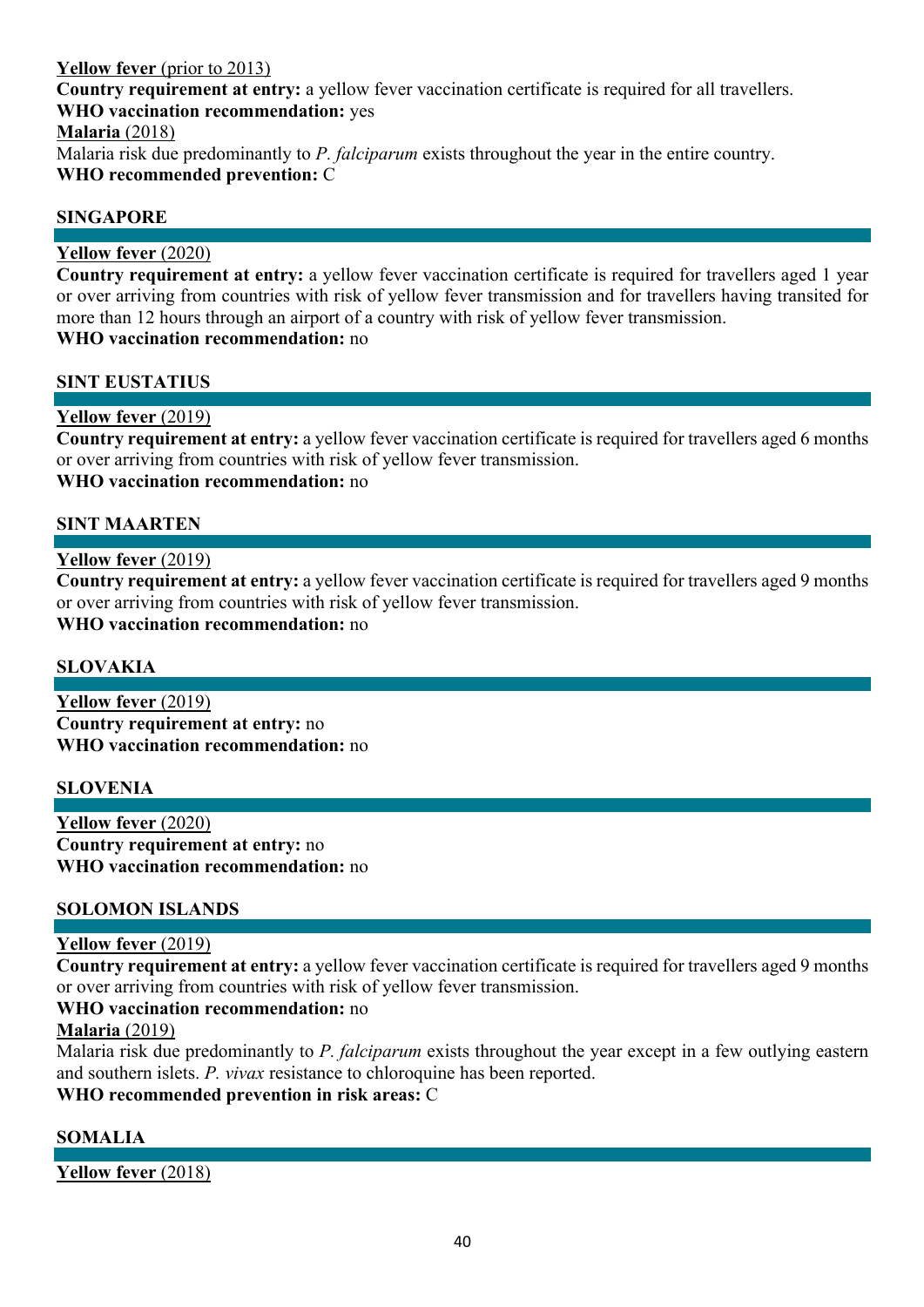**Yellow fever** (prior to 2013)
**Country requirement at entry:** a yellow fever vaccination certificate is required for all travellers.
**WHO vaccination recommendation:** yes
**Malaria** (2018)
Malaria risk due predominantly to *P. falciparum* exists throughout the year in the entire country.
**WHO recommended prevention:** C

## SINGAPORE

**Yellow fever** (2020)
**Country requirement at entry:** a yellow fever vaccination certificate is required for travellers aged 1 year or over arriving from countries with risk of yellow fever transmission and for travellers having transited for more than 12 hours through an airport of a country with risk of yellow fever transmission.
**WHO vaccination recommendation:** no

## SINT EUSTATIUS

**Yellow fever** (2019)
**Country requirement at entry:** a yellow fever vaccination certificate is required for travellers aged 6 months or over arriving from countries with risk of yellow fever transmission.
**WHO vaccination recommendation:** no

## SINT MAARTEN

**Yellow fever** (2019)
**Country requirement at entry:** a yellow fever vaccination certificate is required for travellers aged 9 months or over arriving from countries with risk of yellow fever transmission.
**WHO vaccination recommendation:** no

## SLOVAKIA

**Yellow fever** (2019)
**Country requirement at entry:** no
**WHO vaccination recommendation:** no

## SLOVENIA

**Yellow fever** (2020)
**Country requirement at entry:** no
**WHO vaccination recommendation:** no

## SOLOMON ISLANDS

**Yellow fever** (2019)
**Country requirement at entry:** a yellow fever vaccination certificate is required for travellers aged 9 months or over arriving from countries with risk of yellow fever transmission.
**WHO vaccination recommendation:** no
**Malaria** (2019)
Malaria risk due predominantly to *P. falciparum* exists throughout the year except in a few outlying eastern and southern islets. *P. vivax* resistance to chloroquine has been reported.
**WHO recommended prevention in risk areas:** C

## SOMALIA

**Yellow fever** (2018)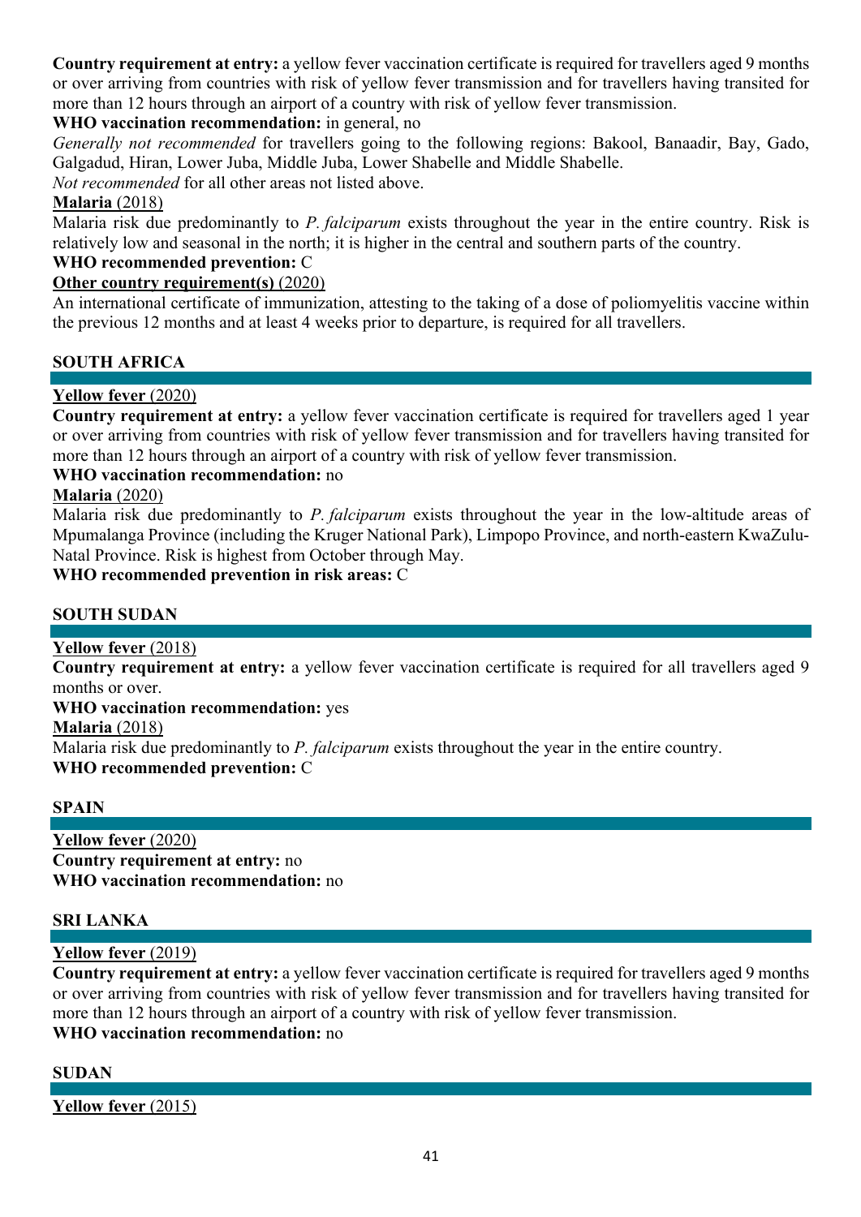**Country requirement at entry:** a yellow fever vaccination certificate is required for travellers aged 9 months or over arriving from countries with risk of yellow fever transmission and for travellers having transited for more than 12 hours through an airport of a country with risk of yellow fever transmission.

**WHO vaccination recommendation:** in general, no

*Generally not recommended* for travellers going to the following regions: Bakool, Banaadir, Bay, Gado, Galgadud, Hiran, Lower Juba, Middle Juba, Lower Shabelle and Middle Shabelle.

*Not recommended* for all other areas not listed above.

**Malaria** (2018)

Malaria risk due predominantly to *P. falciparum* exists throughout the year in the entire country. Risk is relatively low and seasonal in the north; it is higher in the central and southern parts of the country.

**WHO recommended prevention:** C

**Other country requirement(s)** (2020)

An international certificate of immunization, attesting to the taking of a dose of poliomyelitis vaccine within the previous 12 months and at least 4 weeks prior to departure, is required for all travellers.

## SOUTH AFRICA

**Yellow fever** (2020)

**Country requirement at entry:** a yellow fever vaccination certificate is required for travellers aged 1 year or over arriving from countries with risk of yellow fever transmission and for travellers having transited for more than 12 hours through an airport of a country with risk of yellow fever transmission.

**WHO vaccination recommendation:** no

**Malaria** (2020)

Malaria risk due predominantly to *P. falciparum* exists throughout the year in the low-altitude areas of Mpumalanga Province (including the Kruger National Park), Limpopo Province, and north-eastern KwaZulu-Natal Province. Risk is highest from October through May.

**WHO recommended prevention in risk areas:** C

## SOUTH SUDAN

**Yellow fever** (2018)

**Country requirement at entry:** a yellow fever vaccination certificate is required for all travellers aged 9 months or over.

**WHO vaccination recommendation:** yes

**Malaria** (2018)

Malaria risk due predominantly to *P. falciparum* exists throughout the year in the entire country.

**WHO recommended prevention:** C

## SPAIN

**Yellow fever** (2020)

**Country requirement at entry:** no

**WHO vaccination recommendation:** no

## SRI LANKA

**Yellow fever** (2019)

**Country requirement at entry:** a yellow fever vaccination certificate is required for travellers aged 9 months or over arriving from countries with risk of yellow fever transmission and for travellers having transited for more than 12 hours through an airport of a country with risk of yellow fever transmission.

**WHO vaccination recommendation:** no

## SUDAN

**Yellow fever** (2015)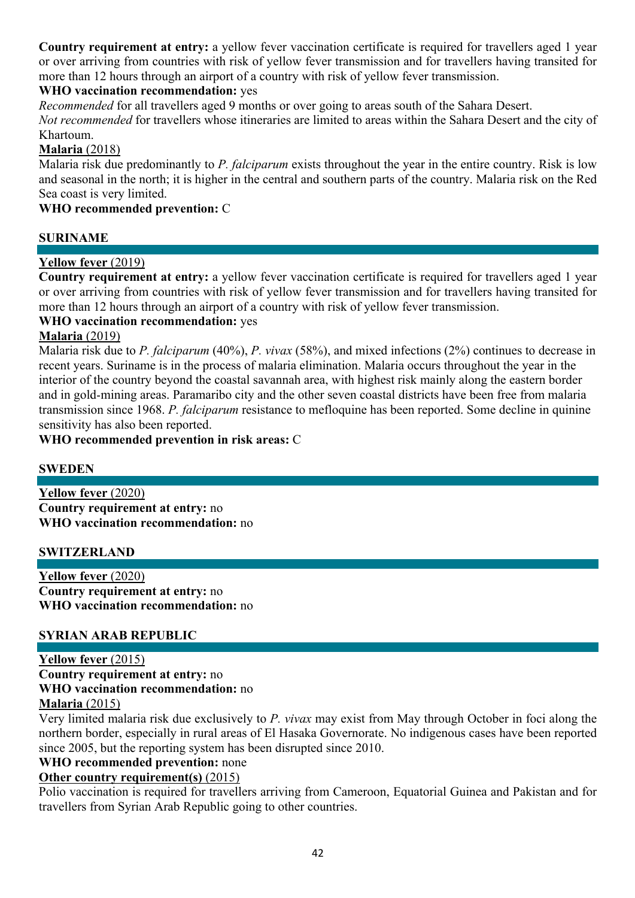**Country requirement at entry:** a yellow fever vaccination certificate is required for travellers aged 1 year or over arriving from countries with risk of yellow fever transmission and for travellers having transited for more than 12 hours through an airport of a country with risk of yellow fever transmission.

**WHO vaccination recommendation:** yes

*Recommended* for all travellers aged 9 months or over going to areas south of the Sahara Desert.

*Not recommended* for travellers whose itineraries are limited to areas within the Sahara Desert and the city of Khartoum.

**Malaria** (2018)

Malaria risk due predominantly to *P. falciparum* exists throughout the year in the entire country. Risk is low and seasonal in the north; it is higher in the central and southern parts of the country. Malaria risk on the Red Sea coast is very limited.

**WHO recommended prevention:** C

## SURINAME

**Yellow fever** (2019)

**Country requirement at entry:** a yellow fever vaccination certificate is required for travellers aged 1 year or over arriving from countries with risk of yellow fever transmission and for travellers having transited for more than 12 hours through an airport of a country with risk of yellow fever transmission.

**WHO vaccination recommendation:** yes

**Malaria** (2019)

Malaria risk due to *P. falciparum* (40%), *P. vivax* (58%), and mixed infections (2%) continues to decrease in recent years. Suriname is in the process of malaria elimination. Malaria occurs throughout the year in the interior of the country beyond the coastal savannah area, with highest risk mainly along the eastern border and in gold-mining areas. Paramaribo city and the other seven coastal districts have been free from malaria transmission since 1968. *P. falciparum* resistance to mefloquine has been reported. Some decline in quinine sensitivity has also been reported.

**WHO recommended prevention in risk areas:** C

## SWEDEN

**Yellow fever** (2020)

**Country requirement at entry:** no

**WHO vaccination recommendation:** no

## SWITZERLAND

**Yellow fever** (2020)

**Country requirement at entry:** no

**WHO vaccination recommendation:** no

## SYRIAN ARAB REPUBLIC

**Yellow fever** (2015)

**Country requirement at entry:** no

**WHO vaccination recommendation:** no

**Malaria** (2015)

Very limited malaria risk due exclusively to *P. vivax* may exist from May through October in foci along the northern border, especially in rural areas of El Hasaka Governorate. No indigenous cases have been reported since 2005, but the reporting system has been disrupted since 2010.

**WHO recommended prevention:** none

**Other country requirement(s)** (2015)

Polio vaccination is required for travellers arriving from Cameroon, Equatorial Guinea and Pakistan and for travellers from Syrian Arab Republic going to other countries.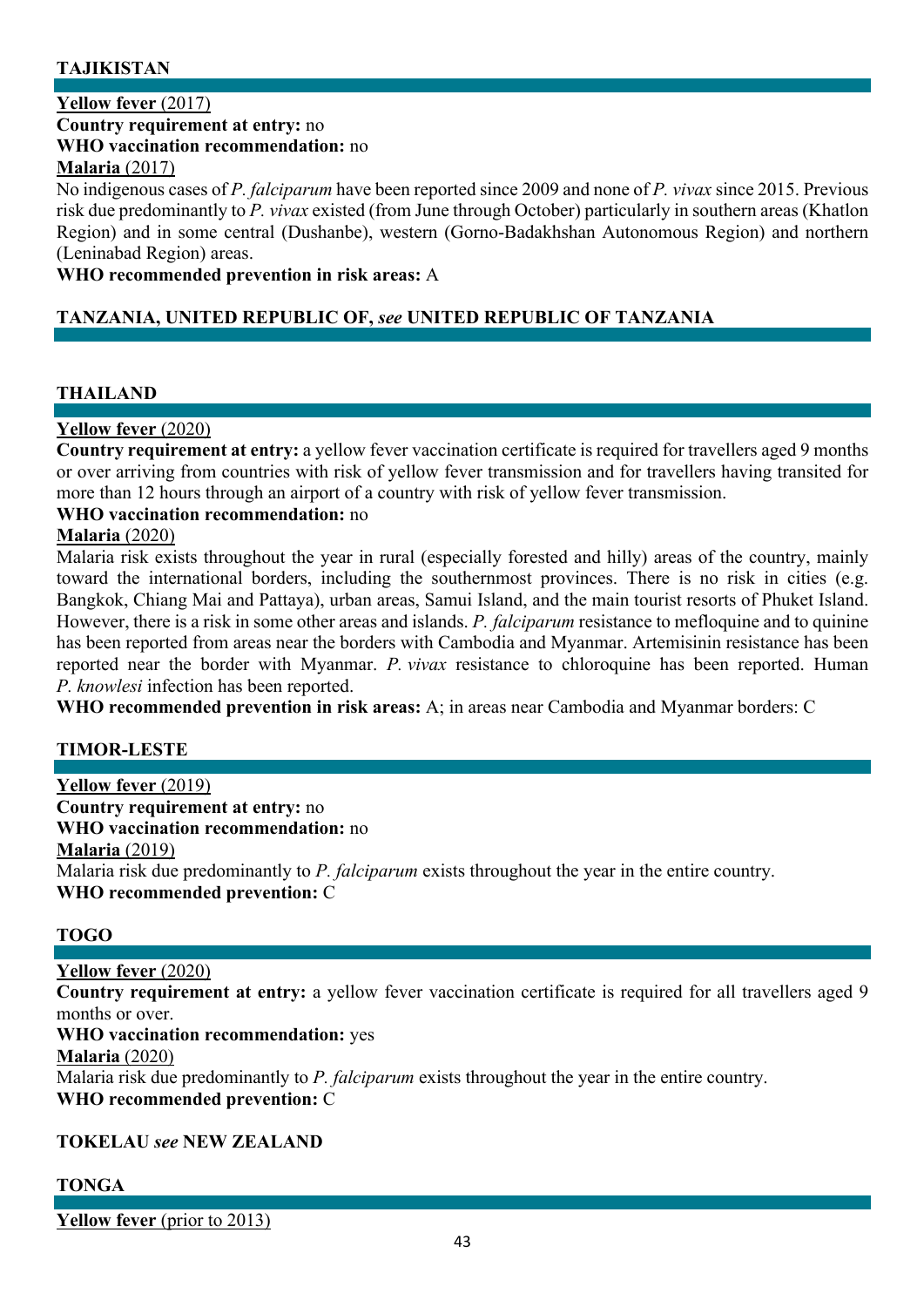## TAJIKISTAN

**Yellow fever** (2017)

**Country requirement at entry:** no

**WHO vaccination recommendation:** no

**Malaria** (2017)

No indigenous cases of *P. falciparum* have been reported since 2009 and none of *P. vivax* since 2015. Previous risk due predominantly to *P. vivax* existed (from June through October) particularly in southern areas (Khatlon Region) and in some central (Dushanbe), western (Gorno-Badakhshan Autonomous Region) and northern (Leninabad Region) areas.

**WHO recommended prevention in risk areas:** A

## TANZANIA, UNITED REPUBLIC OF, *see* UNITED REPUBLIC OF TANZANIA

## THAILAND

**Yellow fever** (2020)

**Country requirement at entry:** a yellow fever vaccination certificate is required for travellers aged 9 months or over arriving from countries with risk of yellow fever transmission and for travellers having transited for more than 12 hours through an airport of a country with risk of yellow fever transmission.

**WHO vaccination recommendation:** no

**Malaria** (2020)

Malaria risk exists throughout the year in rural (especially forested and hilly) areas of the country, mainly toward the international borders, including the southernmost provinces. There is no risk in cities (e.g. Bangkok, Chiang Mai and Pattaya), urban areas, Samui Island, and the main tourist resorts of Phuket Island. However, there is a risk in some other areas and islands. *P. falciparum* resistance to mefloquine and to quinine has been reported from areas near the borders with Cambodia and Myanmar. Artemisinin resistance has been reported near the border with Myanmar. *P. vivax* resistance to chloroquine has been reported. Human *P. knowlesi* infection has been reported.

**WHO recommended prevention in risk areas:** A; in areas near Cambodia and Myanmar borders: C

## TIMOR-LESTE

**Yellow fever** (2019)

**Country requirement at entry:** no

**WHO vaccination recommendation:** no

**Malaria** (2019)

Malaria risk due predominantly to *P. falciparum* exists throughout the year in the entire country.

**WHO recommended prevention:** C

## TOGO

**Yellow fever** (2020)

**Country requirement at entry:** a yellow fever vaccination certificate is required for all travellers aged 9 months or over.

**WHO vaccination recommendation:** yes

**Malaria** (2020)

Malaria risk due predominantly to *P. falciparum* exists throughout the year in the entire country.

**WHO recommended prevention:** C

## TOKELAU *see* NEW ZEALAND

## TONGA

**Yellow fever** (prior to 2013)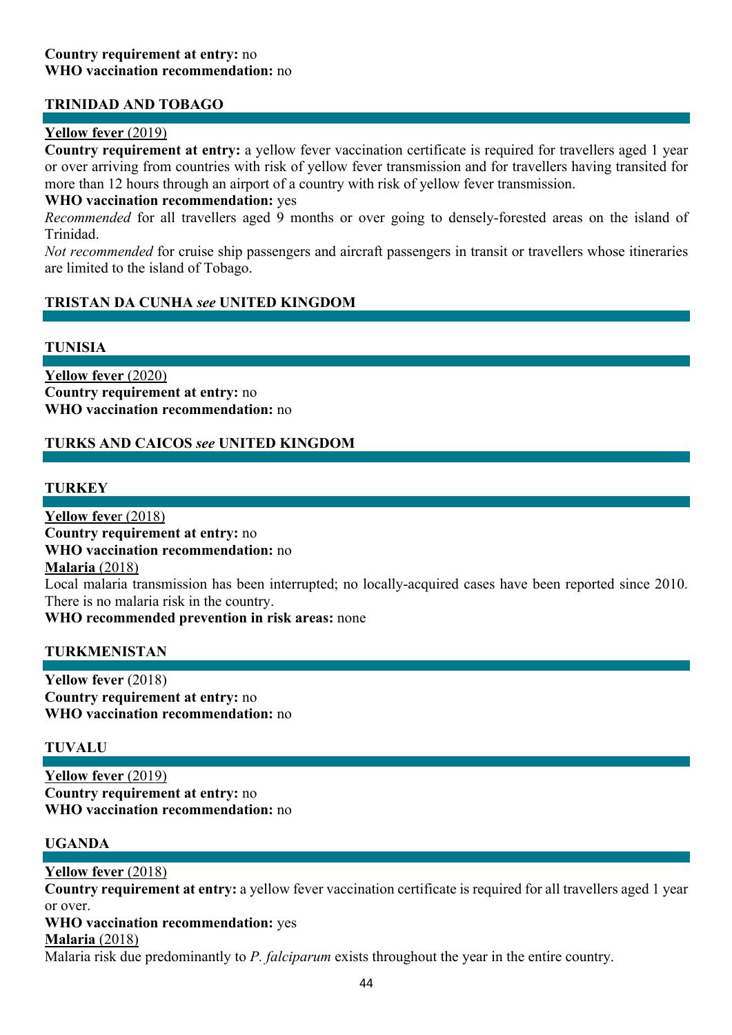**Country requirement at entry:** no
**WHO vaccination recommendation:** no

## TRINIDAD AND TOBAGO

**Yellow fever** (2019)
**Country requirement at entry:** a yellow fever vaccination certificate is required for travellers aged 1 year or over arriving from countries with risk of yellow fever transmission and for travellers having transited for more than 12 hours through an airport of a country with risk of yellow fever transmission.
**WHO vaccination recommendation:** yes
*Recommended* for all travellers aged 9 months or over going to densely-forested areas on the island of Trinidad.
*Not recommended* for cruise ship passengers and aircraft passengers in transit or travellers whose itineraries are limited to the island of Tobago.

## TRISTAN DA CUNHA *see* UNITED KINGDOM

## TUNISIA

**Yellow fever** (2020)
**Country requirement at entry:** no
**WHO vaccination recommendation:** no

## TURKS AND CAICOS *see* UNITED KINGDOM

## TURKEY

**Yellow fever** (2018)
**Country requirement at entry:** no
**WHO vaccination recommendation:** no
**Malaria** (2018)
Local malaria transmission has been interrupted; no locally-acquired cases have been reported since 2010. There is no malaria risk in the country.
**WHO recommended prevention in risk areas:** none

## TURKMENISTAN

**Yellow fever** (2018)
**Country requirement at entry:** no
**WHO vaccination recommendation:** no

## TUVALU

**Yellow fever** (2019)
**Country requirement at entry:** no
**WHO vaccination recommendation:** no

## UGANDA

**Yellow fever** (2018)
**Country requirement at entry:** a yellow fever vaccination certificate is required for all travellers aged 1 year or over.
**WHO vaccination recommendation:** yes
**Malaria** (2018)
Malaria risk due predominantly to *P. falciparum* exists throughout the year in the entire country.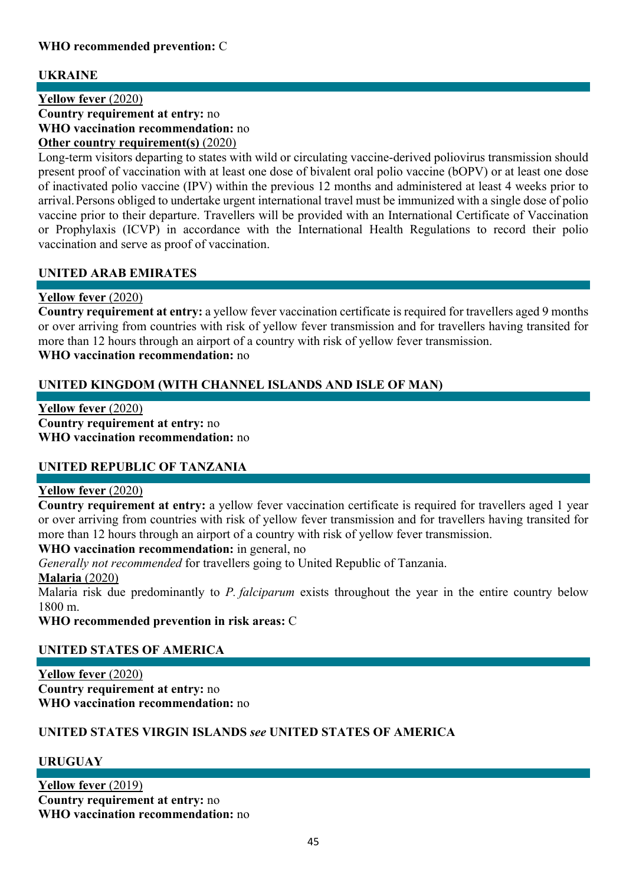**WHO recommended prevention:** C

## UKRAINE

**Yellow fever** (2020)
**Country requirement at entry:** no
**WHO vaccination recommendation:** no
**Other country requirement(s)** (2020)
Long-term visitors departing to states with wild or circulating vaccine-derived poliovirus transmission should present proof of vaccination with at least one dose of bivalent oral polio vaccine (bOPV) or at least one dose of inactivated polio vaccine (IPV) within the previous 12 months and administered at least 4 weeks prior to arrival. Persons obliged to undertake urgent international travel must be immunized with a single dose of polio vaccine prior to their departure. Travellers will be provided with an International Certificate of Vaccination or Prophylaxis (ICVP) in accordance with the International Health Regulations to record their polio vaccination and serve as proof of vaccination.

## UNITED ARAB EMIRATES

**Yellow fever** (2020)
**Country requirement at entry:** a yellow fever vaccination certificate is required for travellers aged 9 months or over arriving from countries with risk of yellow fever transmission and for travellers having transited for more than 12 hours through an airport of a country with risk of yellow fever transmission.
**WHO vaccination recommendation:** no

## UNITED KINGDOM (WITH CHANNEL ISLANDS AND ISLE OF MAN)

**Yellow fever** (2020)
**Country requirement at entry:** no
**WHO vaccination recommendation:** no

## UNITED REPUBLIC OF TANZANIA

**Yellow fever** (2020)
**Country requirement at entry:** a yellow fever vaccination certificate is required for travellers aged 1 year or over arriving from countries with risk of yellow fever transmission and for travellers having transited for more than 12 hours through an airport of a country with risk of yellow fever transmission.
**WHO vaccination recommendation:** in general, no
*Generally not recommended* for travellers going to United Republic of Tanzania.
**Malaria** (2020)
Malaria risk due predominantly to *P. falciparum* exists throughout the year in the entire country below 1800 m.
**WHO recommended prevention in risk areas:** C

## UNITED STATES OF AMERICA

**Yellow fever** (2020)
**Country requirement at entry:** no
**WHO vaccination recommendation:** no

## UNITED STATES VIRGIN ISLANDS *see* UNITED STATES OF AMERICA

## URUGUAY

**Yellow fever** (2019)
**Country requirement at entry:** no
**WHO vaccination recommendation:** no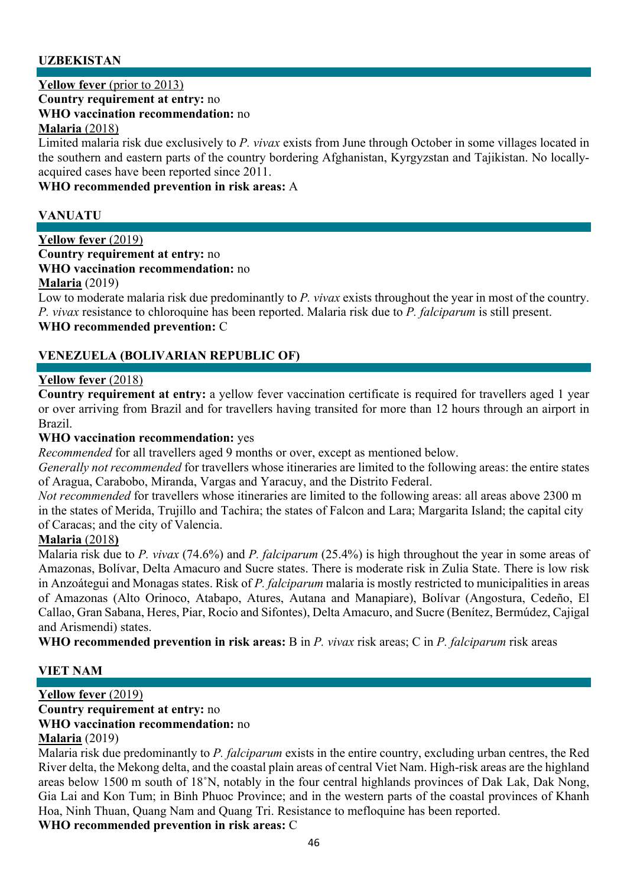## UZBEKISTAN

**Yellow fever** (prior to 2013)
**Country requirement at entry:** no
**WHO vaccination recommendation:** no
**Malaria** (2018)
Limited malaria risk due exclusively to *P. vivax* exists from June through October in some villages located in the southern and eastern parts of the country bordering Afghanistan, Kyrgyzstan and Tajikistan. No locally-acquired cases have been reported since 2011.
**WHO recommended prevention in risk areas:** A

## VANUATU

**Yellow fever** (2019)
**Country requirement at entry:** no
**WHO vaccination recommendation:** no
**Malaria** (2019)
Low to moderate malaria risk due predominantly to *P. vivax* exists throughout the year in most of the country. *P. vivax* resistance to chloroquine has been reported. Malaria risk due to *P. falciparum* is still present.
**WHO recommended prevention:** C

## VENEZUELA (BOLIVARIAN REPUBLIC OF)

**Yellow fever** (2018)
**Country requirement at entry:** a yellow fever vaccination certificate is required for travellers aged 1 year or over arriving from Brazil and for travellers having transited for more than 12 hours through an airport in Brazil.
**WHO vaccination recommendation:** yes
*Recommended* for all travellers aged 9 months or over, except as mentioned below.
*Generally not recommended* for travellers whose itineraries are limited to the following areas: the entire states of Aragua, Carabobo, Miranda, Vargas and Yaracuy, and the Distrito Federal.
*Not recommended* for travellers whose itineraries are limited to the following areas: all areas above 2300 m in the states of Merida, Trujillo and Tachira; the states of Falcon and Lara; Margarita Island; the capital city of Caracas; and the city of Valencia.
**Malaria** (2018)
Malaria risk due to *P. vivax* (74.6%) and *P. falciparum* (25.4%) is high throughout the year in some areas of Amazonas, Bolívar, Delta Amacuro and Sucre states. There is moderate risk in Zulia State. There is low risk in Anzoátegui and Monagas states. Risk of *P. falciparum* malaria is mostly restricted to municipalities in areas of Amazonas (Alto Orinoco, Atabapo, Atures, Autana and Manapiare), Bolívar (Angostura, Cedeño, El Callao, Gran Sabana, Heres, Piar, Rocio and Sifontes), Delta Amacuro, and Sucre (Benítez, Bermúdez, Cajigal and Arismendi) states.
**WHO recommended prevention in risk areas:** B in *P. vivax* risk areas; C in *P. falciparum* risk areas

## VIET NAM

**Yellow fever** (2019)
**Country requirement at entry:** no
**WHO vaccination recommendation:** no
**Malaria** (2019)
Malaria risk due predominantly to *P. falciparum* exists in the entire country, excluding urban centres, the Red River delta, the Mekong delta, and the coastal plain areas of central Viet Nam. High-risk areas are the highland areas below 1500 m south of 18˚N, notably in the four central highlands provinces of Dak Lak, Dak Nong, Gia Lai and Kon Tum; in Binh Phuoc Province; and in the western parts of the coastal provinces of Khanh Hoa, Ninh Thuan, Quang Nam and Quang Tri. Resistance to mefloquine has been reported.
**WHO recommended prevention in risk areas:** C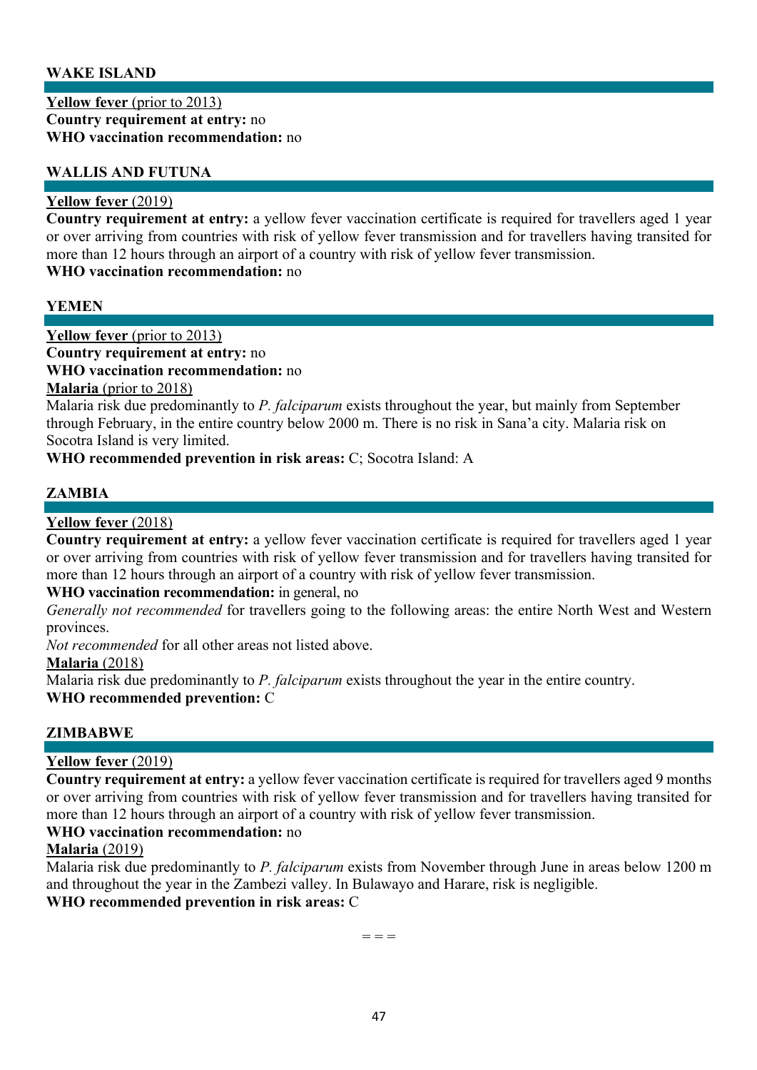## WAKE ISLAND

**Yellow fever** (prior to 2013)
**Country requirement at entry:** no
**WHO vaccination recommendation:** no

## WALLIS AND FUTUNA

**Yellow fever** (2019)
**Country requirement at entry:** a yellow fever vaccination certificate is required for travellers aged 1 year or over arriving from countries with risk of yellow fever transmission and for travellers having transited for more than 12 hours through an airport of a country with risk of yellow fever transmission.
**WHO vaccination recommendation:** no

## YEMEN

**Yellow fever** (prior to 2013)
**Country requirement at entry:** no
**WHO vaccination recommendation:** no
**Malaria** (prior to 2018)
Malaria risk due predominantly to *P. falciparum* exists throughout the year, but mainly from September through February, in the entire country below 2000 m. There is no risk in Sana'a city. Malaria risk on Socotra Island is very limited.
**WHO recommended prevention in risk areas:** C; Socotra Island: A

## ZAMBIA

**Yellow fever** (2018)
**Country requirement at entry:** a yellow fever vaccination certificate is required for travellers aged 1 year or over arriving from countries with risk of yellow fever transmission and for travellers having transited for more than 12 hours through an airport of a country with risk of yellow fever transmission.
**WHO vaccination recommendation:** in general, no
*Generally not recommended* for travellers going to the following areas: the entire North West and Western provinces.
*Not recommended* for all other areas not listed above.
**Malaria** (2018)
Malaria risk due predominantly to *P. falciparum* exists throughout the year in the entire country.
**WHO recommended prevention:** C

## ZIMBABWE

**Yellow fever** (2019)
**Country requirement at entry:** a yellow fever vaccination certificate is required for travellers aged 9 months or over arriving from countries with risk of yellow fever transmission and for travellers having transited for more than 12 hours through an airport of a country with risk of yellow fever transmission.
**WHO vaccination recommendation:** no
**Malaria** (2019)
Malaria risk due predominantly to *P. falciparum* exists from November through June in areas below 1200 m and throughout the year in the Zambezi valley. In Bulawayo and Harare, risk is negligible.
**WHO recommended prevention in risk areas:** C

= = =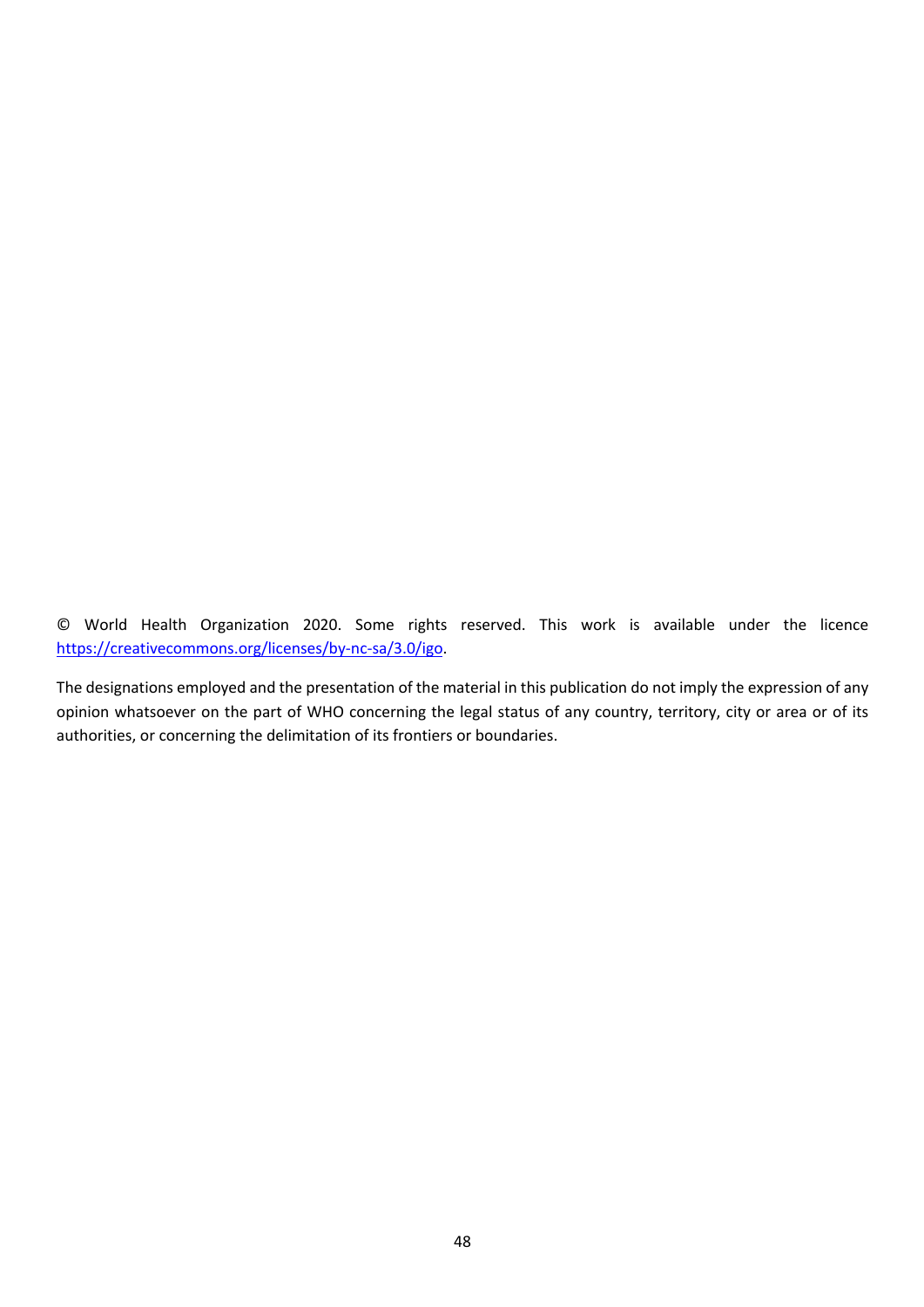© World Health Organization 2020. Some rights reserved. This work is available under the licence https://creativecommons.org/licenses/by-nc-sa/3.0/igo.

The designations employed and the presentation of the material in this publication do not imply the expression of any opinion whatsoever on the part of WHO concerning the legal status of any country, territory, city or area or of its authorities, or concerning the delimitation of its frontiers or boundaries.